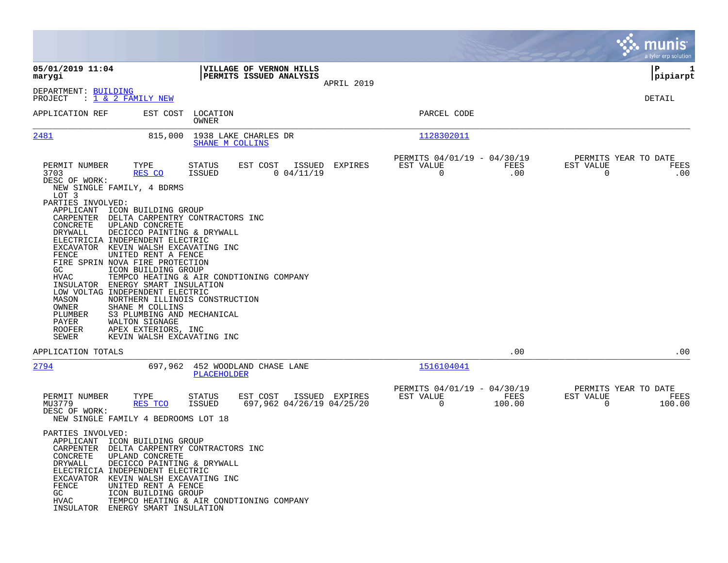**05/01/2019 11:04**
**marygi**

**VILLAGE OF VERNON HILLS**
**PERMITS ISSUED ANALYSIS**

APRIL 2019

**P 1**
**pipiarpt**

DEPARTMENT: BUILDING
PROJECT : 1 & 2 FAMILY NEW

DETAIL

| APPLICATION REF | EST COST | LOCATION / OWNER | PARCEL CODE |
|---|---|---|---|
| 2481 | 815,000 | 1938 LAKE CHARLES DR / SHANE M COLLINS | 1128302011 |

| PERMIT NUMBER | TYPE | STATUS | EST COST | ISSUED | EXPIRES | PERMITS 04/01/19 - 04/30/19 EST VALUE | FEES | PERMITS YEAR TO DATE EST VALUE | FEES |
|---|---|---|---|---|---|---|---|---|---|
| 3703 | RES CO | ISSUED | 0 | 04/11/19 | | 0 | .00 | 0 | .00 |

DESC OF WORK:
NEW SINGLE FAMILY, 4 BDRMS
LOT 3

PARTIES INVOLVED:

| | |
|---|---|
| APPLICANT | ICON BUILDING GROUP |
| CARPENTER | DELTA CARPENTRY CONTRACTORS INC |
| CONCRETE | UPLAND CONCRETE |
| DRYWALL | DECICCO PAINTING & DRYWALL |
| ELECTRICIA | INDEPENDENT ELECTRIC |
| EXCAVATOR | KEVIN WALSH EXCAVATING INC |
| FENCE | UNITED RENT A FENCE |
| FIRE SPRIN | NOVA FIRE PROTECTION |
| GC | ICON BUILDING GROUP |
| HVAC | TEMPCO HEATING & AIR CONDTIONING COMPANY |
| INSULATOR | ENERGY SMART INSULATION |
| LOW VOLTAG | INDEPENDENT ELECTRIC |
| MASON | NORTHERN ILLINOIS CONSTRUCTION |
| OWNER | SHANE M COLLINS |
| PLUMBER | S3 PLUMBING AND MECHANICAL |
| PAYER | WALTON SIGNAGE |
| ROOFER | APEX EXTERIORS, INC |
| SEWER | KEVIN WALSH EXCAVATING INC |

APPLICATION TOTALS .00 .00

| APPLICATION REF | EST COST | LOCATION / OWNER | PARCEL CODE |
|---|---|---|---|
| 2794 | 697,962 | 452 WOODLAND CHASE LANE / PLACEHOLDER | 1516104041 |

| PERMIT NUMBER | TYPE | STATUS | EST COST | ISSUED | EXPIRES | PERMITS 04/01/19 - 04/30/19 EST VALUE | FEES | PERMITS YEAR TO DATE EST VALUE | FEES |
|---|---|---|---|---|---|---|---|---|---|
| MU3779 | RES TCO | ISSUED | 697,962 | 04/26/19 | 04/25/20 | 0 | 100.00 | 0 | 100.00 |

DESC OF WORK:
NEW SINGLE FAMILY 4 BEDROOMS LOT 18

PARTIES INVOLVED:

| | |
|---|---|
| APPLICANT | ICON BUILDING GROUP |
| CARPENTER | DELTA CARPENTRY CONTRACTORS INC |
| CONCRETE | UPLAND CONCRETE |
| DRYWALL | DECICCO PAINTING & DRYWALL |
| ELECTRICIA | INDEPENDENT ELECTRIC |
| EXCAVATOR | KEVIN WALSH EXCAVATING INC |
| FENCE | UNITED RENT A FENCE |
| GC | ICON BUILDING GROUP |
| HVAC | TEMPCO HEATING & AIR CONDTIONING COMPANY |
| INSULATOR | ENERGY SMART INSULATION |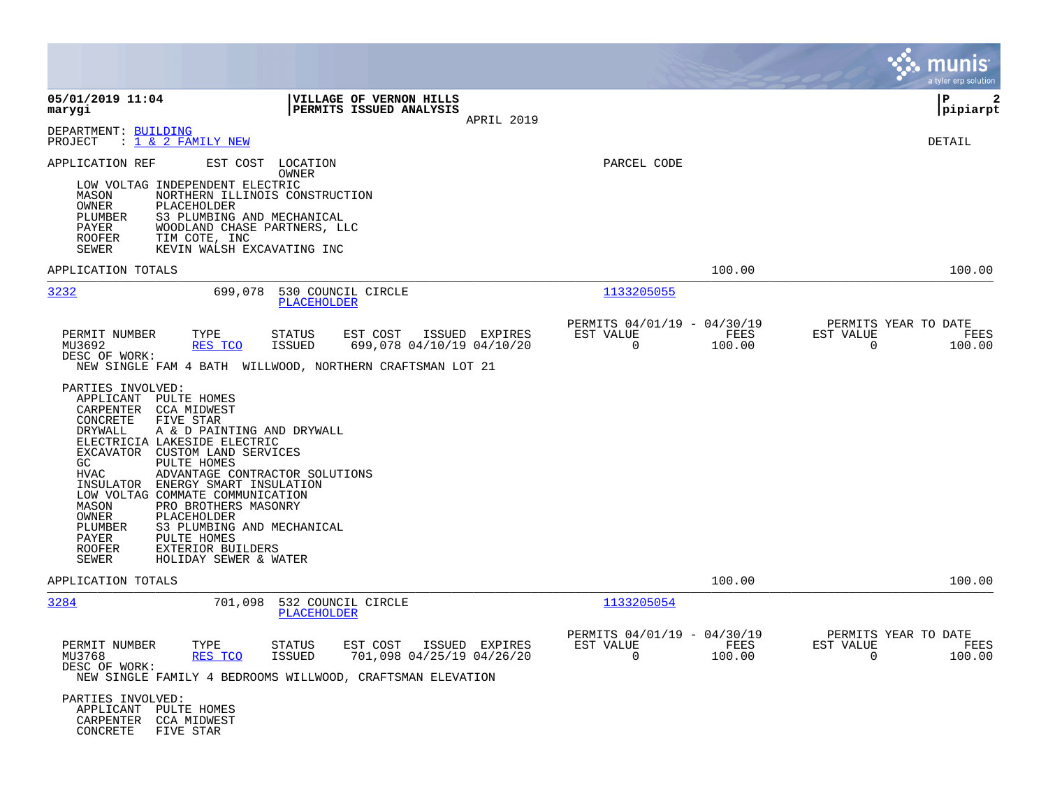**05/01/2019 11:04**
**marygi**

**VILLAGE OF VERNON HILLS**
**PERMITS ISSUED ANALYSIS**
APRIL 2019

**P 2**
**pipiarpt**

DEPARTMENT: BUILDING
PROJECT : 1 & 2 FAMILY NEW

DETAIL

APPLICATION REF    EST COST    LOCATION    PARCEL CODE
OWNER

- LOW VOLTAG INDEPENDENT ELECTRIC
- MASON NORTHERN ILLINOIS CONSTRUCTION
- OWNER PLACEHOLDER
- PLUMBER S3 PLUMBING AND MECHANICAL
- PAYER WOODLAND CHASE PARTNERS, LLC
- ROOFER TIM COTE, INC
- SEWER KEVIN WALSH EXCAVATING INC

APPLICATION TOTALS    100.00    100.00

---

**3232**    699,078    530 COUNCIL CIRCLE    1133205055
PLACEHOLDER

| PERMIT NUMBER | TYPE | STATUS | EST COST | ISSUED | EXPIRES | PERMITS 04/01/19 - 04/30/19 EST VALUE | FEES | PERMITS YEAR TO DATE EST VALUE | FEES |
|---|---|---|---|---|---|---|---|---|---|
| MU3692 | RES TCO | ISSUED | 699,078 | 04/10/19 | 04/10/20 | 0 | 100.00 | 0 | 100.00 |

DESC OF WORK:
NEW SINGLE FAM 4 BATH WILLWOOD, NORTHERN CRAFTSMAN LOT 21

PARTIES INVOLVED:
- APPLICANT PULTE HOMES
- CARPENTER CCA MIDWEST
- CONCRETE FIVE STAR
- DRYWALL A & D PAINTING AND DRYWALL
- ELECTRICIA LAKESIDE ELECTRIC
- EXCAVATOR CUSTOM LAND SERVICES
- GC PULTE HOMES
- HVAC ADVANTAGE CONTRACTOR SOLUTIONS
- INSULATOR ENERGY SMART INSULATION
- LOW VOLTAG COMMATE COMMUNICATION
- MASON PRO BROTHERS MASONRY
- OWNER PLACEHOLDER
- PLUMBER S3 PLUMBING AND MECHANICAL
- PAYER PULTE HOMES
- ROOFER EXTERIOR BUILDERS
- SEWER HOLIDAY SEWER & WATER

APPLICATION TOTALS    100.00    100.00

---

**3284**    701,098    532 COUNCIL CIRCLE    1133205054
PLACEHOLDER

| PERMIT NUMBER | TYPE | STATUS | EST COST | ISSUED | EXPIRES | PERMITS 04/01/19 - 04/30/19 EST VALUE | FEES | PERMITS YEAR TO DATE EST VALUE | FEES |
|---|---|---|---|---|---|---|---|---|---|
| MU3768 | RES TCO | ISSUED | 701,098 | 04/25/19 | 04/26/20 | 0 | 100.00 | 0 | 100.00 |

DESC OF WORK:
NEW SINGLE FAMILY 4 BEDROOMS WILLWOOD, CRAFTSMAN ELEVATION

PARTIES INVOLVED:
- APPLICANT PULTE HOMES
- CARPENTER CCA MIDWEST
- CONCRETE FIVE STAR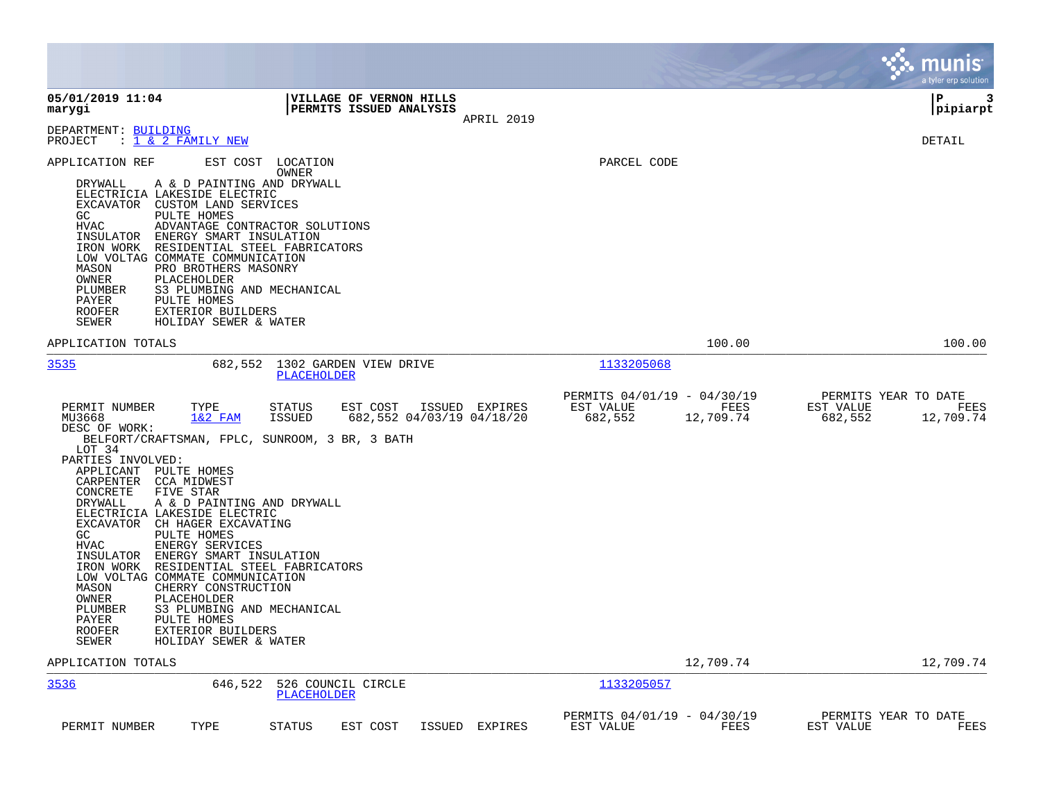05/01/2019 11:04
marygi

**VILLAGE OF VERNON HILLS**
**PERMITS ISSUED ANALYSIS**
APRIL 2019

P 3
pipiarpt

DEPARTMENT: BUILDING
PROJECT : 1 & 2 FAMILY NEW

DETAIL

APPLICATION REF    EST COST    LOCATION
OWNER
PARCEL CODE

| | |
|---|---|
| DRYWALL | A & D PAINTING AND DRYWALL |
| ELECTRICIA | LAKESIDE ELECTRIC |
| EXCAVATOR | CUSTOM LAND SERVICES |
| GC | PULTE HOMES |
| HVAC | ADVANTAGE CONTRACTOR SOLUTIONS |
| INSULATOR | ENERGY SMART INSULATION |
| IRON WORK | RESIDENTIAL STEEL FABRICATORS |
| LOW VOLTAG | COMMATE COMMUNICATION |
| MASON | PRO BROTHERS MASONRY |
| OWNER | PLACEHOLDER |
| PLUMBER | S3 PLUMBING AND MECHANICAL |
| PAYER | PULTE HOMES |
| ROOFER | EXTERIOR BUILDERS |
| SEWER | HOLIDAY SEWER & WATER |

APPLICATION TOTALS    100.00    100.00

---

**3535**    682,552    1302 GARDEN VIEW DRIVE    PLACEHOLDER    1133205068

| PERMIT NUMBER | TYPE | STATUS | EST COST | ISSUED | EXPIRES | PERMITS 04/01/19 - 04/30/19 EST VALUE | FEES | PERMITS YEAR TO DATE EST VALUE | FEES |
|---|---|---|---|---|---|---|---|---|---|
| MU3668 | 1&2 FAM | ISSUED | 682,552 | 04/03/19 | 04/18/20 | 682,552 | 12,709.74 | 682,552 | 12,709.74 |

DESC OF WORK:
BELFORT/CRAFTSMAN, FPLC, SUNROOM, 3 BR, 3 BATH
LOT 34

PARTIES INVOLVED:

| | |
|---|---|
| APPLICANT | PULTE HOMES |
| CARPENTER | CCA MIDWEST |
| CONCRETE | FIVE STAR |
| DRYWALL | A & D PAINTING AND DRYWALL |
| ELECTRICIA | LAKESIDE ELECTRIC |
| EXCAVATOR | CH HAGER EXCAVATING |
| GC | PULTE HOMES |
| HVAC | ENERGY SERVICES |
| INSULATOR | ENERGY SMART INSULATION |
| IRON WORK | RESIDENTIAL STEEL FABRICATORS |
| LOW VOLTAG | COMMATE COMMUNICATION |
| MASON | CHERRY CONSTRUCTION |
| OWNER | PLACEHOLDER |
| PLUMBER | S3 PLUMBING AND MECHANICAL |
| PAYER | PULTE HOMES |
| ROOFER | EXTERIOR BUILDERS |
| SEWER | HOLIDAY SEWER & WATER |

APPLICATION TOTALS    12,709.74    12,709.74

---

**3536**    646,522    526 COUNCIL CIRCLE    PLACEHOLDER    1133205057

| PERMIT NUMBER | TYPE | STATUS | EST COST | ISSUED | EXPIRES | PERMITS 04/01/19 - 04/30/19 EST VALUE | FEES | PERMITS YEAR TO DATE EST VALUE | FEES |
|---|---|---|---|---|---|---|---|---|---|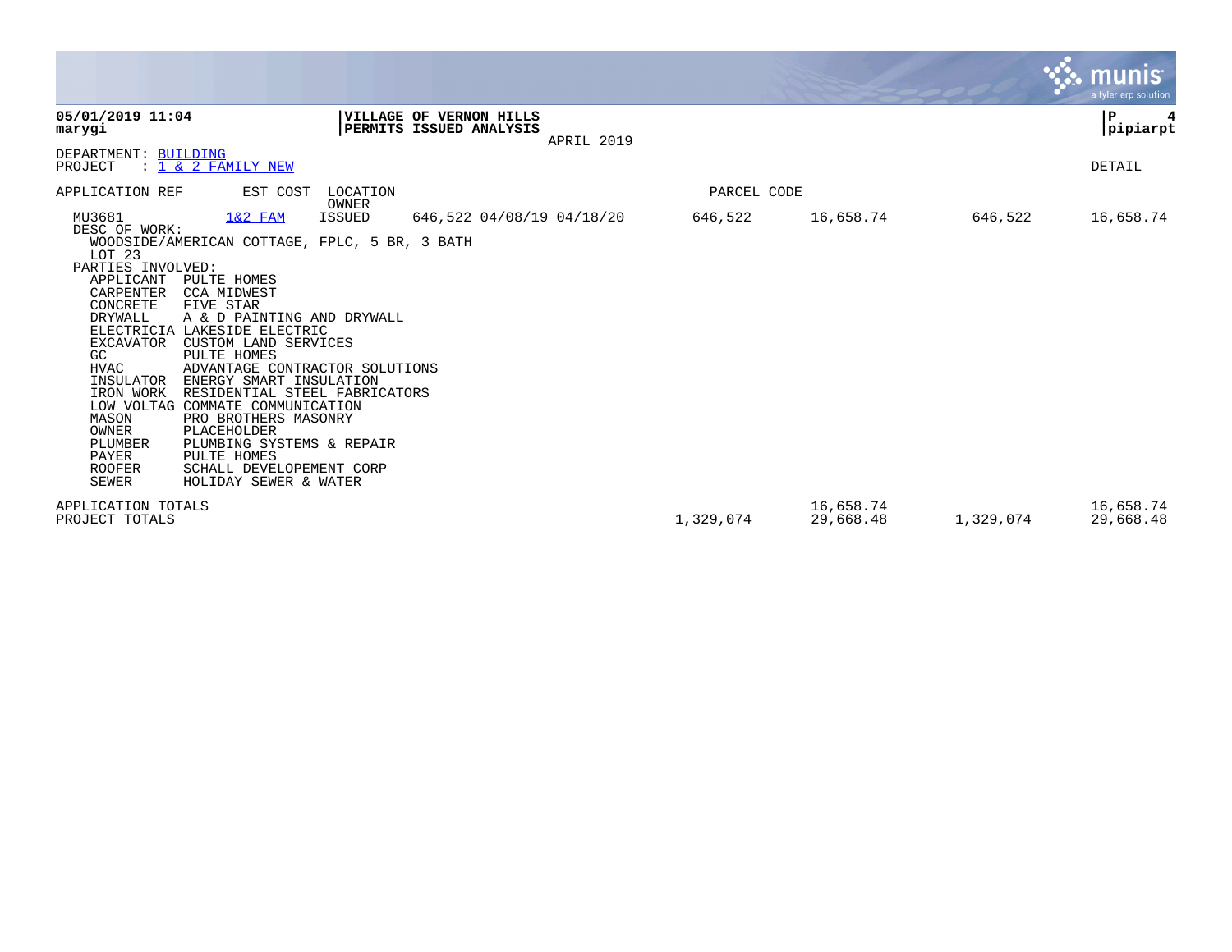**05/01/2019 11:04**
**marygi**

**VILLAGE OF VERNON HILLS**
**PERMITS ISSUED ANALYSIS**
APRIL 2019

**pipiarpt**

DEPARTMENT: BUILDING
PROJECT : 1 & 2 FAMILY NEW

DETAIL

| APPLICATION REF | EST COST | LOCATION / OWNER | | PARCEL CODE | | | |
|---|---|---|---|---|---|---|---|
| MU3681 | 1&2 FAM | ISSUED | 646,522 04/08/19 04/18/20 | 646,522 | 16,658.74 | 646,522 | 16,658.74 |

DESC OF WORK:
WOODSIDE/AMERICAN COTTAGE, FPLC, 5 BR, 3 BATH
LOT 23

PARTIES INVOLVED:

| | |
|---|---|
| APPLICANT | PULTE HOMES |
| CARPENTER | CCA MIDWEST |
| CONCRETE | FIVE STAR |
| DRYWALL | A & D PAINTING AND DRYWALL |
| ELECTRICIA | LAKESIDE ELECTRIC |
| EXCAVATOR | CUSTOM LAND SERVICES |
| GC | PULTE HOMES |
| HVAC | ADVANTAGE CONTRACTOR SOLUTIONS |
| INSULATOR | ENERGY SMART INSULATION |
| IRON WORK | RESIDENTIAL STEEL FABRICATORS |
| LOW VOLTAG | COMMATE COMMUNICATION |
| MASON | PRO BROTHERS MASONRY |
| OWNER | PLACEHOLDER |
| PLUMBER | PLUMBING SYSTEMS & REPAIR |
| PAYER | PULTE HOMES |
| ROOFER | SCHALL DEVELOPEMENT CORP |
| SEWER | HOLIDAY SEWER & WATER |

| | | | | |
|---|---|---|---|---|
| APPLICATION TOTALS | | 16,658.74 | | 16,658.74 |
| PROJECT TOTALS | 1,329,074 | 29,668.48 | 1,329,074 | 29,668.48 |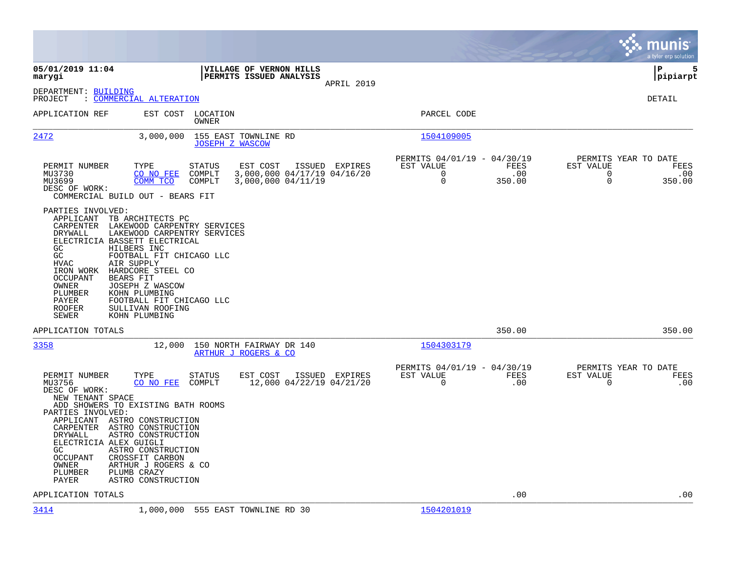**05/01/2019 11:04**
**marygi**

**VILLAGE OF VERNON HILLS**
**PERMITS ISSUED ANALYSIS**
APRIL 2019

**P 5**
**pipiarpt**

DEPARTMENT: BUILDING
PROJECT : COMMERCIAL ALTERATION

DETAIL

| APPLICATION REF | EST COST | LOCATION / OWNER | PARCEL CODE |
|---|---|---|---|
| 2472 | 3,000,000 | 155 EAST TOWNLINE RD / JOSEPH Z WASCOW | 1504109005 |

| PERMIT NUMBER | TYPE | STATUS | EST COST | ISSUED | EXPIRES | PERMITS 04/01/19 - 04/30/19 EST VALUE | FEES | PERMITS YEAR TO DATE EST VALUE | FEES |
|---|---|---|---|---|---|---|---|---|---|
| MU3730 | CO NO FEE | COMPLT | 3,000,000 | 04/17/19 | 04/16/20 | 0 | .00 | 0 | .00 |
| MU3699 | COMM TCO | COMPLT | 3,000,000 | 04/11/19 | | 0 | 350.00 | 0 | 350.00 |

DESC OF WORK:
COMMERCIAL BUILD OUT - BEARS FIT

PARTIES INVOLVED:
- APPLICANT TB ARCHITECTS PC
- CARPENTER LAKEWOOD CARPENTRY SERVICES
- DRYWALL LAKEWOOD CARPENTRY SERVICES
- ELECTRICIA BASSETT ELECTRICAL
- GC HILBERS INC
- GC FOOTBALL FIT CHICAGO LLC
- HVAC AIR SUPPLY
- IRON WORK HARDCORE STEEL CO
- OCCUPANT BEARS FIT
- OWNER JOSEPH Z WASCOW
- PLUMBER KOHN PLUMBING
- PAYER FOOTBALL FIT CHICAGO LLC
- ROOFER SULLIVAN ROOFING
- SEWER KOHN PLUMBING

APPLICATION TOTALS 350.00 350.00

| APPLICATION REF | EST COST | LOCATION / OWNER | PARCEL CODE |
|---|---|---|---|
| 3358 | 12,000 | 150 NORTH FAIRWAY DR 140 / ARTHUR J ROGERS & CO | 1504303179 |

| PERMIT NUMBER | TYPE | STATUS | EST COST | ISSUED | EXPIRES | PERMITS 04/01/19 - 04/30/19 EST VALUE | FEES | PERMITS YEAR TO DATE EST VALUE | FEES |
|---|---|---|---|---|---|---|---|---|---|
| MU3756 | CO NO FEE | COMPLT | 12,000 | 04/22/19 | 04/21/20 | 0 | .00 | 0 | .00 |

DESC OF WORK:
NEW TENANT SPACE
ADD SHOWERS TO EXISTING BATH ROOMS

PARTIES INVOLVED:
- APPLICANT ASTRO CONSTRUCTION
- CARPENTER ASTRO CONSTRUCTION
- DRYWALL ASTRO CONSTRUCTION
- ELECTRICIA ALEX GUIGLI
- GC ASTRO CONSTRUCTION
- OCCUPANT CROSSFIT CARBON
- OWNER ARTHUR J ROGERS & CO
- PLUMBER PLUMB CRAZY
- PAYER ASTRO CONSTRUCTION

APPLICATION TOTALS .00 .00

| APPLICATION REF | EST COST | LOCATION | PARCEL CODE |
|---|---|---|---|
| 3414 | 1,000,000 | 555 EAST TOWNLINE RD 30 | 1504201019 |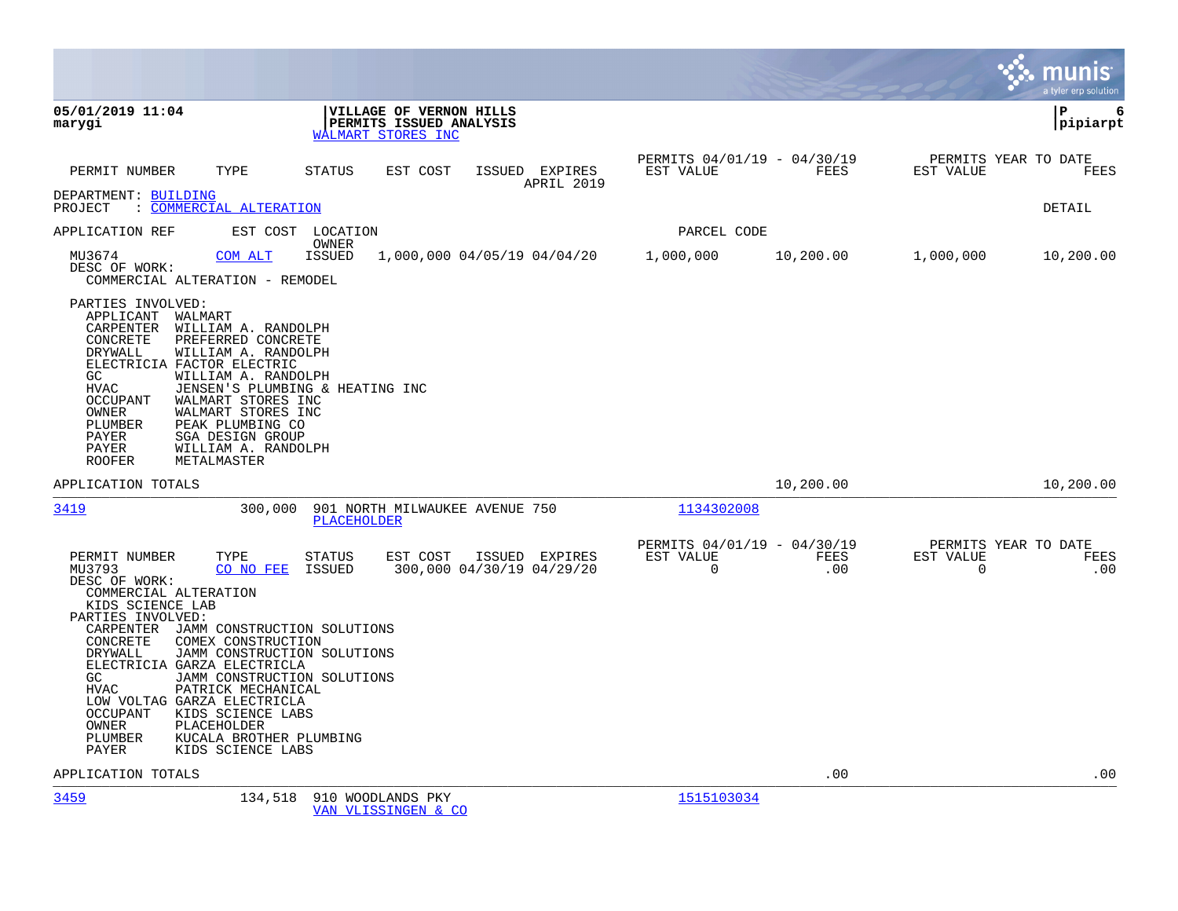**05/01/2019 11:04**
**marygi**

**VILLAGE OF VERNON HILLS**
**PERMITS ISSUED ANALYSIS**
WALMART STORES INC

**P 6**
**pipiarpt**

| PERMIT NUMBER | TYPE | STATUS | EST COST | ISSUED | EXPIRES | PERMITS 04/01/19 - 04/30/19 EST VALUE | FEES | PERMITS YEAR TO DATE EST VALUE | FEES |
|---|---|---|---|---|---|---|---|---|---|
| | | | | | APRIL 2019 | | | | |

DEPARTMENT: BUILDING
PROJECT : COMMERCIAL ALTERATION

DETAIL

APPLICATION REF    EST COST    LOCATION / OWNER    PARCEL CODE

| PERMIT NUMBER | TYPE | STATUS | EST COST | ISSUED | EXPIRES | EST VALUE | FEES | EST VALUE | FEES |
|---|---|---|---|---|---|---|---|---|---|
| MU3674 | COM ALT | ISSUED | 1,000,000 | 04/05/19 | 04/04/20 | 1,000,000 | 10,200.00 | 1,000,000 | 10,200.00 |

DESC OF WORK:
COMMERCIAL ALTERATION - REMODEL

PARTIES INVOLVED:

| | |
|---|---|
| APPLICANT | WALMART |
| CARPENTER | WILLIAM A. RANDOLPH |
| CONCRETE | PREFERRED CONCRETE |
| DRYWALL | WILLIAM A. RANDOLPH |
| ELECTRICIA | FACTOR ELECTRIC |
| GC | WILLIAM A. RANDOLPH |
| HVAC | JENSEN'S PLUMBING & HEATING INC |
| OCCUPANT | WALMART STORES INC |
| OWNER | WALMART STORES INC |
| PLUMBER | PEAK PLUMBING CO |
| PAYER | SGA DESIGN GROUP |
| PAYER | WILLIAM A. RANDOLPH |
| ROOFER | METALMASTER |

APPLICATION TOTALS    10,200.00    10,200.00

---

3419    300,000    901 NORTH MILWAUKEE AVENUE 750    1134302008
PLACEHOLDER

| PERMIT NUMBER | TYPE | STATUS | EST COST | ISSUED | EXPIRES | PERMITS 04/01/19 - 04/30/19 EST VALUE | FEES | PERMITS YEAR TO DATE EST VALUE | FEES |
|---|---|---|---|---|---|---|---|---|---|
| MU3793 | CO NO FEE | ISSUED | 300,000 | 04/30/19 | 04/29/20 | 0 | .00 | 0 | .00 |

DESC OF WORK:
COMMERCIAL ALTERATION
KIDS SCIENCE LAB

PARTIES INVOLVED:

| | |
|---|---|
| CARPENTER | JAMM CONSTRUCTION SOLUTIONS |
| CONCRETE | COMEX CONSTRUCTION |
| DRYWALL | JAMM CONSTRUCTION SOLUTIONS |
| ELECTRICIA | GARZA ELECTRICLA |
| GC | JAMM CONSTRUCTION SOLUTIONS |
| HVAC | PATRICK MECHANICAL |
| LOW VOLTAG | GARZA ELECTRICLA |
| OCCUPANT | KIDS SCIENCE LABS |
| OWNER | PLACEHOLDER |
| PLUMBER | KUCALA BROTHER PLUMBING |
| PAYER | KIDS SCIENCE LABS |

APPLICATION TOTALS    .00    .00

---

3459    134,518    910 WOODLANDS PKY    1515103034
VAN VLISSINGEN & CO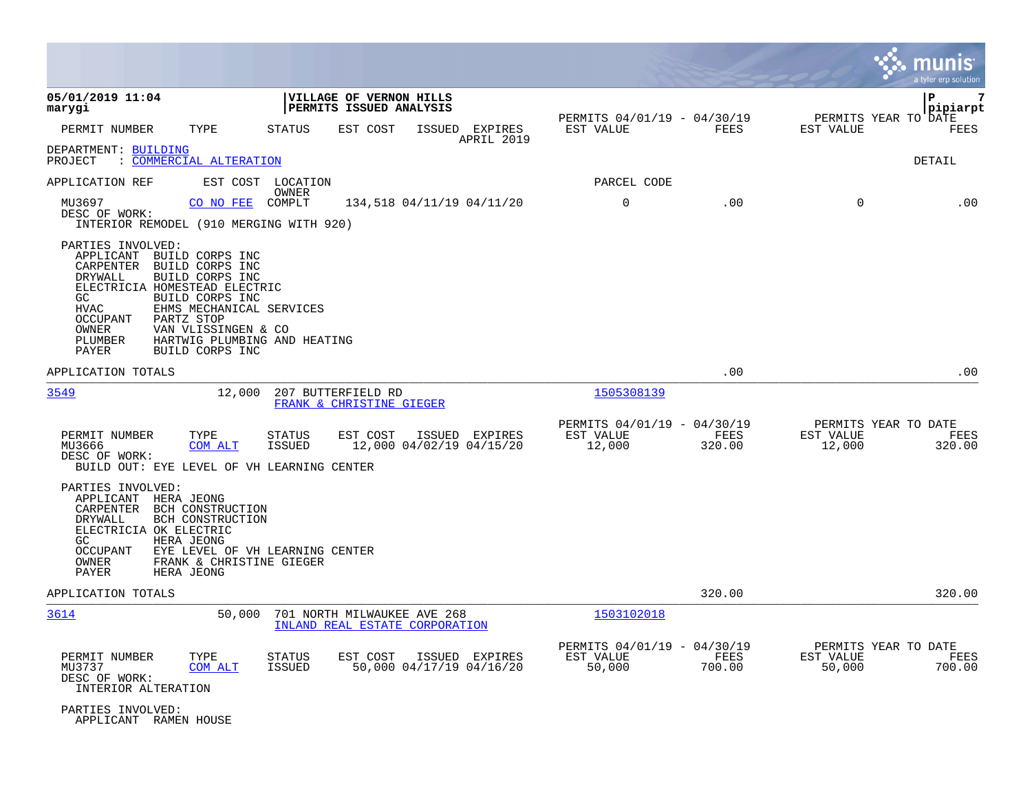**05/01/2019 11:04** — **VILLAGE OF VERNON HILLS**
**marygi** — **PERMITS ISSUED ANALYSIS** — **pipiarpt**

| PERMIT NUMBER | TYPE | STATUS | EST COST | ISSUED | EXPIRES | PERMITS 04/01/19 - 04/30/19 EST VALUE | FEES | PERMITS YEAR TO DATE EST VALUE | FEES |
|---|---|---|---|---|---|---|---|---|---|

APRIL 2019

DEPARTMENT: BUILDING
PROJECT : COMMERCIAL ALTERATION

DETAIL

APPLICATION REF — EST COST — LOCATION / OWNER — PARCEL CODE

| PERMIT NUMBER | TYPE | STATUS | EST COST | ISSUED | EXPIRES | EST VALUE (04/01/19 - 04/30/19) | FEES | EST VALUE (YEAR TO DATE) | FEES |
|---|---|---|---|---|---|---|---|---|---|
| MU3697 | CO NO FEE | COMPLT | 134,518 | 04/11/19 | 04/11/20 | 0 | .00 | 0 | .00 |

DESC OF WORK:
INTERIOR REMODEL (910 MERGING WITH 920)

PARTIES INVOLVED:
- APPLICANT BUILD CORPS INC
- CARPENTER BUILD CORPS INC
- DRYWALL BUILD CORPS INC
- ELECTRICIA HOMESTEAD ELECTRIC
- GC BUILD CORPS INC
- HVAC EHMS MECHANICAL SERVICES
- OCCUPANT PARTZ STOP
- OWNER VAN VLISSINGEN & CO
- PLUMBER HARTWIG PLUMBING AND HEATING
- PAYER BUILD CORPS INC

APPLICATION TOTALS .00 .00

---

**3549** — 12,000 — 207 BUTTERFIELD RD — FRANK & CHRISTINE GIEGER — 1505308139

| PERMIT NUMBER | TYPE | STATUS | EST COST | ISSUED | EXPIRES | EST VALUE (04/01/19 - 04/30/19) | FEES | EST VALUE (YEAR TO DATE) | FEES |
|---|---|---|---|---|---|---|---|---|---|
| MU3666 | COM ALT | ISSUED | 12,000 | 04/02/19 | 04/15/20 | 12,000 | 320.00 | 12,000 | 320.00 |

DESC OF WORK:
BUILD OUT: EYE LEVEL OF VH LEARNING CENTER

PARTIES INVOLVED:
- APPLICANT HERA JEONG
- CARPENTER BCH CONSTRUCTION
- DRYWALL BCH CONSTRUCTION
- ELECTRICIA OK ELECTRIC
- GC HERA JEONG
- OCCUPANT EYE LEVEL OF VH LEARNING CENTER
- OWNER FRANK & CHRISTINE GIEGER
- PAYER HERA JEONG

APPLICATION TOTALS 320.00 320.00

---

**3614** — 50,000 — 701 NORTH MILWAUKEE AVE 268 — INLAND REAL ESTATE CORPORATION — 1503102018

| PERMIT NUMBER | TYPE | STATUS | EST COST | ISSUED | EXPIRES | EST VALUE (04/01/19 - 04/30/19) | FEES | EST VALUE (YEAR TO DATE) | FEES |
|---|---|---|---|---|---|---|---|---|---|
| MU3737 | COM ALT | ISSUED | 50,000 | 04/17/19 | 04/16/20 | 50,000 | 700.00 | 50,000 | 700.00 |

DESC OF WORK:
INTERIOR ALTERATION

PARTIES INVOLVED:
- APPLICANT RAMEN HOUSE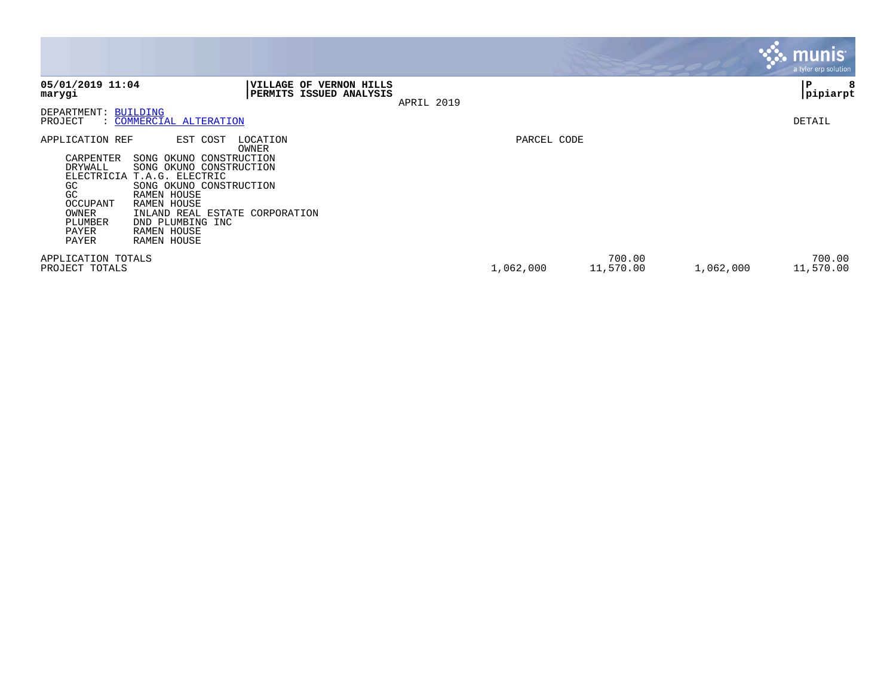**VILLAGE OF VERNON HILLS**
**PERMITS ISSUED ANALYSIS**

APRIL 2019

DEPARTMENT: BUILDING
PROJECT : COMMERCIAL ALTERATION

DETAIL

| APPLICATION REF | EST COST | LOCATION / OWNER | PARCEL CODE |
|---|---|---|---|
| CARPENTER | SONG OKUNO CONSTRUCTION | | |
| DRYWALL | SONG OKUNO CONSTRUCTION | | |
| ELECTRICIA | T.A.G. ELECTRIC | | |
| GC | SONG OKUNO CONSTRUCTION | | |
| GC | RAMEN HOUSE | | |
| OCCUPANT | RAMEN HOUSE | | |
| OWNER | INLAND REAL ESTATE CORPORATION | | |
| PLUMBER | DND PLUMBING INC | | |
| PAYER | RAMEN HOUSE | | |
| PAYER | RAMEN HOUSE | | |

| | | | | |
|---|---|---|---|---|
| APPLICATION TOTALS | | 700.00 | | 700.00 |
| PROJECT TOTALS | 1,062,000 | 11,570.00 | 1,062,000 | 11,570.00 |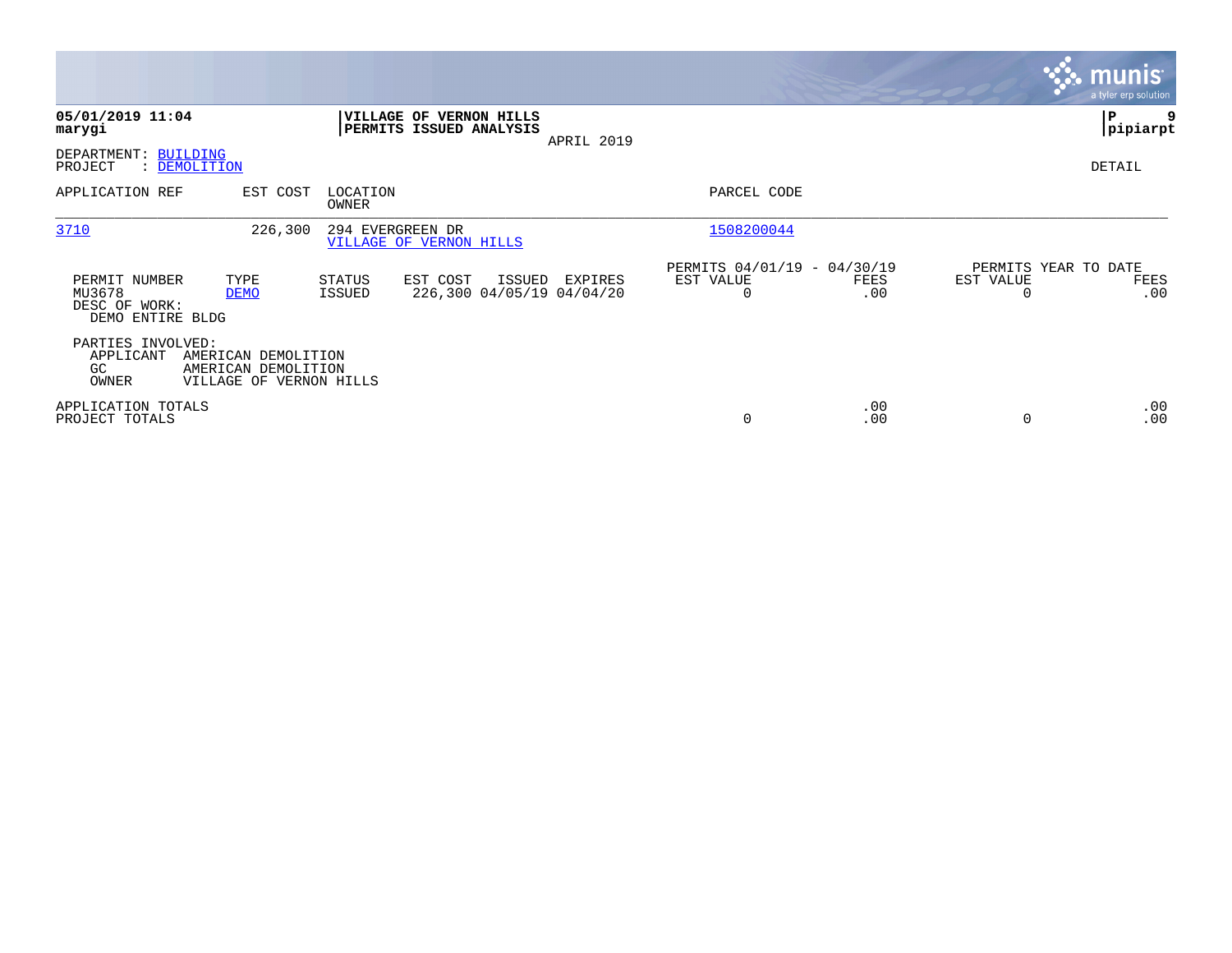**05/01/2019 11:04**
**marygi**

**VILLAGE OF VERNON HILLS**
**PERMITS ISSUED ANALYSIS**
APRIL 2019

**pipiarpt**

DEPARTMENT: BUILDING
PROJECT : DEMOLITION

DETAIL

| APPLICATION REF | EST COST | LOCATION / OWNER | PARCEL CODE |
|---|---|---|---|
| 3710 | 226,300 | 294 EVERGREEN DR / VILLAGE OF VERNON HILLS | 1508200044 |

| PERMIT NUMBER | TYPE | STATUS | EST COST | ISSUED | EXPIRES | PERMITS 04/01/19 - 04/30/19 EST VALUE | FEES | PERMITS YEAR TO DATE EST VALUE | FEES |
|---|---|---|---|---|---|---|---|---|---|
| MU3678 | DEMO | ISSUED | 226,300 | 04/05/19 | 04/04/20 | 0 | .00 | 0 | .00 |

DESC OF WORK:
DEMO ENTIRE BLDG

PARTIES INVOLVED:
APPLICANT AMERICAN DEMOLITION
GC AMERICAN DEMOLITION
OWNER VILLAGE OF VERNON HILLS

| | EST VALUE | FEES | EST VALUE | FEES |
|---|---|---|---|---|
| APPLICATION TOTALS | | .00 | | .00 |
| PROJECT TOTALS | 0 | .00 | 0 | .00 |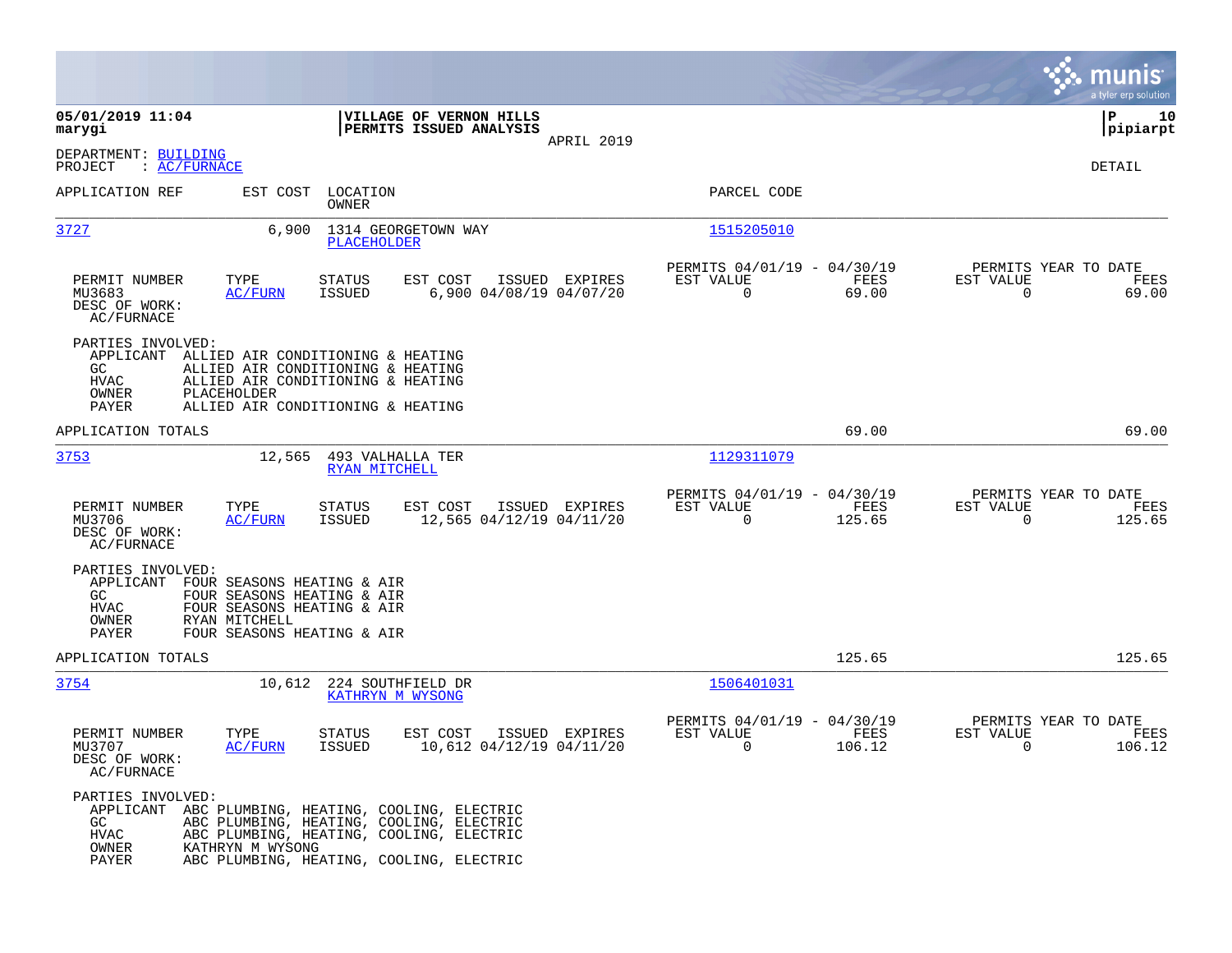05/01/2019 11:04
marygi

**VILLAGE OF VERNON HILLS**
**PERMITS ISSUED ANALYSIS**
APRIL 2019

P 10
pipiarpt

DEPARTMENT: BUILDING
PROJECT : AC/FURNACE

DETAIL

| APPLICATION REF | EST COST | LOCATION / OWNER | PARCEL CODE |
|---|---|---|---|
| 3727 | 6,900 | 1314 GEORGETOWN WAY / PLACEHOLDER | 1515205010 |

| PERMIT NUMBER | TYPE | STATUS | EST COST | ISSUED | EXPIRES | PERMITS 04/01/19 - 04/30/19 EST VALUE | FEES | PERMITS YEAR TO DATE EST VALUE | FEES |
|---|---|---|---|---|---|---|---|---|---|
| MU3683 | AC/FURN | ISSUED | 6,900 | 04/08/19 | 04/07/20 | 0 | 69.00 | 0 | 69.00 |

DESC OF WORK:
AC/FURNACE

PARTIES INVOLVED:
- APPLICANT ALLIED AIR CONDITIONING & HEATING
- GC ALLIED AIR CONDITIONING & HEATING
- HVAC ALLIED AIR CONDITIONING & HEATING
- OWNER PLACEHOLDER
- PAYER ALLIED AIR CONDITIONING & HEATING

APPLICATION TOTALS 69.00 69.00

| APPLICATION REF | EST COST | LOCATION / OWNER | PARCEL CODE |
|---|---|---|---|
| 3753 | 12,565 | 493 VALHALLA TER / RYAN MITCHELL | 1129311079 |

| PERMIT NUMBER | TYPE | STATUS | EST COST | ISSUED | EXPIRES | PERMITS 04/01/19 - 04/30/19 EST VALUE | FEES | PERMITS YEAR TO DATE EST VALUE | FEES |
|---|---|---|---|---|---|---|---|---|---|
| MU3706 | AC/FURN | ISSUED | 12,565 | 04/12/19 | 04/11/20 | 0 | 125.65 | 0 | 125.65 |

DESC OF WORK:
AC/FURNACE

PARTIES INVOLVED:
- APPLICANT FOUR SEASONS HEATING & AIR
- GC FOUR SEASONS HEATING & AIR
- HVAC FOUR SEASONS HEATING & AIR
- OWNER RYAN MITCHELL
- PAYER FOUR SEASONS HEATING & AIR

APPLICATION TOTALS 125.65 125.65

| APPLICATION REF | EST COST | LOCATION / OWNER | PARCEL CODE |
|---|---|---|---|
| 3754 | 10,612 | 224 SOUTHFIELD DR / KATHRYN M WYSONG | 1506401031 |

| PERMIT NUMBER | TYPE | STATUS | EST COST | ISSUED | EXPIRES | PERMITS 04/01/19 - 04/30/19 EST VALUE | FEES | PERMITS YEAR TO DATE EST VALUE | FEES |
|---|---|---|---|---|---|---|---|---|---|
| MU3707 | AC/FURN | ISSUED | 10,612 | 04/12/19 | 04/11/20 | 0 | 106.12 | 0 | 106.12 |

DESC OF WORK:
AC/FURNACE

PARTIES INVOLVED:
- APPLICANT ABC PLUMBING, HEATING, COOLING, ELECTRIC
- GC ABC PLUMBING, HEATING, COOLING, ELECTRIC
- HVAC ABC PLUMBING, HEATING, COOLING, ELECTRIC
- OWNER KATHRYN M WYSONG
- PAYER ABC PLUMBING, HEATING, COOLING, ELECTRIC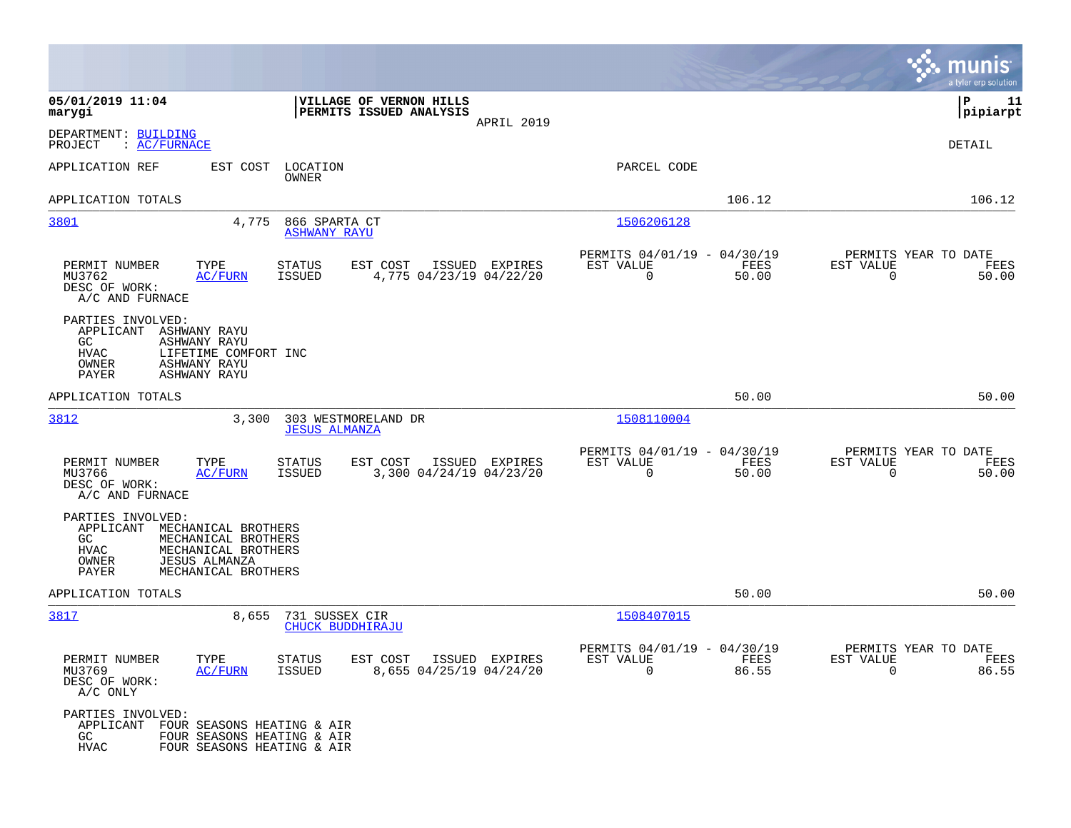**05/01/2019 11:04**
**marygi**

**VILLAGE OF VERNON HILLS**
**PERMITS ISSUED ANALYSIS**
APRIL 2019

**P 11**
**pipiarpt**

DEPARTMENT: BUILDING
PROJECT : AC/FURNACE

DETAIL

APPLICATION REF | EST COST | LOCATION / OWNER | PARCEL CODE

APPLICATION TOTALS 106.12 106.12

---

**3801** 4,775 866 SPARTA CT
ASHWANY RAYU
1506206128

| PERMIT NUMBER | TYPE | STATUS | EST COST | ISSUED | EXPIRES | PERMITS 04/01/19 - 04/30/19 EST VALUE | FEES | PERMITS YEAR TO DATE EST VALUE | FEES |
|---|---|---|---|---|---|---|---|---|---|
| MU3762 | AC/FURN | ISSUED | 4,775 | 04/23/19 | 04/22/20 | 0 | 50.00 | 0 | 50.00 |

DESC OF WORK:
A/C AND FURNACE

PARTIES INVOLVED:
APPLICANT ASHWANY RAYU
GC ASHWANY RAYU
HVAC LIFETIME COMFORT INC
OWNER ASHWANY RAYU
PAYER ASHWANY RAYU

APPLICATION TOTALS 50.00 50.00

---

**3812** 3,300 303 WESTMORELAND DR
JESUS ALMANZA
1508110004

| PERMIT NUMBER | TYPE | STATUS | EST COST | ISSUED | EXPIRES | PERMITS 04/01/19 - 04/30/19 EST VALUE | FEES | PERMITS YEAR TO DATE EST VALUE | FEES |
|---|---|---|---|---|---|---|---|---|---|
| MU3766 | AC/FURN | ISSUED | 3,300 | 04/24/19 | 04/23/20 | 0 | 50.00 | 0 | 50.00 |

DESC OF WORK:
A/C AND FURNACE

PARTIES INVOLVED:
APPLICANT MECHANICAL BROTHERS
GC MECHANICAL BROTHERS
HVAC MECHANICAL BROTHERS
OWNER JESUS ALMANZA
PAYER MECHANICAL BROTHERS

APPLICATION TOTALS 50.00 50.00

---

**3817** 8,655 731 SUSSEX CIR
CHUCK BUDDHIRAJU
1508407015

| PERMIT NUMBER | TYPE | STATUS | EST COST | ISSUED | EXPIRES | PERMITS 04/01/19 - 04/30/19 EST VALUE | FEES | PERMITS YEAR TO DATE EST VALUE | FEES |
|---|---|---|---|---|---|---|---|---|---|
| MU3769 | AC/FURN | ISSUED | 8,655 | 04/25/19 | 04/24/20 | 0 | 86.55 | 0 | 86.55 |

DESC OF WORK:
A/C ONLY

PARTIES INVOLVED:
APPLICANT FOUR SEASONS HEATING & AIR
GC FOUR SEASONS HEATING & AIR
HVAC FOUR SEASONS HEATING & AIR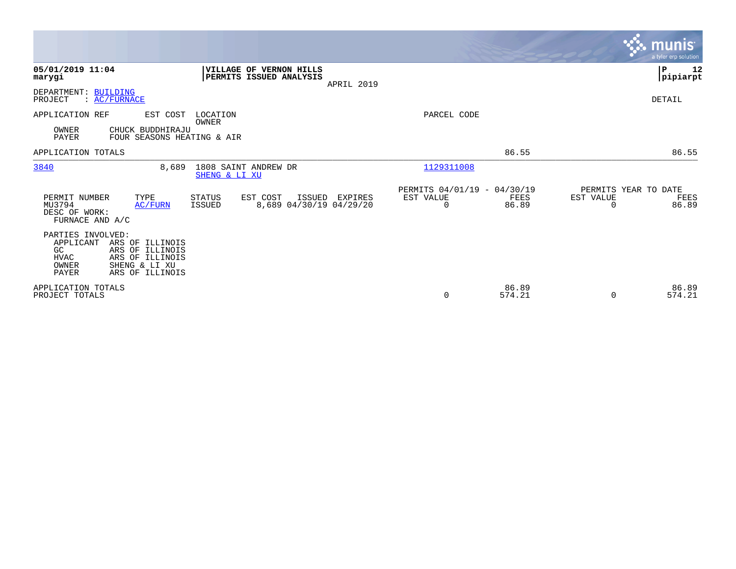05/01/2019 11:04
marygi

**VILLAGE OF VERNON HILLS**
**PERMITS ISSUED ANALYSIS**
APRIL 2019

P 12
pipiarpt

DEPARTMENT: BUILDING
PROJECT : AC/FURNACE

DETAIL

APPLICATION REF    EST COST    LOCATION
                               OWNER                                                PARCEL CODE

OWNER    CHUCK BUDDHIRAJU
PAYER    FOUR SEASONS HEATING & AIR

APPLICATION TOTALS    86.55    86.55

---

3840    8,689    1808 SAINT ANDREW DR    1129311008
                 SHENG & LI XU

| PERMIT NUMBER | TYPE | STATUS | EST COST | ISSUED | EXPIRES | PERMITS 04/01/19 - 04/30/19 EST VALUE | FEES | PERMITS YEAR TO DATE EST VALUE | FEES |
|---|---|---|---|---|---|---|---|---|---|
| MU3794 | AC/FURN | ISSUED | 8,689 | 04/30/19 | 04/29/20 | 0 | 86.89 | 0 | 86.89 |

DESC OF WORK:
FURNACE AND A/C

PARTIES INVOLVED:
APPLICANT    ARS OF ILLINOIS
GC           ARS OF ILLINOIS
HVAC         ARS OF ILLINOIS
OWNER        SHENG & LI XU
PAYER        ARS OF ILLINOIS

| | EST VALUE | FEES | EST VALUE | FEES |
|---|---|---|---|---|
| APPLICATION TOTALS | | 86.89 | | 86.89 |
| PROJECT TOTALS | 0 | 574.21 | 0 | 574.21 |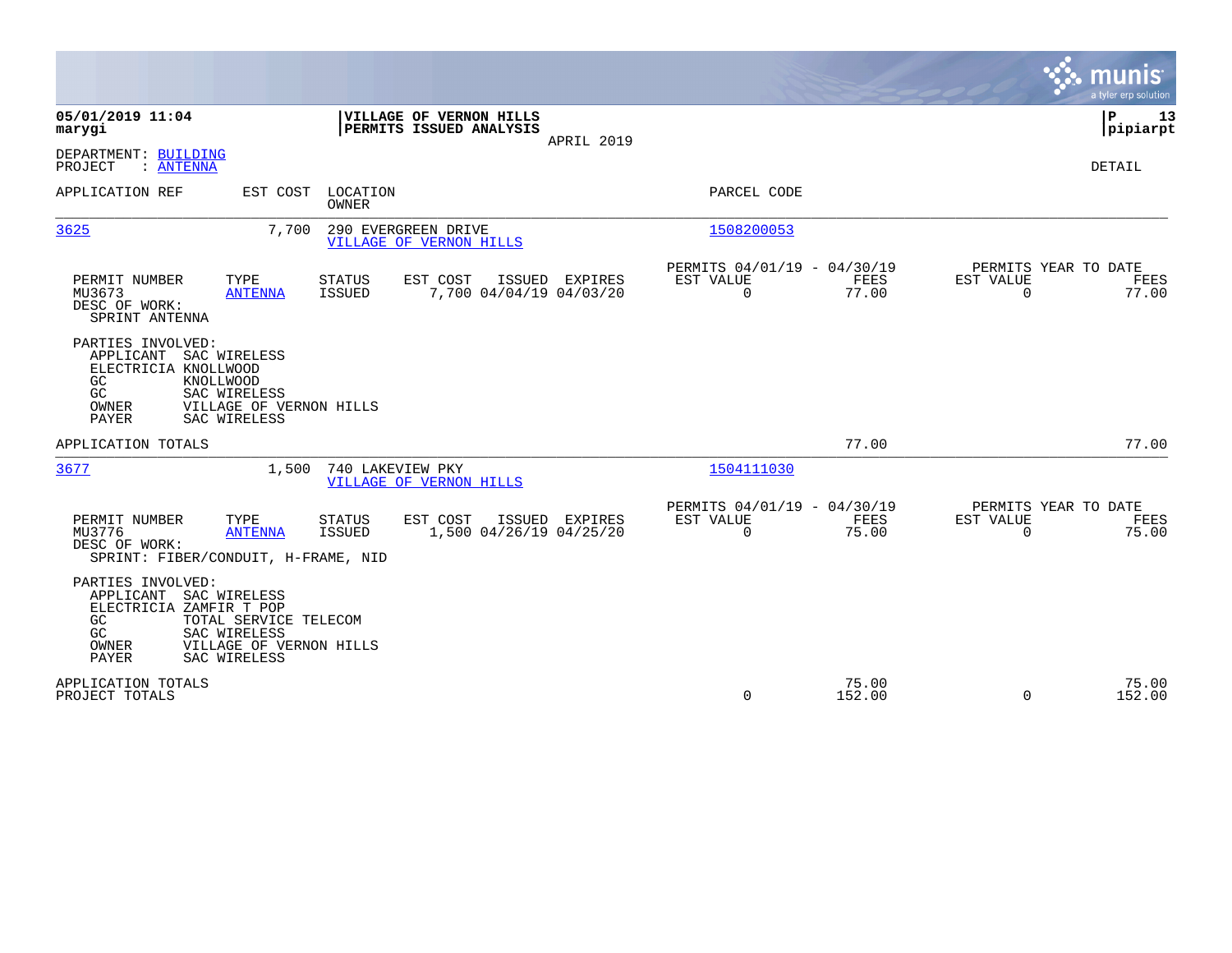**05/01/2019 11:04**
**marygi**

**VILLAGE OF VERNON HILLS**
**PERMITS ISSUED ANALYSIS**
APRIL 2019

**P 13**
**pipiarpt**

DEPARTMENT: BUILDING
PROJECT : ANTENNA

DETAIL

| APPLICATION REF | EST COST | LOCATION / OWNER | PARCEL CODE |
|---|---|---|---|
| 3625 | 7,700 | 290 EVERGREEN DRIVE / VILLAGE OF VERNON HILLS | 1508200053 |

| PERMIT NUMBER | TYPE | STATUS | EST COST | ISSUED | EXPIRES | PERMITS 04/01/19 - 04/30/19 EST VALUE | FEES | PERMITS YEAR TO DATE EST VALUE | FEES |
|---|---|---|---|---|---|---|---|---|---|
| MU3673 | ANTENNA | ISSUED | 7,700 | 04/04/19 | 04/03/20 | 0 | 77.00 | 0 | 77.00 |

DESC OF WORK:
SPRINT ANTENNA

PARTIES INVOLVED:

| | |
|---|---|
| APPLICANT | SAC WIRELESS |
| ELECTRICIA | KNOLLWOOD |
| GC | KNOLLWOOD |
| GC | SAC WIRELESS |
| OWNER | VILLAGE OF VERNON HILLS |
| PAYER | SAC WIRELESS |

APPLICATION TOTALS 77.00 77.00

| APPLICATION REF | EST COST | LOCATION / OWNER | PARCEL CODE |
|---|---|---|---|
| 3677 | 1,500 | 740 LAKEVIEW PKY / VILLAGE OF VERNON HILLS | 1504111030 |

| PERMIT NUMBER | TYPE | STATUS | EST COST | ISSUED | EXPIRES | PERMITS 04/01/19 - 04/30/19 EST VALUE | FEES | PERMITS YEAR TO DATE EST VALUE | FEES |
|---|---|---|---|---|---|---|---|---|---|
| MU3776 | ANTENNA | ISSUED | 1,500 | 04/26/19 | 04/25/20 | 0 | 75.00 | 0 | 75.00 |

DESC OF WORK:
SPRINT: FIBER/CONDUIT, H-FRAME, NID

PARTIES INVOLVED:

| | |
|---|---|
| APPLICANT | SAC WIRELESS |
| ELECTRICIA | ZAMFIR T POP |
| GC | TOTAL SERVICE TELECOM |
| GC | SAC WIRELESS |
| OWNER | VILLAGE OF VERNON HILLS |
| PAYER | SAC WIRELESS |

| | EST VALUE | FEES | YTD EST VALUE | YTD FEES |
|---|---|---|---|---|
| APPLICATION TOTALS | | 75.00 | | 75.00 |
| PROJECT TOTALS | 0 | 152.00 | 0 | 152.00 |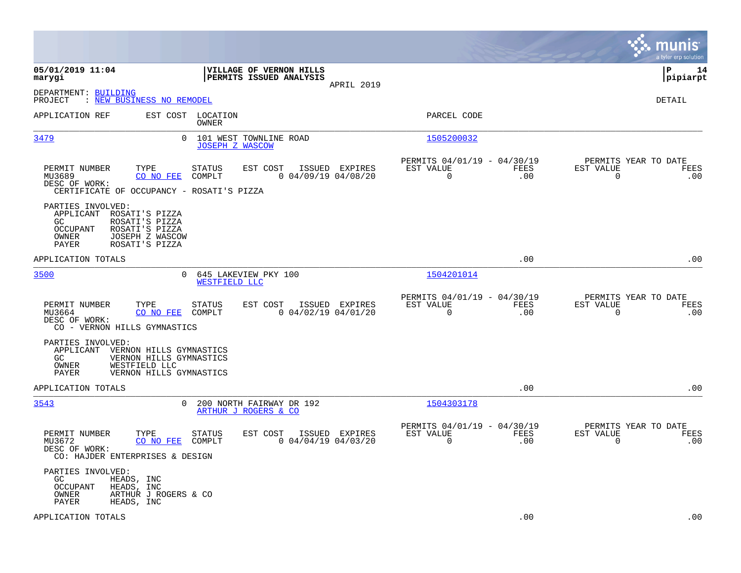**05/01/2019 11:04**
**marygi**

**VILLAGE OF VERNON HILLS**
**PERMITS ISSUED ANALYSIS**
APRIL 2019

**pipiarpt**

DEPARTMENT: BUILDING
PROJECT : NEW BUSINESS NO REMODEL

DETAIL

| APPLICATION REF | EST COST | LOCATION / OWNER | PARCEL CODE |
|---|---|---|---|
| 3479 | 0 | 101 WEST TOWNLINE ROAD / JOSEPH Z WASCOW | 1505200032 |

| PERMIT NUMBER | TYPE | STATUS | EST COST | ISSUED | EXPIRES | PERMITS 04/01/19 - 04/30/19 EST VALUE | FEES | PERMITS YEAR TO DATE EST VALUE | FEES |
|---|---|---|---|---|---|---|---|---|---|
| MU3689 | CO NO FEE | COMPLT | 0 | 04/09/19 | 04/08/20 | 0 | .00 | 0 | .00 |

DESC OF WORK:
CERTIFICATE OF OCCUPANCY - ROSATI'S PIZZA

PARTIES INVOLVED:
APPLICANT ROSATI'S PIZZA
GC ROSATI'S PIZZA
OCCUPANT ROSATI'S PIZZA
OWNER JOSEPH Z WASCOW
PAYER ROSATI'S PIZZA

APPLICATION TOTALS .00 .00

| APPLICATION REF | EST COST | LOCATION / OWNER | PARCEL CODE |
|---|---|---|---|
| 3500 | 0 | 645 LAKEVIEW PKY 100 / WESTFIELD LLC | 1504201014 |

| PERMIT NUMBER | TYPE | STATUS | EST COST | ISSUED | EXPIRES | PERMITS 04/01/19 - 04/30/19 EST VALUE | FEES | PERMITS YEAR TO DATE EST VALUE | FEES |
|---|---|---|---|---|---|---|---|---|---|
| MU3664 | CO NO FEE | COMPLT | 0 | 04/02/19 | 04/01/20 | 0 | .00 | 0 | .00 |

DESC OF WORK:
CO - VERNON HILLS GYMNASTICS

PARTIES INVOLVED:
APPLICANT VERNON HILLS GYMNASTICS
GC VERNON HILLS GYMNASTICS
OWNER WESTFIELD LLC
PAYER VERNON HILLS GYMNASTICS

APPLICATION TOTALS .00 .00

| APPLICATION REF | EST COST | LOCATION / OWNER | PARCEL CODE |
|---|---|---|---|
| 3543 | 0 | 200 NORTH FAIRWAY DR 192 / ARTHUR J ROGERS & CO | 1504303178 |

| PERMIT NUMBER | TYPE | STATUS | EST COST | ISSUED | EXPIRES | PERMITS 04/01/19 - 04/30/19 EST VALUE | FEES | PERMITS YEAR TO DATE EST VALUE | FEES |
|---|---|---|---|---|---|---|---|---|---|
| MU3672 | CO NO FEE | COMPLT | 0 | 04/04/19 | 04/03/20 | 0 | .00 | 0 | .00 |

DESC OF WORK:
CO: HAJDER ENTERPRISES & DESIGN

PARTIES INVOLVED:
GC HEADS, INC
OCCUPANT HEADS, INC
OWNER ARTHUR J ROGERS & CO
PAYER HEADS, INC

APPLICATION TOTALS .00 .00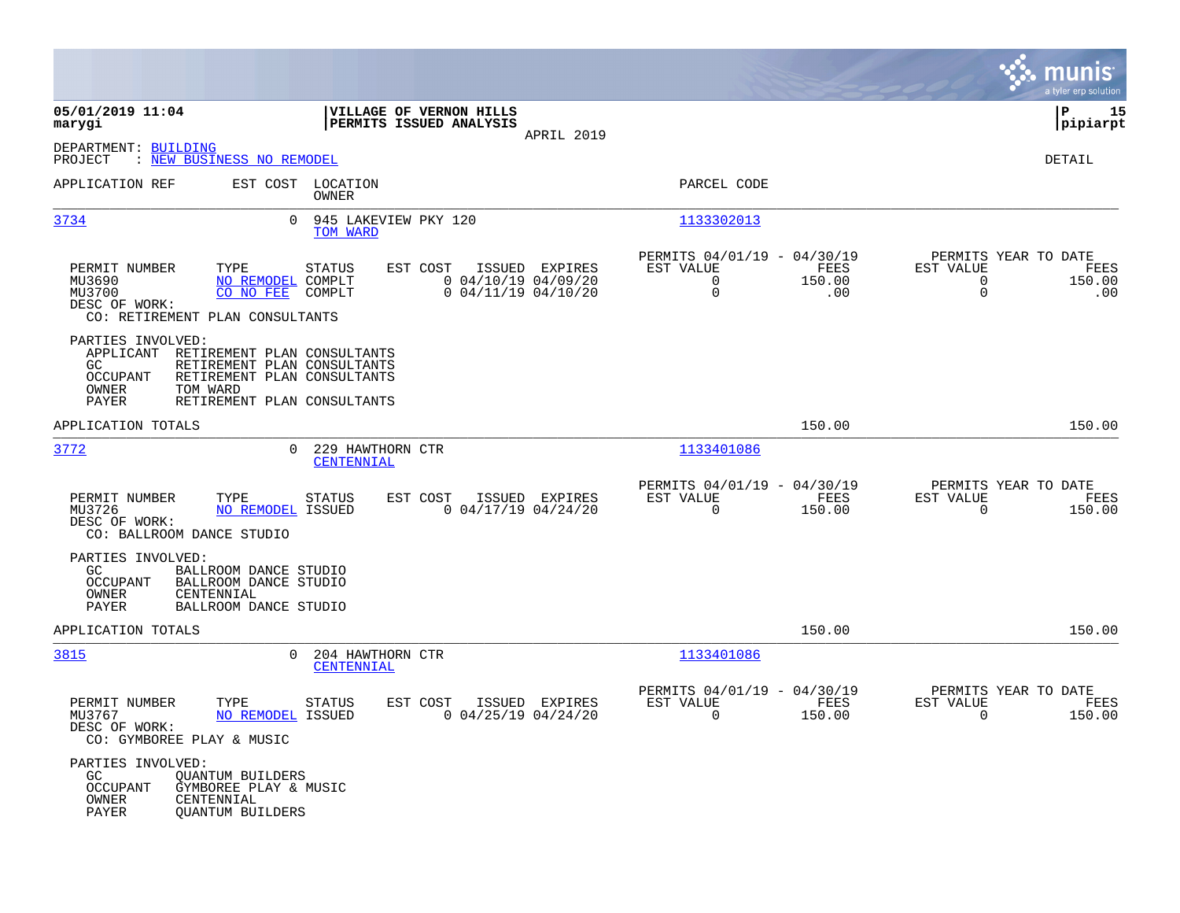**05/01/2019 11:04**
**marygi**

**VILLAGE OF VERNON HILLS**
**PERMITS ISSUED ANALYSIS**
APRIL 2019

**P 15**
**pipiarpt**

DEPARTMENT: BUILDING
PROJECT : NEW BUSINESS NO REMODEL

DETAIL

| APPLICATION REF | EST COST | LOCATION / OWNER | PARCEL CODE |
|---|---|---|---|
| 3734 | 0 | 945 LAKEVIEW PKY 120 / TOM WARD | 1133302013 |

| PERMIT NUMBER | TYPE | STATUS | EST COST | ISSUED | EXPIRES | PERMITS 04/01/19 - 04/30/19 EST VALUE | FEES | PERMITS YEAR TO DATE EST VALUE | FEES |
|---|---|---|---|---|---|---|---|---|---|
| MU3690 | NO REMODEL | COMPLT | 0 | 04/10/19 | 04/09/20 | 0 | 150.00 | 0 | 150.00 |
| MU3700 | CO NO FEE | COMPLT | 0 | 04/11/19 | 04/10/20 | 0 | .00 | 0 | .00 |

DESC OF WORK:
CO: RETIREMENT PLAN CONSULTANTS

PARTIES INVOLVED:
- APPLICANT RETIREMENT PLAN CONSULTANTS
- GC RETIREMENT PLAN CONSULTANTS
- OCCUPANT RETIREMENT PLAN CONSULTANTS
- OWNER TOM WARD
- PAYER RETIREMENT PLAN CONSULTANTS

APPLICATION TOTALS 150.00 150.00

| APPLICATION REF | EST COST | LOCATION / OWNER | PARCEL CODE |
|---|---|---|---|
| 3772 | 0 | 229 HAWTHORN CTR / CENTENNIAL | 1133401086 |

| PERMIT NUMBER | TYPE | STATUS | EST COST | ISSUED | EXPIRES | PERMITS 04/01/19 - 04/30/19 EST VALUE | FEES | PERMITS YEAR TO DATE EST VALUE | FEES |
|---|---|---|---|---|---|---|---|---|---|
| MU3726 | NO REMODEL | ISSUED | 0 | 04/17/19 | 04/24/20 | 0 | 150.00 | 0 | 150.00 |

DESC OF WORK:
CO: BALLROOM DANCE STUDIO

PARTIES INVOLVED:
- GC BALLROOM DANCE STUDIO
- OCCUPANT BALLROOM DANCE STUDIO
- OWNER CENTENNIAL
- PAYER BALLROOM DANCE STUDIO

APPLICATION TOTALS 150.00 150.00

| APPLICATION REF | EST COST | LOCATION / OWNER | PARCEL CODE |
|---|---|---|---|
| 3815 | 0 | 204 HAWTHORN CTR / CENTENNIAL | 1133401086 |

| PERMIT NUMBER | TYPE | STATUS | EST COST | ISSUED | EXPIRES | PERMITS 04/01/19 - 04/30/19 EST VALUE | FEES | PERMITS YEAR TO DATE EST VALUE | FEES |
|---|---|---|---|---|---|---|---|---|---|
| MU3767 | NO REMODEL | ISSUED | 0 | 04/25/19 | 04/24/20 | 0 | 150.00 | 0 | 150.00 |

DESC OF WORK:
CO: GYMBOREE PLAY & MUSIC

PARTIES INVOLVED:
- GC QUANTUM BUILDERS
- OCCUPANT GYMBOREE PLAY & MUSIC
- OWNER CENTENNIAL
- PAYER QUANTUM BUILDERS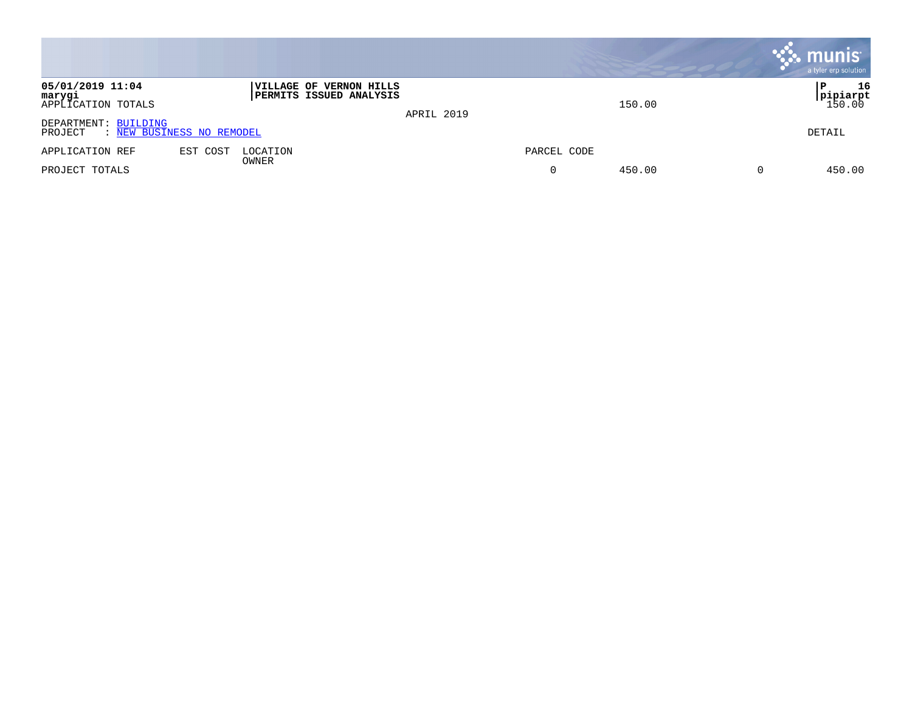05/01/2019 11:04 | VILLAGE OF VERNON HILLS
marygi | PERMITS ISSUED ANALYSIS
APPLICATION TOTALS 150.00 150.00

APRIL 2019

DEPARTMENT: BUILDING
PROJECT : NEW BUSINESS NO REMODEL

DETAIL

| APPLICATION REF | EST COST | LOCATION OWNER | PARCEL CODE | | | |
|---|---|---|---|---|---|---|
| PROJECT TOTALS | | | 0 | 450.00 | 0 | 450.00 |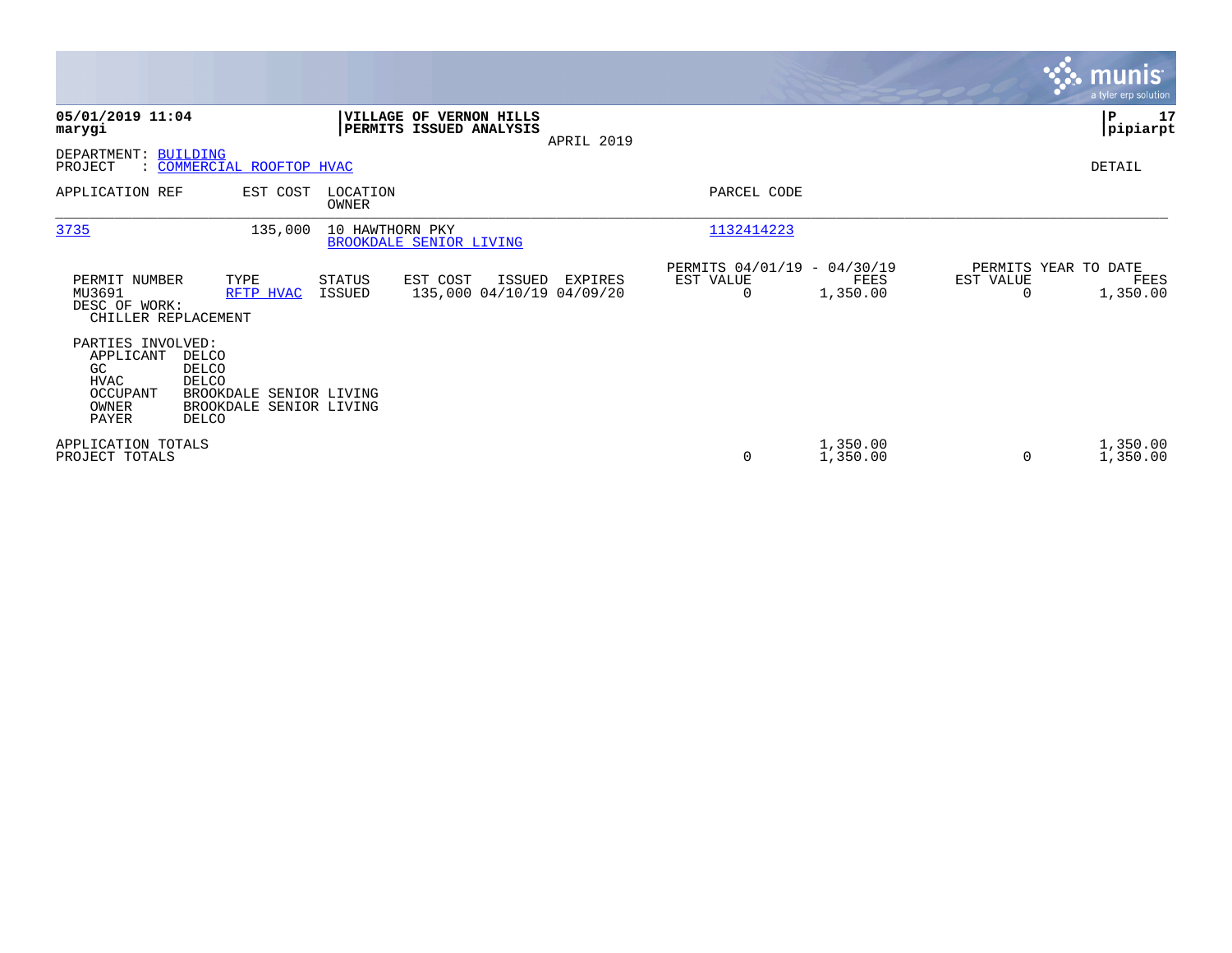05/01/2019 11:04
marygi

**VILLAGE OF VERNON HILLS**
**PERMITS ISSUED ANALYSIS**
APRIL 2019

P 17
pipiarpt

DEPARTMENT: BUILDING
PROJECT : COMMERCIAL ROOFTOP HVAC

DETAIL

| APPLICATION REF | EST COST | LOCATION / OWNER | PARCEL CODE |
|---|---|---|---|
| 3735 | 135,000 | 10 HAWTHORN PKY / BROOKDALE SENIOR LIVING | 1132414223 |

| PERMIT NUMBER | TYPE | STATUS | EST COST | ISSUED | EXPIRES | PERMITS 04/01/19 - 04/30/19 EST VALUE | FEES | PERMITS YEAR TO DATE EST VALUE | FEES |
|---|---|---|---|---|---|---|---|---|---|
| MU3691 | RFTP HVAC | ISSUED | 135,000 | 04/10/19 | 04/09/20 | 0 | 1,350.00 | 0 | 1,350.00 |

DESC OF WORK:
CHILLER REPLACEMENT

PARTIES INVOLVED:

| | |
|---|---|
| APPLICANT | DELCO |
| GC | DELCO |
| HVAC | DELCO |
| OCCUPANT | BROOKDALE SENIOR LIVING |
| OWNER | BROOKDALE SENIOR LIVING |
| PAYER | DELCO |

| | EST VALUE | FEES | EST VALUE | FEES |
|---|---|---|---|---|
| APPLICATION TOTALS | 0 | 1,350.00 | 0 | 1,350.00 |
| PROJECT TOTALS | 0 | 1,350.00 | 0 | 1,350.00 |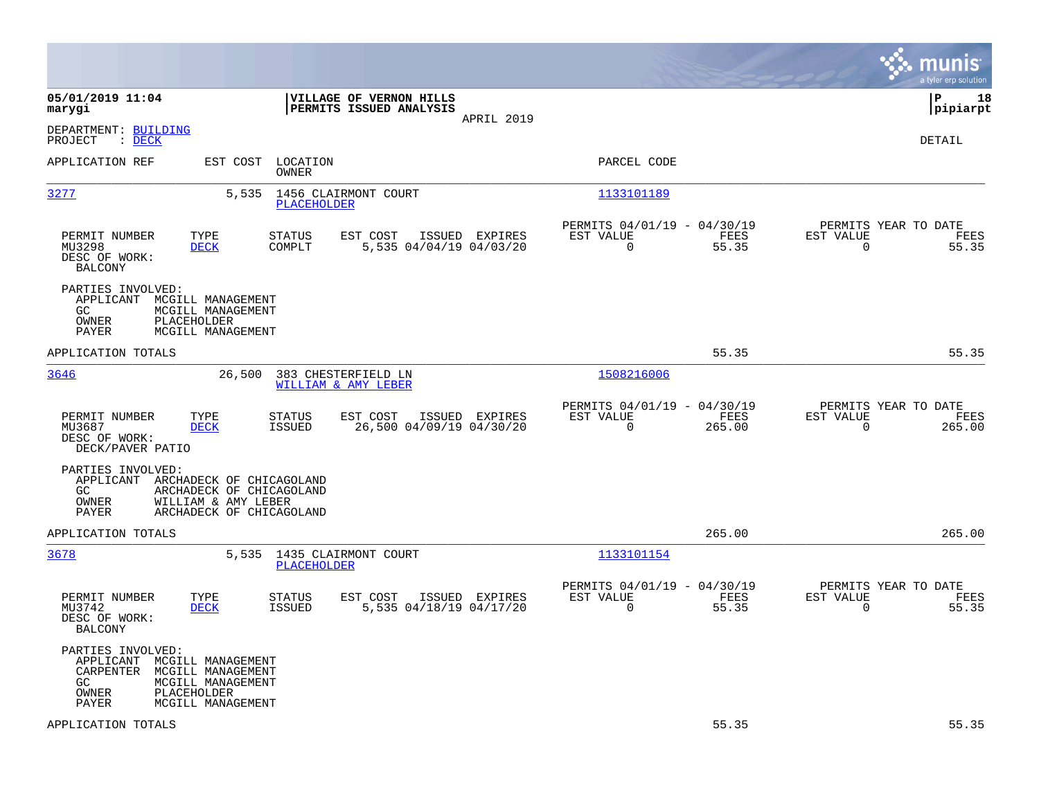05/01/2019 11:04
marygi

**VILLAGE OF VERNON HILLS**
**PERMITS ISSUED ANALYSIS**
APRIL 2019

P 18
pipiarpt

DEPARTMENT: BUILDING
PROJECT : DECK

DETAIL

| APPLICATION REF | EST COST | LOCATION / OWNER | PARCEL CODE |
|---|---|---|---|
| 3277 | 5,535 | 1456 CLAIRMONT COURT / PLACEHOLDER | 1133101189 |

| PERMIT NUMBER | TYPE | STATUS | EST COST | ISSUED | EXPIRES | PERMITS 04/01/19 - 04/30/19 EST VALUE | FEES | PERMITS YEAR TO DATE EST VALUE | FEES |
|---|---|---|---|---|---|---|---|---|---|
| MU3298 | DECK | COMPLT | 5,535 | 04/04/19 | 04/03/20 | 0 | 55.35 | 0 | 55.35 |

DESC OF WORK:
BALCONY

PARTIES INVOLVED:
- APPLICANT MCGILL MANAGEMENT
- GC MCGILL MANAGEMENT
- OWNER PLACEHOLDER
- PAYER MCGILL MANAGEMENT

APPLICATION TOTALS 55.35 55.35

| APPLICATION REF | EST COST | LOCATION / OWNER | PARCEL CODE |
|---|---|---|---|
| 3646 | 26,500 | 383 CHESTERFIELD LN / WILLIAM & AMY LEBER | 1508216006 |

| PERMIT NUMBER | TYPE | STATUS | EST COST | ISSUED | EXPIRES | PERMITS 04/01/19 - 04/30/19 EST VALUE | FEES | PERMITS YEAR TO DATE EST VALUE | FEES |
|---|---|---|---|---|---|---|---|---|---|
| MU3687 | DECK | ISSUED | 26,500 | 04/09/19 | 04/30/20 | 0 | 265.00 | 0 | 265.00 |

DESC OF WORK:
DECK/PAVER PATIO

PARTIES INVOLVED:
- APPLICANT ARCHADECK OF CHICAGOLAND
- GC ARCHADECK OF CHICAGOLAND
- OWNER WILLIAM & AMY LEBER
- PAYER ARCHADECK OF CHICAGOLAND

APPLICATION TOTALS 265.00 265.00

| APPLICATION REF | EST COST | LOCATION / OWNER | PARCEL CODE |
|---|---|---|---|
| 3678 | 5,535 | 1435 CLAIRMONT COURT / PLACEHOLDER | 1133101154 |

| PERMIT NUMBER | TYPE | STATUS | EST COST | ISSUED | EXPIRES | PERMITS 04/01/19 - 04/30/19 EST VALUE | FEES | PERMITS YEAR TO DATE EST VALUE | FEES |
|---|---|---|---|---|---|---|---|---|---|
| MU3742 | DECK | ISSUED | 5,535 | 04/18/19 | 04/17/20 | 0 | 55.35 | 0 | 55.35 |

DESC OF WORK:
BALCONY

PARTIES INVOLVED:
- APPLICANT MCGILL MANAGEMENT
- CARPENTER MCGILL MANAGEMENT
- GC MCGILL MANAGEMENT
- OWNER PLACEHOLDER
- PAYER MCGILL MANAGEMENT

APPLICATION TOTALS 55.35 55.35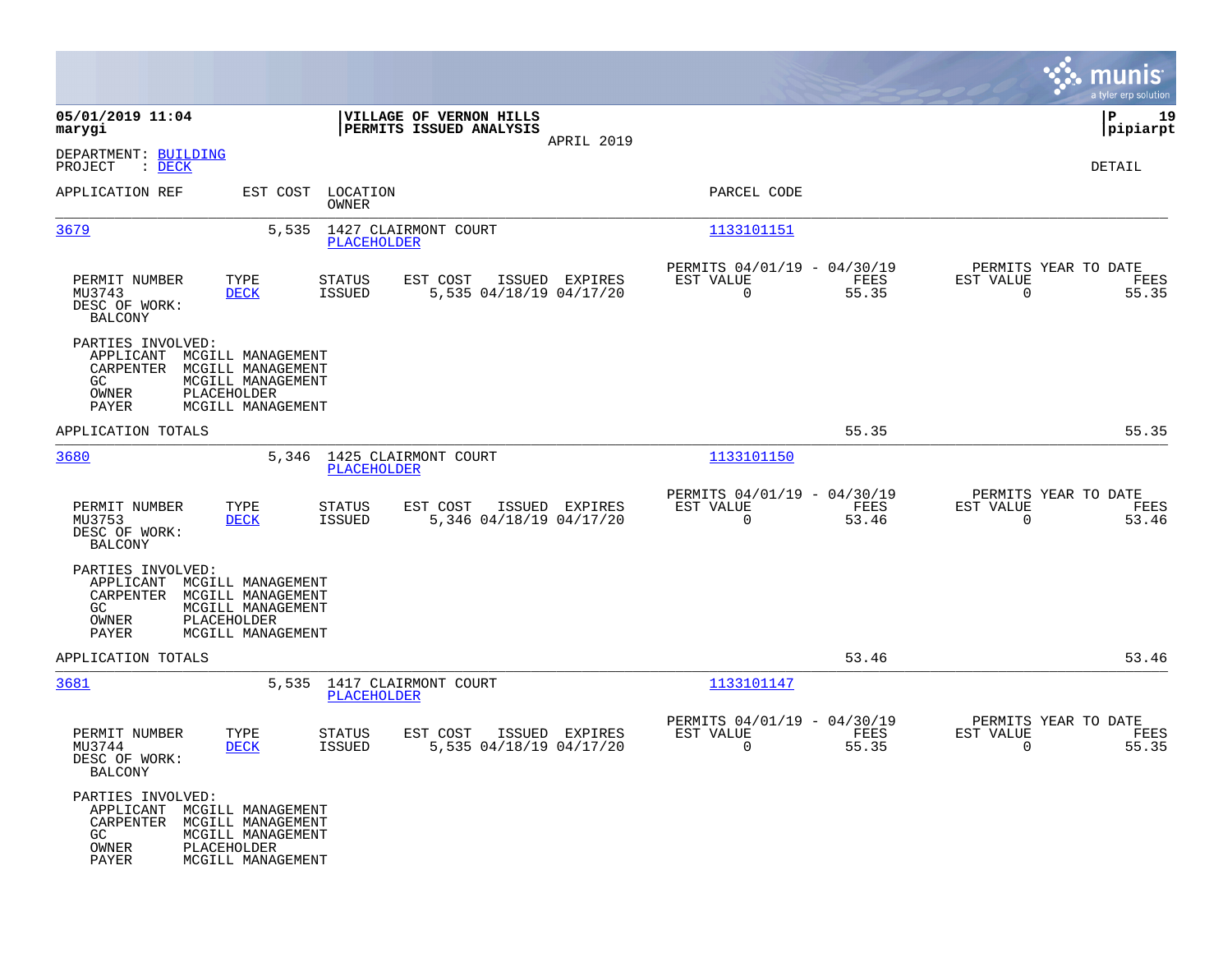**05/01/2019 11:04**
**marygi**

**VILLAGE OF VERNON HILLS**
**PERMITS ISSUED ANALYSIS**
APRIL 2019

**P 19**
**pipiarpt**

DEPARTMENT: BUILDING
PROJECT : DECK

DETAIL

| APPLICATION REF | EST COST | LOCATION / OWNER | PARCEL CODE |
|---|---|---|---|
| 3679 | 5,535 | 1427 CLAIRMONT COURT / PLACEHOLDER | 1133101151 |

| PERMIT NUMBER | TYPE | STATUS | EST COST | ISSUED | EXPIRES | PERMITS 04/01/19 - 04/30/19 EST VALUE | FEES | PERMITS YEAR TO DATE EST VALUE | FEES |
|---|---|---|---|---|---|---|---|---|---|
| MU3743 | DECK | ISSUED | 5,535 | 04/18/19 | 04/17/20 | 0 | 55.35 | 0 | 55.35 |

DESC OF WORK:
BALCONY

PARTIES INVOLVED:
APPLICANT MCGILL MANAGEMENT
CARPENTER MCGILL MANAGEMENT
GC MCGILL MANAGEMENT
OWNER PLACEHOLDER
PAYER MCGILL MANAGEMENT

APPLICATION TOTALS 55.35 55.35

| APPLICATION REF | EST COST | LOCATION / OWNER | PARCEL CODE |
|---|---|---|---|
| 3680 | 5,346 | 1425 CLAIRMONT COURT / PLACEHOLDER | 1133101150 |

| PERMIT NUMBER | TYPE | STATUS | EST COST | ISSUED | EXPIRES | PERMITS 04/01/19 - 04/30/19 EST VALUE | FEES | PERMITS YEAR TO DATE EST VALUE | FEES |
|---|---|---|---|---|---|---|---|---|---|
| MU3753 | DECK | ISSUED | 5,346 | 04/18/19 | 04/17/20 | 0 | 53.46 | 0 | 53.46 |

DESC OF WORK:
BALCONY

PARTIES INVOLVED:
APPLICANT MCGILL MANAGEMENT
CARPENTER MCGILL MANAGEMENT
GC MCGILL MANAGEMENT
OWNER PLACEHOLDER
PAYER MCGILL MANAGEMENT

APPLICATION TOTALS 53.46 53.46

| APPLICATION REF | EST COST | LOCATION / OWNER | PARCEL CODE |
|---|---|---|---|
| 3681 | 5,535 | 1417 CLAIRMONT COURT / PLACEHOLDER | 1133101147 |

| PERMIT NUMBER | TYPE | STATUS | EST COST | ISSUED | EXPIRES | PERMITS 04/01/19 - 04/30/19 EST VALUE | FEES | PERMITS YEAR TO DATE EST VALUE | FEES |
|---|---|---|---|---|---|---|---|---|---|
| MU3744 | DECK | ISSUED | 5,535 | 04/18/19 | 04/17/20 | 0 | 55.35 | 0 | 55.35 |

DESC OF WORK:
BALCONY

PARTIES INVOLVED:
APPLICANT MCGILL MANAGEMENT
CARPENTER MCGILL MANAGEMENT
GC MCGILL MANAGEMENT
OWNER PLACEHOLDER
PAYER MCGILL MANAGEMENT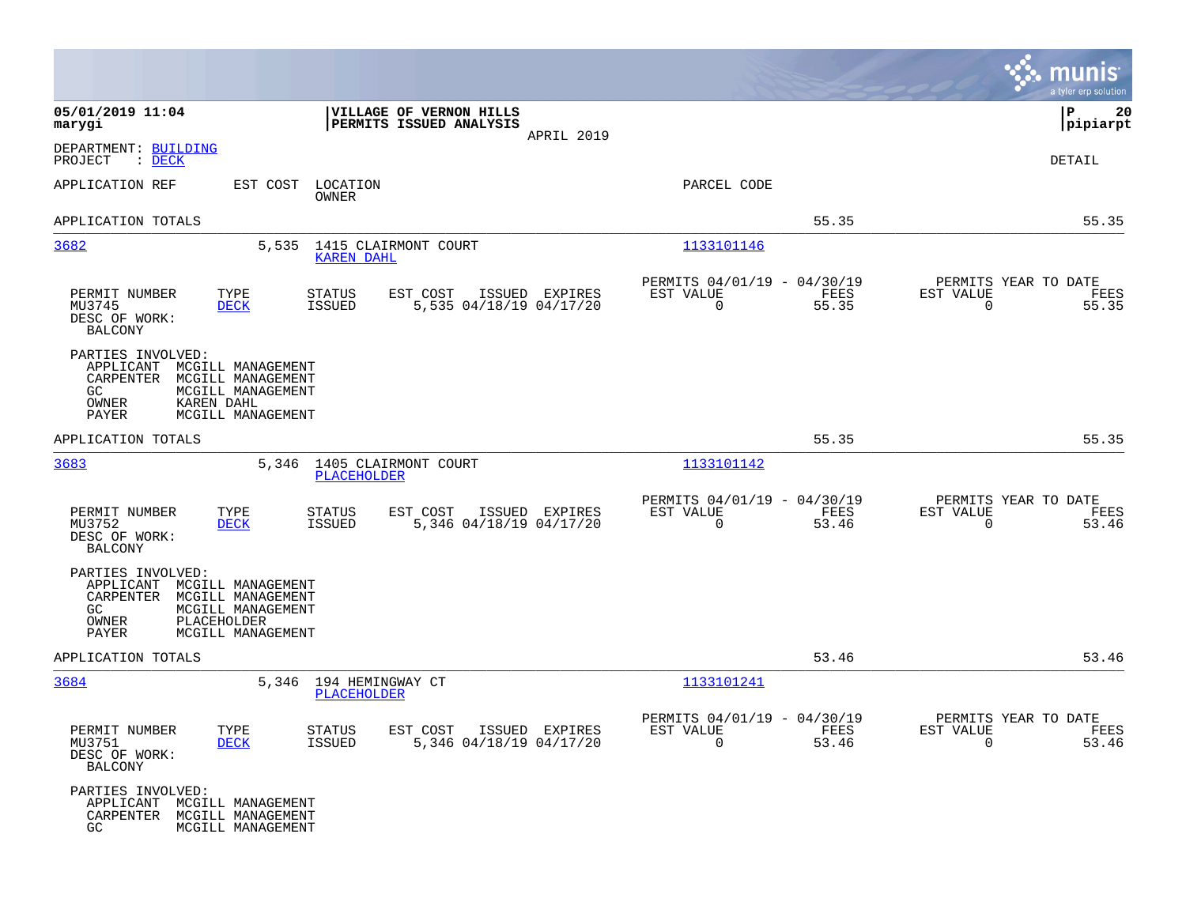05/01/2019 11:04
marygi

**VILLAGE OF VERNON HILLS**
**PERMITS ISSUED ANALYSIS**
APRIL 2019

P 20
pipiarpt

DEPARTMENT: BUILDING
PROJECT : DECK

DETAIL

APPLICATION REF | EST COST | LOCATION / OWNER | PARCEL CODE

APPLICATION TOTALS 55.35 55.35

---

**3682** 5,535 1415 CLAIRMONT COURT
KAREN DAHL
1133101146

| PERMIT NUMBER | TYPE | STATUS | EST COST | ISSUED | EXPIRES | PERMITS 04/01/19 - 04/30/19 EST VALUE | FEES | PERMITS YEAR TO DATE EST VALUE | FEES |
|---|---|---|---|---|---|---|---|---|---|
| MU3745 | DECK | ISSUED | 5,535 | 04/18/19 | 04/17/20 | 0 | 55.35 | 0 | 55.35 |

DESC OF WORK:
BALCONY

PARTIES INVOLVED:
APPLICANT MCGILL MANAGEMENT
CARPENTER MCGILL MANAGEMENT
GC MCGILL MANAGEMENT
OWNER KAREN DAHL
PAYER MCGILL MANAGEMENT

APPLICATION TOTALS 55.35 55.35

---

**3683** 5,346 1405 CLAIRMONT COURT
PLACEHOLDER
1133101142

| PERMIT NUMBER | TYPE | STATUS | EST COST | ISSUED | EXPIRES | PERMITS 04/01/19 - 04/30/19 EST VALUE | FEES | PERMITS YEAR TO DATE EST VALUE | FEES |
|---|---|---|---|---|---|---|---|---|---|
| MU3752 | DECK | ISSUED | 5,346 | 04/18/19 | 04/17/20 | 0 | 53.46 | 0 | 53.46 |

DESC OF WORK:
BALCONY

PARTIES INVOLVED:
APPLICANT MCGILL MANAGEMENT
CARPENTER MCGILL MANAGEMENT
GC MCGILL MANAGEMENT
OWNER PLACEHOLDER
PAYER MCGILL MANAGEMENT

APPLICATION TOTALS 53.46 53.46

---

**3684** 5,346 194 HEMINGWAY CT
PLACEHOLDER
1133101241

| PERMIT NUMBER | TYPE | STATUS | EST COST | ISSUED | EXPIRES | PERMITS 04/01/19 - 04/30/19 EST VALUE | FEES | PERMITS YEAR TO DATE EST VALUE | FEES |
|---|---|---|---|---|---|---|---|---|---|
| MU3751 | DECK | ISSUED | 5,346 | 04/18/19 | 04/17/20 | 0 | 53.46 | 0 | 53.46 |

DESC OF WORK:
BALCONY

PARTIES INVOLVED:
APPLICANT MCGILL MANAGEMENT
CARPENTER MCGILL MANAGEMENT
GC MCGILL MANAGEMENT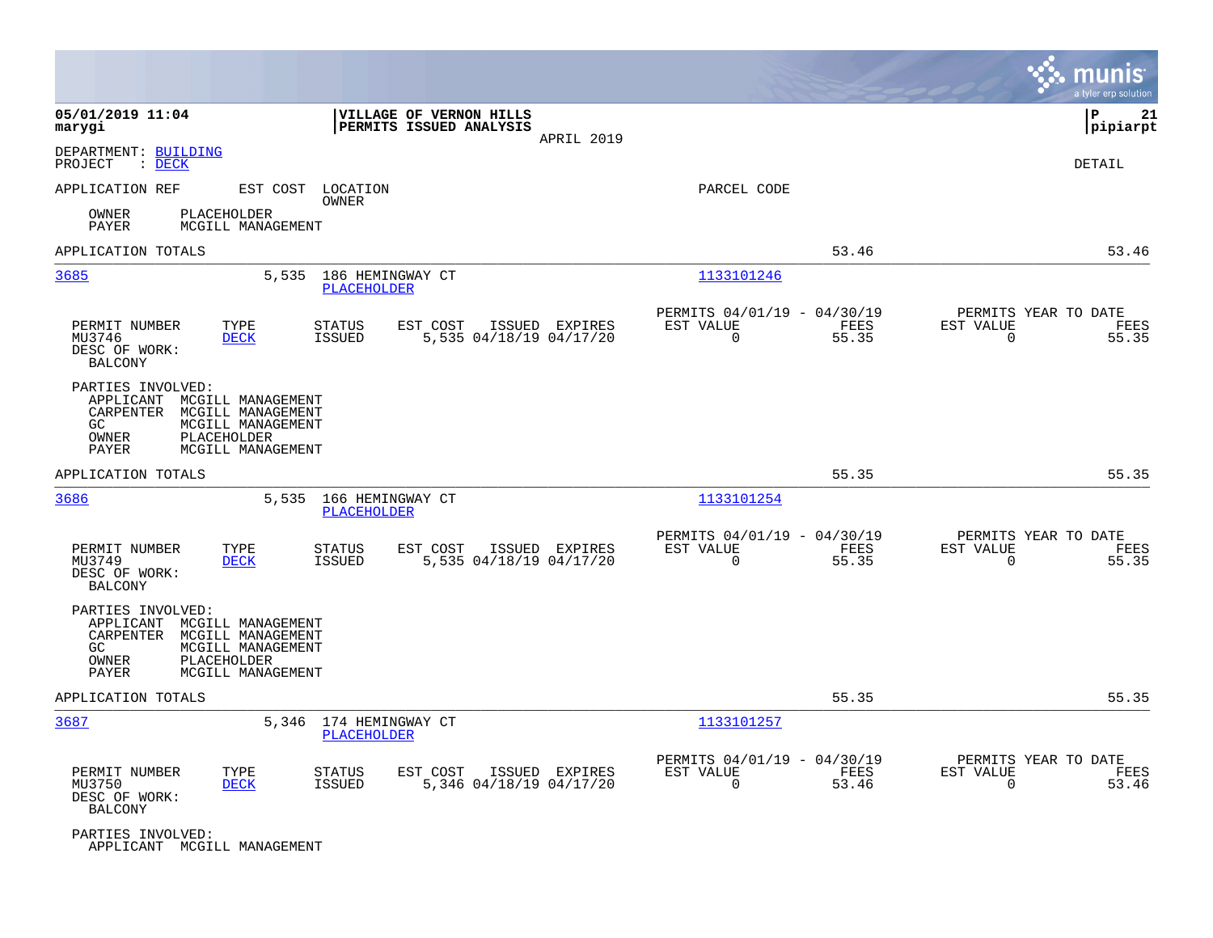**05/01/2019 11:04**
**marygi**

**VILLAGE OF VERNON HILLS**
**PERMITS ISSUED ANALYSIS**
APRIL 2019

**P 21**
**pipiarpt**

DEPARTMENT: BUILDING
PROJECT : DECK

DETAIL

APPLICATION REF — EST COST — LOCATION / OWNER — PARCEL CODE

OWNER PLACEHOLDER
PAYER MCGILL MANAGEMENT

APPLICATION TOTALS 53.46 53.46

---

**3685** — 5,535 — 186 HEMINGWAY CT — PLACEHOLDER — 1133101246

| PERMIT NUMBER | TYPE | STATUS | EST COST | ISSUED | EXPIRES | PERMITS 04/01/19 - 04/30/19 EST VALUE | FEES | PERMITS YEAR TO DATE EST VALUE | FEES |
|---|---|---|---|---|---|---|---|---|---|
| MU3746 | DECK | ISSUED | 5,535 | 04/18/19 | 04/17/20 | 0 | 55.35 | 0 | 55.35 |

DESC OF WORK:
BALCONY

PARTIES INVOLVED:
APPLICANT MCGILL MANAGEMENT
CARPENTER MCGILL MANAGEMENT
GC MCGILL MANAGEMENT
OWNER PLACEHOLDER
PAYER MCGILL MANAGEMENT

APPLICATION TOTALS 55.35 55.35

---

**3686** — 5,535 — 166 HEMINGWAY CT — PLACEHOLDER — 1133101254

| PERMIT NUMBER | TYPE | STATUS | EST COST | ISSUED | EXPIRES | PERMITS 04/01/19 - 04/30/19 EST VALUE | FEES | PERMITS YEAR TO DATE EST VALUE | FEES |
|---|---|---|---|---|---|---|---|---|---|
| MU3749 | DECK | ISSUED | 5,535 | 04/18/19 | 04/17/20 | 0 | 55.35 | 0 | 55.35 |

DESC OF WORK:
BALCONY

PARTIES INVOLVED:
APPLICANT MCGILL MANAGEMENT
CARPENTER MCGILL MANAGEMENT
GC MCGILL MANAGEMENT
OWNER PLACEHOLDER
PAYER MCGILL MANAGEMENT

APPLICATION TOTALS 55.35 55.35

---

**3687** — 5,346 — 174 HEMINGWAY CT — PLACEHOLDER — 1133101257

| PERMIT NUMBER | TYPE | STATUS | EST COST | ISSUED | EXPIRES | PERMITS 04/01/19 - 04/30/19 EST VALUE | FEES | PERMITS YEAR TO DATE EST VALUE | FEES |
|---|---|---|---|---|---|---|---|---|---|
| MU3750 | DECK | ISSUED | 5,346 | 04/18/19 | 04/17/20 | 0 | 53.46 | 0 | 53.46 |

DESC OF WORK:
BALCONY

PARTIES INVOLVED:
APPLICANT MCGILL MANAGEMENT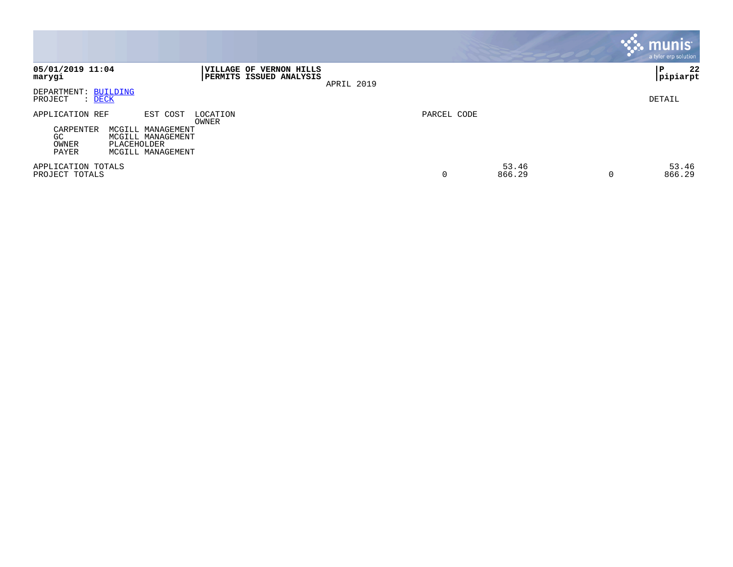**05/01/2019 11:04**
**marygi**

**VILLAGE OF VERNON HILLS**
**PERMITS ISSUED ANALYSIS**

APRIL 2019

**P 22**
**pipiarpt**

DEPARTMENT: BUILDING
PROJECT : DECK

DETAIL

| APPLICATION REF | EST COST | LOCATION / OWNER | PARCEL CODE | | | |
|---|---|---|---|---|---|---|
| CARPENTER | MCGILL MANAGEMENT | | | | | |
| GC | MCGILL MANAGEMENT | | | | | |
| OWNER | PLACEHOLDER | | | | | |
| PAYER | MCGILL MANAGEMENT | | | | | |
| APPLICATION TOTALS | | | | 53.46 | | 53.46 |
| PROJECT TOTALS | | | 0 | 866.29 | 0 | 866.29 |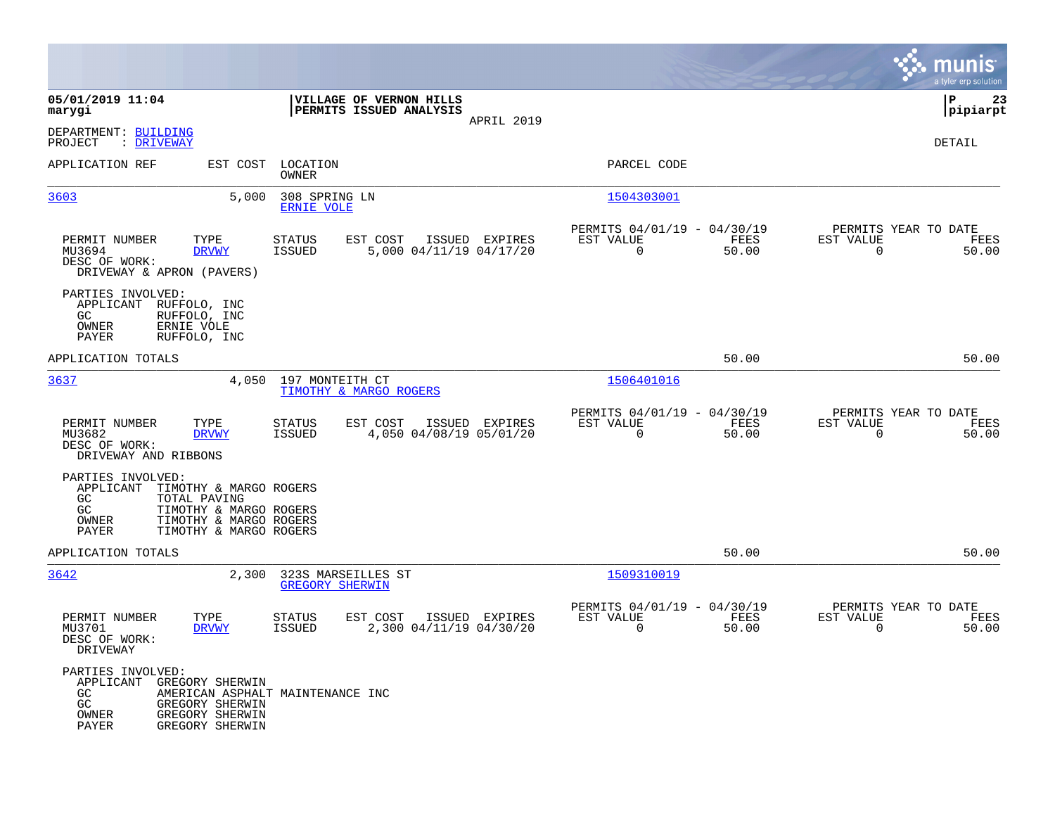**05/01/2019 11:04**
**marygi**

**VILLAGE OF VERNON HILLS**
**PERMITS ISSUED ANALYSIS**
APRIL 2019

**P 23**
**pipiarpt**

DEPARTMENT: BUILDING
PROJECT : DRIVEWAY

DETAIL

| APPLICATION REF | EST COST | LOCATION / OWNER | PARCEL CODE |
|---|---|---|---|
| 3603 | 5,000 | 308 SPRING LN / ERNIE VOLE | 1504303001 |

| PERMIT NUMBER | TYPE | STATUS | EST COST | ISSUED | EXPIRES | PERMITS 04/01/19 - 04/30/19 EST VALUE | FEES | PERMITS YEAR TO DATE EST VALUE | FEES |
|---|---|---|---|---|---|---|---|---|---|
| MU3694 | DRVWY | ISSUED | 5,000 | 04/11/19 | 04/17/20 | 0 | 50.00 | 0 | 50.00 |

DESC OF WORK:
DRIVEWAY & APRON (PAVERS)

PARTIES INVOLVED:
- APPLICANT RUFFOLO, INC
- GC RUFFOLO, INC
- OWNER ERNIE VOLE
- PAYER RUFFOLO, INC

APPLICATION TOTALS 50.00 50.00

| APPLICATION REF | EST COST | LOCATION / OWNER | PARCEL CODE |
|---|---|---|---|
| 3637 | 4,050 | 197 MONTEITH CT / TIMOTHY & MARGO ROGERS | 1506401016 |

| PERMIT NUMBER | TYPE | STATUS | EST COST | ISSUED | EXPIRES | PERMITS 04/01/19 - 04/30/19 EST VALUE | FEES | PERMITS YEAR TO DATE EST VALUE | FEES |
|---|---|---|---|---|---|---|---|---|---|
| MU3682 | DRVWY | ISSUED | 4,050 | 04/08/19 | 05/01/20 | 0 | 50.00 | 0 | 50.00 |

DESC OF WORK:
DRIVEWAY AND RIBBONS

PARTIES INVOLVED:
- APPLICANT TIMOTHY & MARGO ROGERS
- GC TOTAL PAVING
- GC TIMOTHY & MARGO ROGERS
- OWNER TIMOTHY & MARGO ROGERS
- PAYER TIMOTHY & MARGO ROGERS

APPLICATION TOTALS 50.00 50.00

| APPLICATION REF | EST COST | LOCATION / OWNER | PARCEL CODE |
|---|---|---|---|
| 3642 | 2,300 | 323S MARSEILLES ST / GREGORY SHERWIN | 1509310019 |

| PERMIT NUMBER | TYPE | STATUS | EST COST | ISSUED | EXPIRES | PERMITS 04/01/19 - 04/30/19 EST VALUE | FEES | PERMITS YEAR TO DATE EST VALUE | FEES |
|---|---|---|---|---|---|---|---|---|---|
| MU3701 | DRVWY | ISSUED | 2,300 | 04/11/19 | 04/30/20 | 0 | 50.00 | 0 | 50.00 |

DESC OF WORK:
DRIVEWAY

PARTIES INVOLVED:
- APPLICANT GREGORY SHERWIN
- GC AMERICAN ASPHALT MAINTENANCE INC
- GC GREGORY SHERWIN
- OWNER GREGORY SHERWIN
- PAYER GREGORY SHERWIN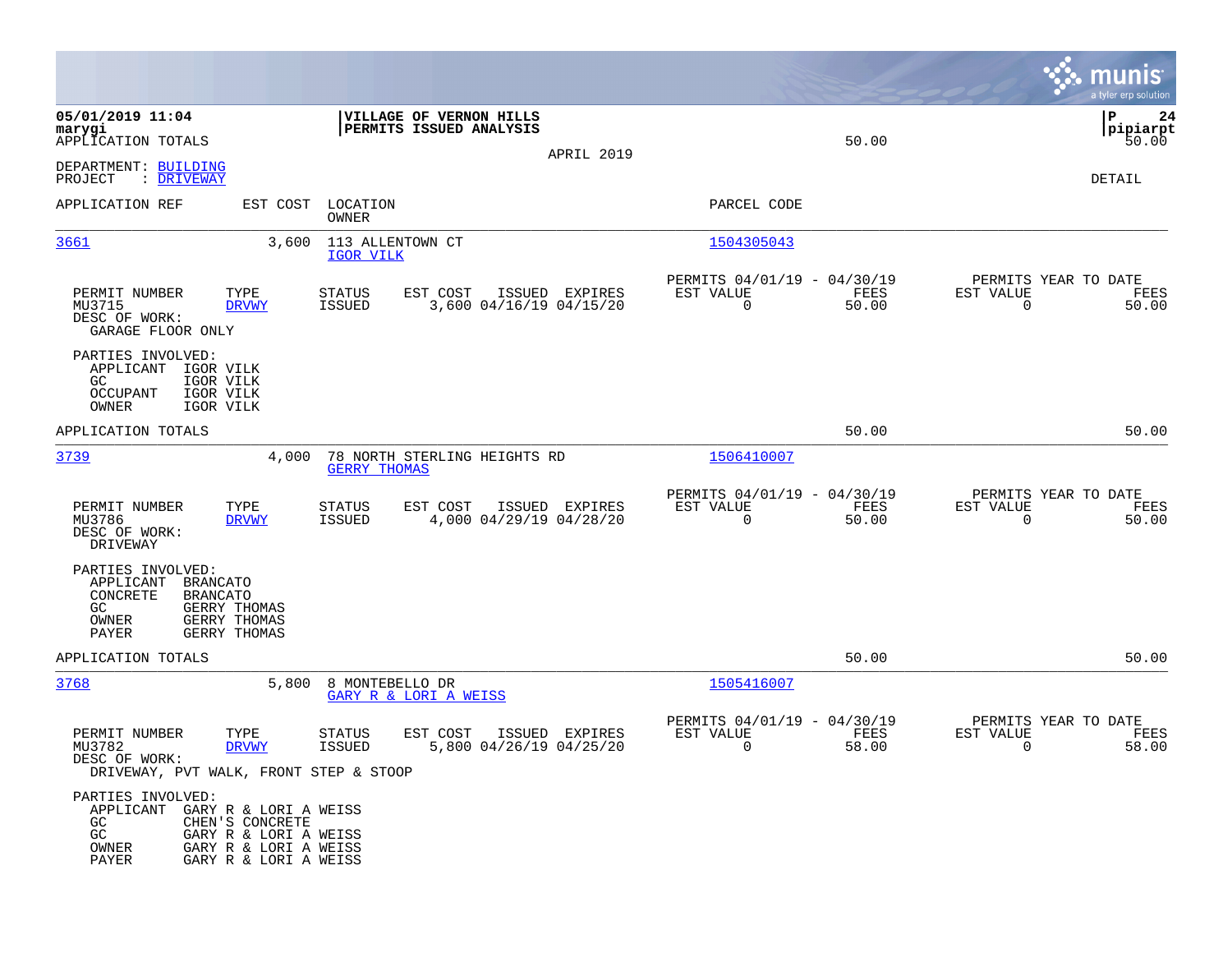05/01/2019 11:04
marygi
APPLICATION TOTALS

**VILLAGE OF VERNON HILLS**
**PERMITS ISSUED ANALYSIS**

APRIL 2019

50.00

P 24
pipiarpt
50.00

DEPARTMENT: BUILDING
PROJECT : DRIVEWAY

DETAIL

| APPLICATION REF | EST COST | LOCATION / OWNER | PARCEL CODE |
|---|---|---|---|
| 3661 | 3,600 | 113 ALLENTOWN CT / IGOR VILK | 1504305043 |

| PERMIT NUMBER | TYPE | STATUS | EST COST | ISSUED | EXPIRES | PERMITS 04/01/19 - 04/30/19 EST VALUE | FEES | PERMITS YEAR TO DATE EST VALUE | FEES |
|---|---|---|---|---|---|---|---|---|---|
| MU3715 | DRVWY | ISSUED | 3,600 | 04/16/19 | 04/15/20 | 0 | 50.00 | 0 | 50.00 |

DESC OF WORK:
GARAGE FLOOR ONLY

PARTIES INVOLVED:
APPLICANT IGOR VILK
GC IGOR VILK
OCCUPANT IGOR VILK
OWNER IGOR VILK

APPLICATION TOTALS 50.00 50.00

| APPLICATION REF | EST COST | LOCATION / OWNER | PARCEL CODE |
|---|---|---|---|
| 3739 | 4,000 | 78 NORTH STERLING HEIGHTS RD / GERRY THOMAS | 1506410007 |

| PERMIT NUMBER | TYPE | STATUS | EST COST | ISSUED | EXPIRES | PERMITS 04/01/19 - 04/30/19 EST VALUE | FEES | PERMITS YEAR TO DATE EST VALUE | FEES |
|---|---|---|---|---|---|---|---|---|---|
| MU3786 | DRVWY | ISSUED | 4,000 | 04/29/19 | 04/28/20 | 0 | 50.00 | 0 | 50.00 |

DESC OF WORK:
DRIVEWAY

PARTIES INVOLVED:
APPLICANT BRANCATO
CONCRETE BRANCATO
GC GERRY THOMAS
OWNER GERRY THOMAS
PAYER GERRY THOMAS

APPLICATION TOTALS 50.00 50.00

| APPLICATION REF | EST COST | LOCATION / OWNER | PARCEL CODE |
|---|---|---|---|
| 3768 | 5,800 | 8 MONTEBELLO DR / GARY R & LORI A WEISS | 1505416007 |

| PERMIT NUMBER | TYPE | STATUS | EST COST | ISSUED | EXPIRES | PERMITS 04/01/19 - 04/30/19 EST VALUE | FEES | PERMITS YEAR TO DATE EST VALUE | FEES |
|---|---|---|---|---|---|---|---|---|---|
| MU3782 | DRVWY | ISSUED | 5,800 | 04/26/19 | 04/25/20 | 0 | 58.00 | 0 | 58.00 |

DESC OF WORK:
DRIVEWAY, PVT WALK, FRONT STEP & STOOP

PARTIES INVOLVED:
APPLICANT GARY R & LORI A WEISS
GC CHEN'S CONCRETE
GC GARY R & LORI A WEISS
OWNER GARY R & LORI A WEISS
PAYER GARY R & LORI A WEISS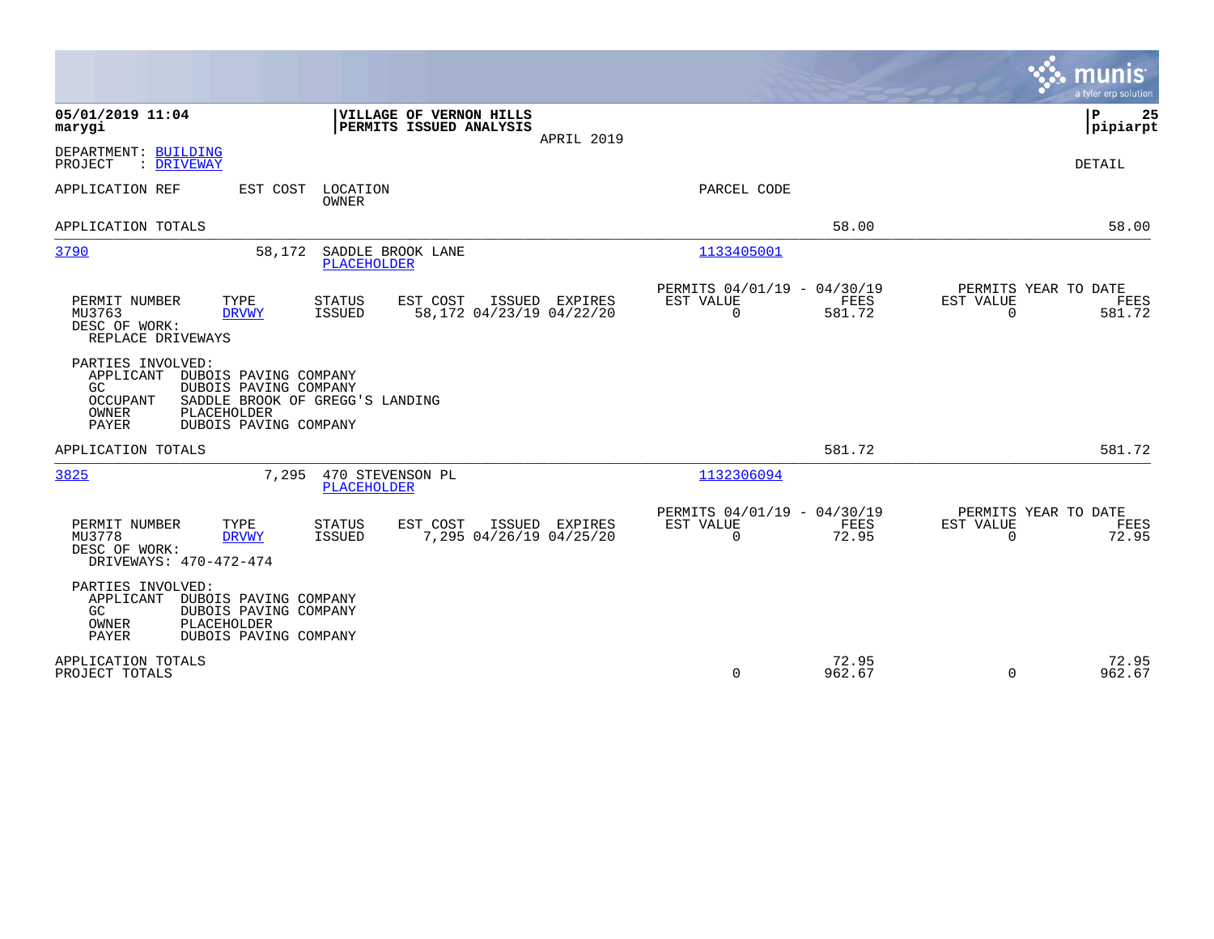**05/01/2019 11:04**
**marygi**

**VILLAGE OF VERNON HILLS**
**PERMITS ISSUED ANALYSIS**
APRIL 2019

**P 25**
**pipiarpt**

DEPARTMENT: BUILDING
PROJECT : DRIVEWAY

DETAIL

| APPLICATION REF | EST COST | LOCATION / OWNER | PARCEL CODE | | |
|---|---|---|---|---|---|
| APPLICATION TOTALS | | | | 58.00 | 58.00 |
| 3790 | 58,172 | SADDLE BROOK LANE / PLACEHOLDER | 1133405001 | | |

| PERMIT NUMBER | TYPE | STATUS | EST COST | ISSUED | EXPIRES | PERMITS 04/01/19 - 04/30/19 EST VALUE | FEES | PERMITS YEAR TO DATE EST VALUE | FEES |
|---|---|---|---|---|---|---|---|---|---|
| MU3763 | DRVWY | ISSUED | 58,172 | 04/23/19 | 04/22/20 | 0 | 581.72 | 0 | 581.72 |

DESC OF WORK:
REPLACE DRIVEWAYS

PARTIES INVOLVED:
- APPLICANT DUBOIS PAVING COMPANY
- GC DUBOIS PAVING COMPANY
- OCCUPANT SADDLE BROOK OF GREGG'S LANDING
- OWNER PLACEHOLDER
- PAYER DUBOIS PAVING COMPANY

| | | | | | |
|---|---|---|---|---|---|
| APPLICATION TOTALS | | | | 581.72 | 581.72 |
| 3825 | 7,295 | 470 STEVENSON PL / PLACEHOLDER | 1132306094 | | |

| PERMIT NUMBER | TYPE | STATUS | EST COST | ISSUED | EXPIRES | PERMITS 04/01/19 - 04/30/19 EST VALUE | FEES | PERMITS YEAR TO DATE EST VALUE | FEES |
|---|---|---|---|---|---|---|---|---|---|
| MU3778 | DRVWY | ISSUED | 7,295 | 04/26/19 | 04/25/20 | 0 | 72.95 | 0 | 72.95 |

DESC OF WORK:
DRIVEWAYS: 470-472-474

PARTIES INVOLVED:
- APPLICANT DUBOIS PAVING COMPANY
- GC DUBOIS PAVING COMPANY
- OWNER PLACEHOLDER
- PAYER DUBOIS PAVING COMPANY

| | EST VALUE | FEES | EST VALUE | FEES |
|---|---|---|---|---|
| APPLICATION TOTALS | | 72.95 | | 72.95 |
| PROJECT TOTALS | 0 | 962.67 | 0 | 962.67 |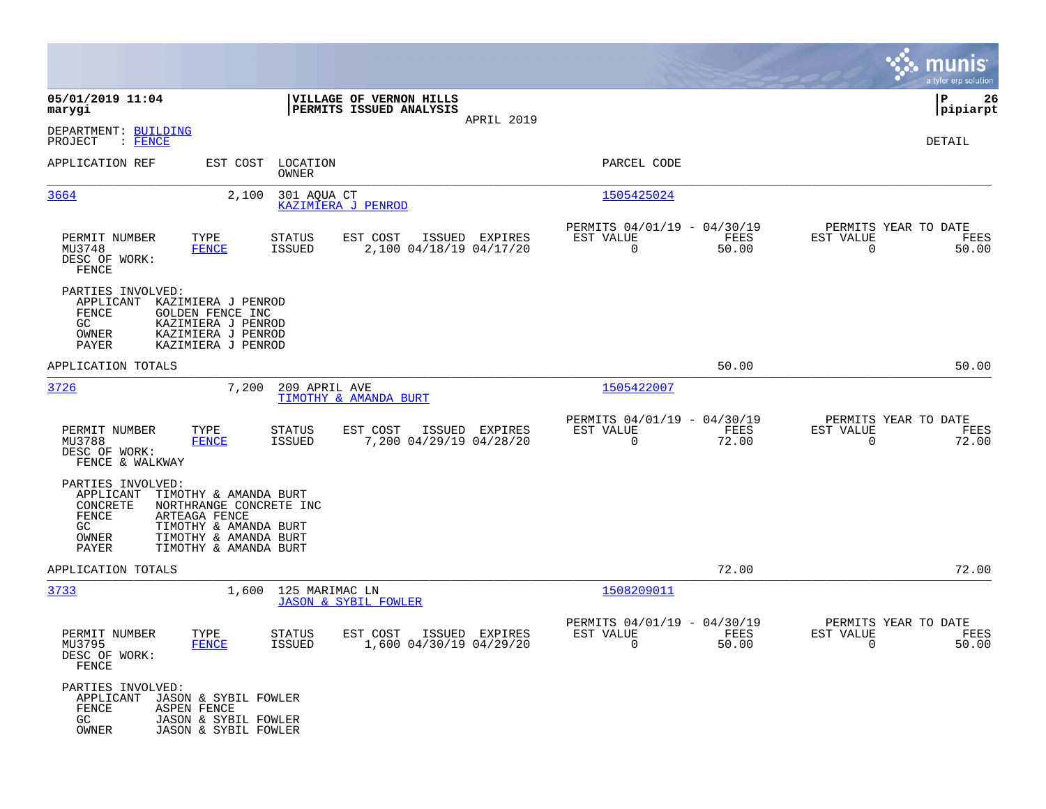**05/01/2019 11:04**
**marygi**

**VILLAGE OF VERNON HILLS**
**PERMITS ISSUED ANALYSIS**
APRIL 2019

**P 26**
**pipiarpt**

DEPARTMENT: BUILDING
PROJECT : FENCE

DETAIL

| APPLICATION REF | EST COST | LOCATION / OWNER | PARCEL CODE |
|---|---|---|---|
| 3664 | 2,100 | 301 AQUA CT / KAZIMIERA J PENROD | 1505425024 |

| PERMIT NUMBER | TYPE | STATUS | EST COST | ISSUED | EXPIRES | PERMITS 04/01/19 - 04/30/19 EST VALUE | FEES | PERMITS YEAR TO DATE EST VALUE | FEES |
|---|---|---|---|---|---|---|---|---|---|
| MU3748 | FENCE | ISSUED | 2,100 | 04/18/19 | 04/17/20 | 0 | 50.00 | 0 | 50.00 |

DESC OF WORK:
FENCE

PARTIES INVOLVED:
APPLICANT KAZIMIERA J PENROD
FENCE GOLDEN FENCE INC
GC KAZIMIERA J PENROD
OWNER KAZIMIERA J PENROD
PAYER KAZIMIERA J PENROD

APPLICATION TOTALS 50.00 50.00

| APPLICATION REF | EST COST | LOCATION / OWNER | PARCEL CODE |
|---|---|---|---|
| 3726 | 7,200 | 209 APRIL AVE / TIMOTHY & AMANDA BURT | 1505422007 |

| PERMIT NUMBER | TYPE | STATUS | EST COST | ISSUED | EXPIRES | PERMITS 04/01/19 - 04/30/19 EST VALUE | FEES | PERMITS YEAR TO DATE EST VALUE | FEES |
|---|---|---|---|---|---|---|---|---|---|
| MU3788 | FENCE | ISSUED | 7,200 | 04/29/19 | 04/28/20 | 0 | 72.00 | 0 | 72.00 |

DESC OF WORK:
FENCE & WALKWAY

PARTIES INVOLVED:
APPLICANT TIMOTHY & AMANDA BURT
CONCRETE NORTHRANGE CONCRETE INC
FENCE ARTEAGA FENCE
GC TIMOTHY & AMANDA BURT
OWNER TIMOTHY & AMANDA BURT
PAYER TIMOTHY & AMANDA BURT

APPLICATION TOTALS 72.00 72.00

| APPLICATION REF | EST COST | LOCATION / OWNER | PARCEL CODE |
|---|---|---|---|
| 3733 | 1,600 | 125 MARIMAC LN / JASON & SYBIL FOWLER | 1508209011 |

| PERMIT NUMBER | TYPE | STATUS | EST COST | ISSUED | EXPIRES | PERMITS 04/01/19 - 04/30/19 EST VALUE | FEES | PERMITS YEAR TO DATE EST VALUE | FEES |
|---|---|---|---|---|---|---|---|---|---|
| MU3795 | FENCE | ISSUED | 1,600 | 04/30/19 | 04/29/20 | 0 | 50.00 | 0 | 50.00 |

DESC OF WORK:
FENCE

PARTIES INVOLVED:
APPLICANT JASON & SYBIL FOWLER
FENCE ASPEN FENCE
GC JASON & SYBIL FOWLER
OWNER JASON & SYBIL FOWLER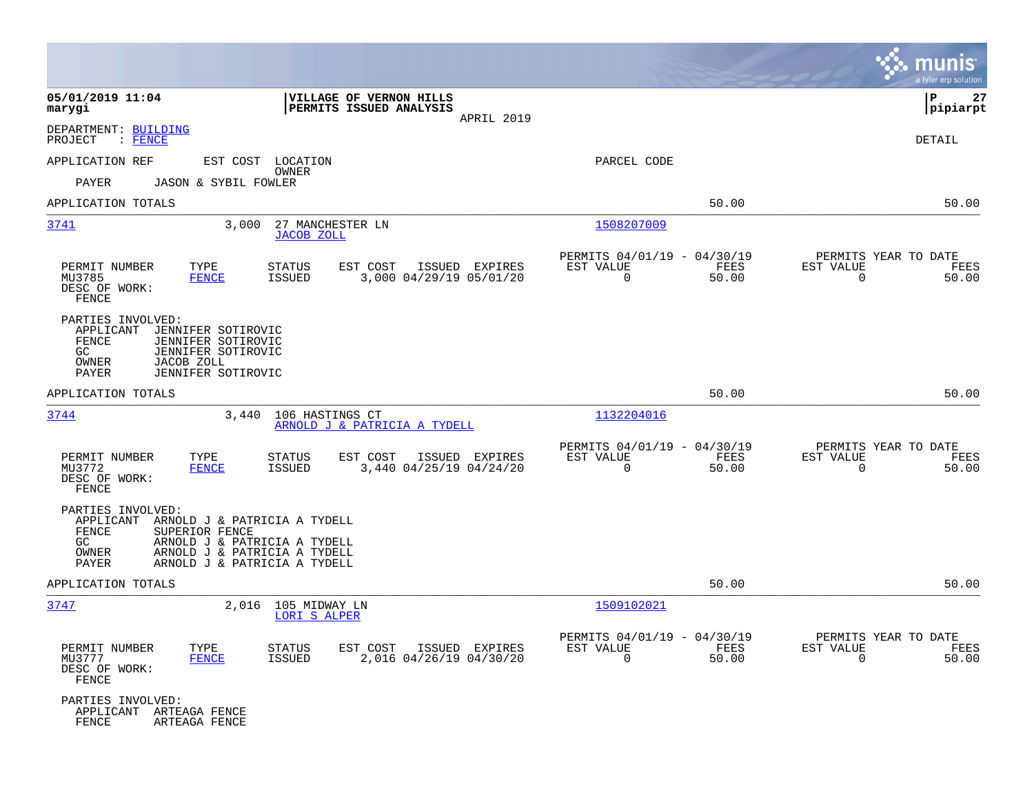**05/01/2019 11:04**
**marygi**

**VILLAGE OF VERNON HILLS**
**PERMITS ISSUED ANALYSIS**
APRIL 2019

**P 27**
**pipiarpt**

DEPARTMENT: BUILDING
PROJECT : FENCE

DETAIL

APPLICATION REF    EST COST    LOCATION / OWNER    PARCEL CODE

PAYER    JASON & SYBIL FOWLER

APPLICATION TOTALS    50.00    50.00

---

**3741**    3,000    27 MANCHESTER LN    1508207009
JACOB ZOLL

| PERMIT NUMBER | TYPE | STATUS | EST COST | ISSUED | EXPIRES | PERMITS 04/01/19 - 04/30/19 EST VALUE | FEES | PERMITS YEAR TO DATE EST VALUE | FEES |
|---|---|---|---|---|---|---|---|---|---|
| MU3785 | FENCE | ISSUED | 3,000 | 04/29/19 | 05/01/20 | 0 | 50.00 | 0 | 50.00 |

DESC OF WORK:
FENCE

PARTIES INVOLVED:
APPLICANT JENNIFER SOTIROVIC
FENCE JENNIFER SOTIROVIC
GC JENNIFER SOTIROVIC
OWNER JACOB ZOLL
PAYER JENNIFER SOTIROVIC

APPLICATION TOTALS    50.00    50.00

---

**3744**    3,440    106 HASTINGS CT    1132204016
ARNOLD J & PATRICIA A TYDELL

| PERMIT NUMBER | TYPE | STATUS | EST COST | ISSUED | EXPIRES | PERMITS 04/01/19 - 04/30/19 EST VALUE | FEES | PERMITS YEAR TO DATE EST VALUE | FEES |
|---|---|---|---|---|---|---|---|---|---|
| MU3772 | FENCE | ISSUED | 3,440 | 04/25/19 | 04/24/20 | 0 | 50.00 | 0 | 50.00 |

DESC OF WORK:
FENCE

PARTIES INVOLVED:
APPLICANT ARNOLD J & PATRICIA A TYDELL
FENCE SUPERIOR FENCE
GC ARNOLD J & PATRICIA A TYDELL
OWNER ARNOLD J & PATRICIA A TYDELL
PAYER ARNOLD J & PATRICIA A TYDELL

APPLICATION TOTALS    50.00    50.00

---

**3747**    2,016    105 MIDWAY LN    1509102021
LORI S ALPER

| PERMIT NUMBER | TYPE | STATUS | EST COST | ISSUED | EXPIRES | PERMITS 04/01/19 - 04/30/19 EST VALUE | FEES | PERMITS YEAR TO DATE EST VALUE | FEES |
|---|---|---|---|---|---|---|---|---|---|
| MU3777 | FENCE | ISSUED | 2,016 | 04/26/19 | 04/30/20 | 0 | 50.00 | 0 | 50.00 |

DESC OF WORK:
FENCE

PARTIES INVOLVED:
APPLICANT ARTEAGA FENCE
FENCE ARTEAGA FENCE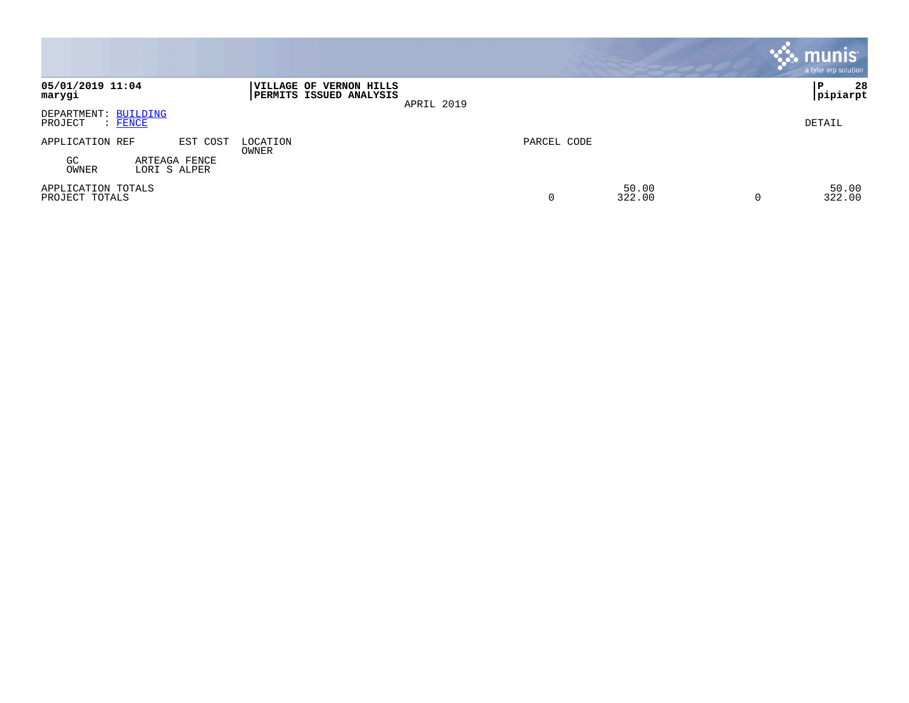**VILLAGE OF VERNON HILLS**
**PERMITS ISSUED ANALYSIS**
APRIL 2019

05/01/2019 11:04
marygi

P 28
pipiarpt

DEPARTMENT: BUILDING
PROJECT : FENCE

DETAIL

| APPLICATION REF | EST COST | LOCATION / OWNER | PARCEL CODE | | | |
|---|---|---|---|---|---|---|
| GC | ARTEAGA FENCE | | | | | |
| OWNER | LORI S ALPER | | | | | |
| APPLICATION TOTALS | | | | 50.00 | | 50.00 |
| PROJECT TOTALS | | | 0 | 322.00 | 0 | 322.00 |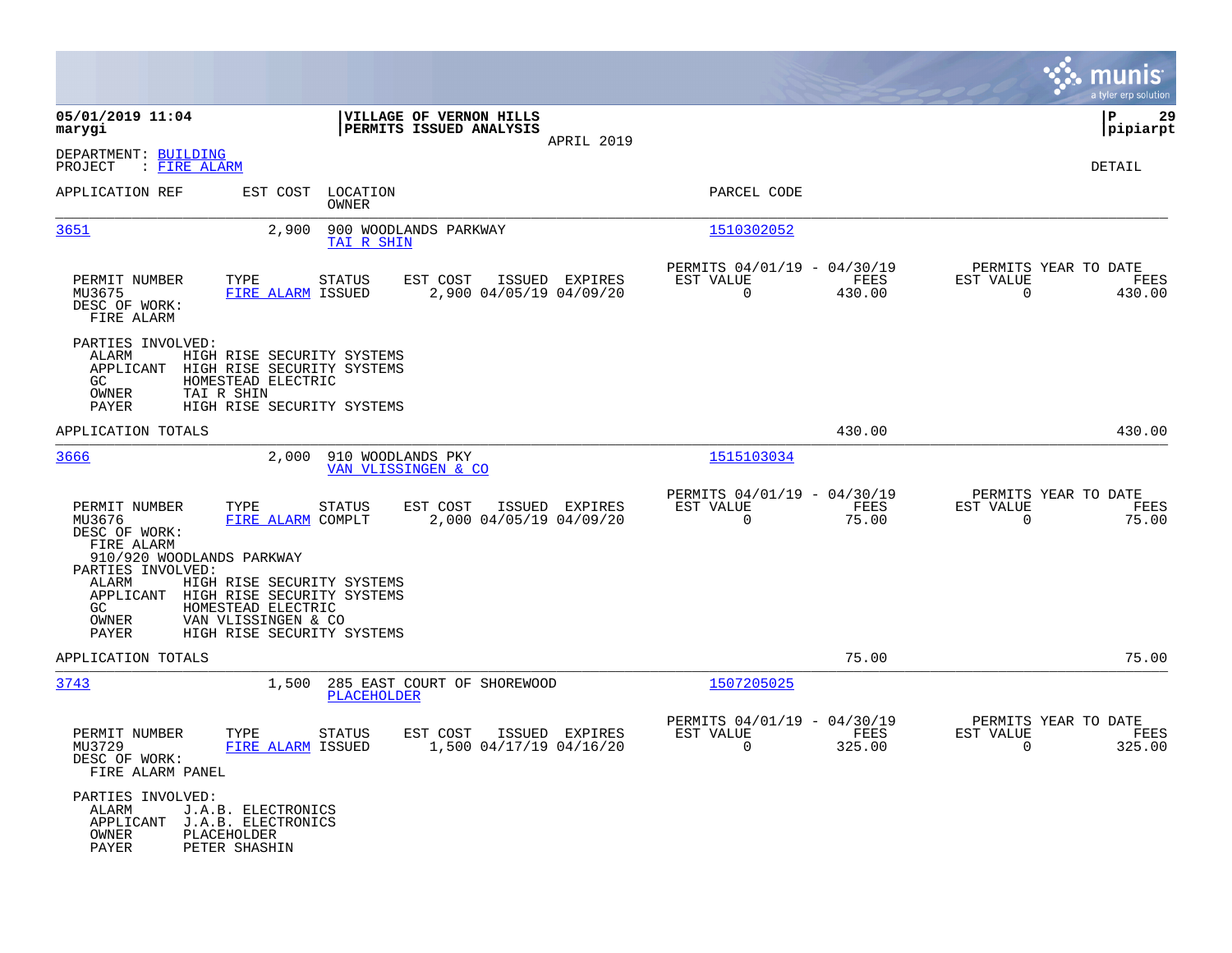**VILLAGE OF VERNON HILLS**
**PERMITS ISSUED ANALYSIS**
APRIL 2019

05/01/2019 11:04
marygi

P 29
pipiarpt

DEPARTMENT: BUILDING
PROJECT : FIRE ALARM

DETAIL

| APPLICATION REF | EST COST | LOCATION / OWNER | PARCEL CODE |
|---|---|---|---|
| 3651 | 2,900 | 900 WOODLANDS PARKWAY / TAI R SHIN | 1510302052 |

| PERMIT NUMBER | TYPE | STATUS | EST COST | ISSUED | EXPIRES | PERMITS 04/01/19 - 04/30/19 EST VALUE | FEES | PERMITS YEAR TO DATE EST VALUE | FEES |
|---|---|---|---|---|---|---|---|---|---|
| MU3675 | FIRE ALARM | ISSUED | 2,900 | 04/05/19 | 04/09/20 | 0 | 430.00 | 0 | 430.00 |

DESC OF WORK:
FIRE ALARM

PARTIES INVOLVED:
- ALARM HIGH RISE SECURITY SYSTEMS
- APPLICANT HIGH RISE SECURITY SYSTEMS
- GC HOMESTEAD ELECTRIC
- OWNER TAI R SHIN
- PAYER HIGH RISE SECURITY SYSTEMS

APPLICATION TOTALS: 430.00 | 430.00

| APPLICATION REF | EST COST | LOCATION / OWNER | PARCEL CODE |
|---|---|---|---|
| 3666 | 2,000 | 910 WOODLANDS PKY / VAN VLISSINGEN & CO | 1515103034 |

| PERMIT NUMBER | TYPE | STATUS | EST COST | ISSUED | EXPIRES | PERMITS 04/01/19 - 04/30/19 EST VALUE | FEES | PERMITS YEAR TO DATE EST VALUE | FEES |
|---|---|---|---|---|---|---|---|---|---|
| MU3676 | FIRE ALARM | COMPLT | 2,000 | 04/05/19 | 04/09/20 | 0 | 75.00 | 0 | 75.00 |

DESC OF WORK:
FIRE ALARM
910/920 WOODLANDS PARKWAY

PARTIES INVOLVED:
- ALARM HIGH RISE SECURITY SYSTEMS
- APPLICANT HIGH RISE SECURITY SYSTEMS
- GC HOMESTEAD ELECTRIC
- OWNER VAN VLISSINGEN & CO
- PAYER HIGH RISE SECURITY SYSTEMS

APPLICATION TOTALS: 75.00 | 75.00

| APPLICATION REF | EST COST | LOCATION / OWNER | PARCEL CODE |
|---|---|---|---|
| 3743 | 1,500 | 285 EAST COURT OF SHOREWOOD / PLACEHOLDER | 1507205025 |

| PERMIT NUMBER | TYPE | STATUS | EST COST | ISSUED | EXPIRES | PERMITS 04/01/19 - 04/30/19 EST VALUE | FEES | PERMITS YEAR TO DATE EST VALUE | FEES |
|---|---|---|---|---|---|---|---|---|---|
| MU3729 | FIRE ALARM | ISSUED | 1,500 | 04/17/19 | 04/16/20 | 0 | 325.00 | 0 | 325.00 |

DESC OF WORK:
FIRE ALARM PANEL

PARTIES INVOLVED:
- ALARM J.A.B. ELECTRONICS
- APPLICANT J.A.B. ELECTRONICS
- OWNER PLACEHOLDER
- PAYER PETER SHASHIN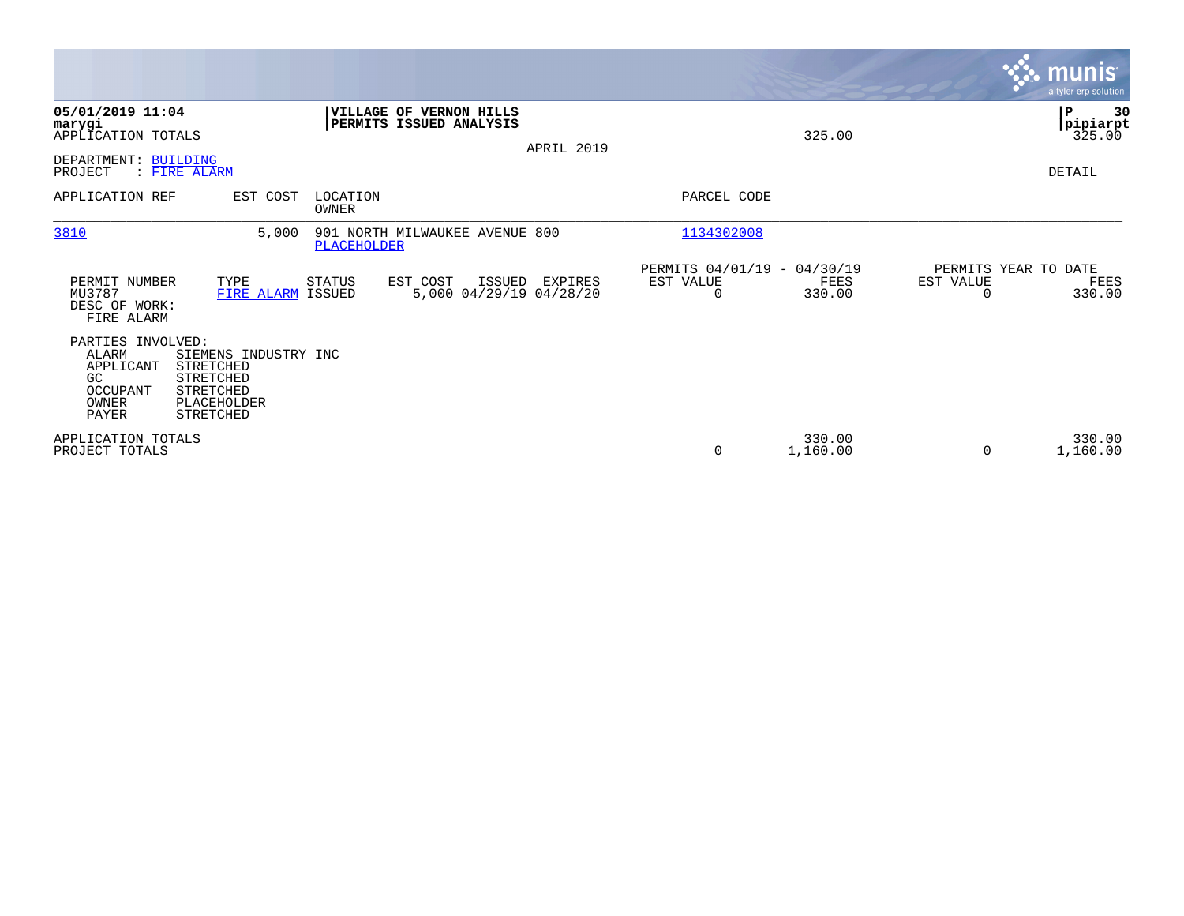05/01/2019 11:04
marygi
APPLICATION TOTALS

**VILLAGE OF VERNON HILLS**
**PERMITS ISSUED ANALYSIS**

APRIL 2019

325.00

P 30
pipiarpt
325.00

DEPARTMENT: BUILDING
PROJECT : FIRE ALARM

DETAIL

| APPLICATION REF | EST COST | LOCATION / OWNER | PARCEL CODE |
|---|---|---|---|
| 3810 | 5,000 | 901 NORTH MILWAUKEE AVENUE 800 / PLACEHOLDER | 1134302008 |

| PERMIT NUMBER | TYPE | STATUS | EST COST | ISSUED | EXPIRES | PERMITS 04/01/19 - 04/30/19 EST VALUE | FEES | PERMITS YEAR TO DATE EST VALUE | FEES |
|---|---|---|---|---|---|---|---|---|---|
| MU3787 | FIRE ALARM | ISSUED | 5,000 | 04/29/19 | 04/28/20 | 0 | 330.00 | 0 | 330.00 |

DESC OF WORK:
FIRE ALARM

PARTIES INVOLVED:

| | |
|---|---|
| ALARM | SIEMENS INDUSTRY INC |
| APPLICANT | STRETCHED |
| GC | STRETCHED |
| OCCUPANT | STRETCHED |
| OWNER | PLACEHOLDER |
| PAYER | STRETCHED |

| | EST VALUE | FEES | EST VALUE | FEES |
|---|---|---|---|---|
| APPLICATION TOTALS | | 330.00 | | 330.00 |
| PROJECT TOTALS | 0 | 1,160.00 | 0 | 1,160.00 |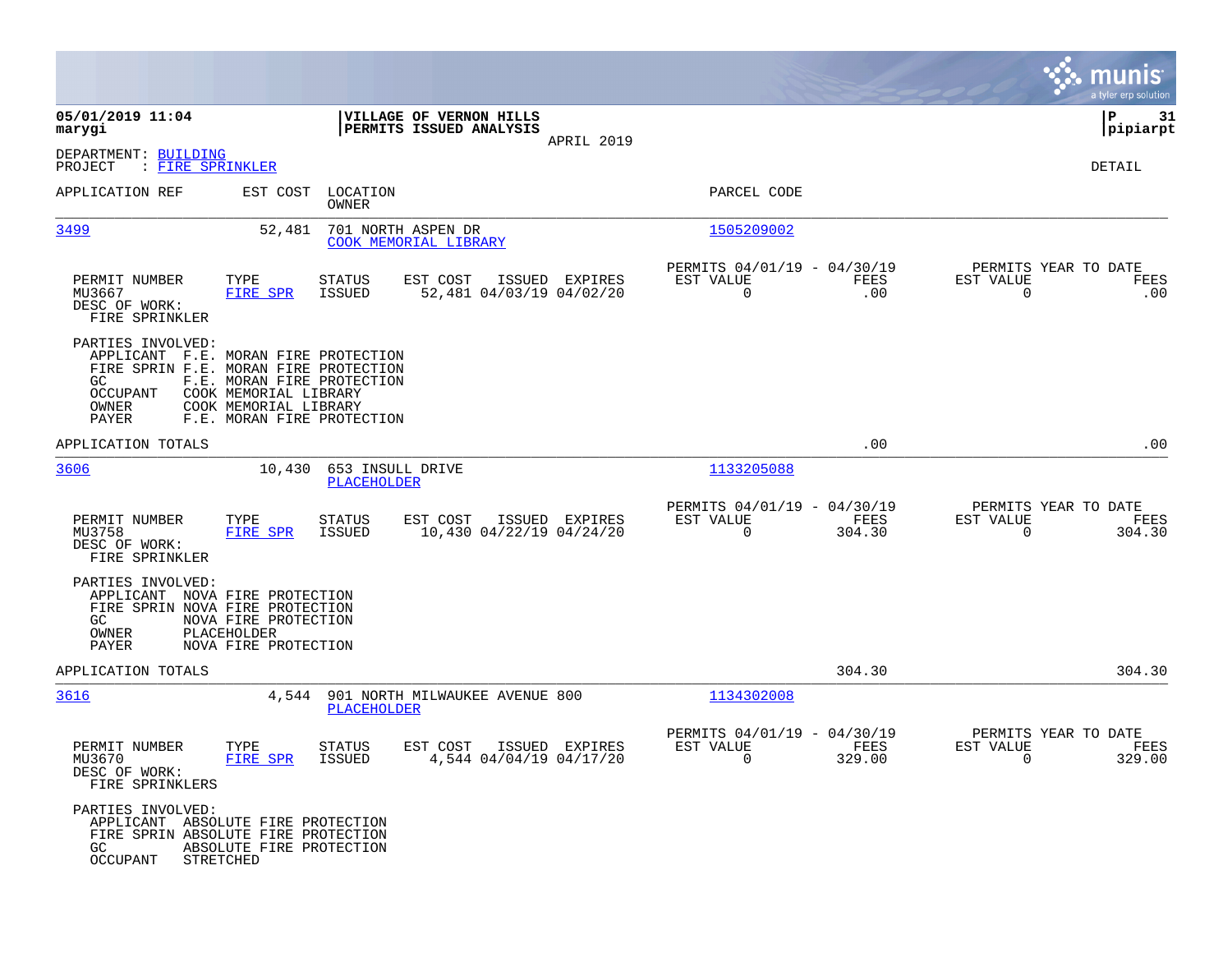**05/01/2019 11:04**
**marygi**

**VILLAGE OF VERNON HILLS**
**PERMITS ISSUED ANALYSIS**
APRIL 2019

**P 31**
**pipiarpt**

DEPARTMENT: BUILDING
PROJECT : FIRE SPRINKLER

DETAIL

| APPLICATION REF | EST COST | LOCATION / OWNER | PARCEL CODE |
|---|---|---|---|
| 3499 | 52,481 | 701 NORTH ASPEN DR / COOK MEMORIAL LIBRARY | 1505209002 |

| PERMIT NUMBER | TYPE | STATUS | EST COST | ISSUED | EXPIRES | PERMITS 04/01/19 - 04/30/19 EST VALUE | FEES | PERMITS YEAR TO DATE EST VALUE | FEES |
|---|---|---|---|---|---|---|---|---|---|
| MU3667 | FIRE SPR | ISSUED | 52,481 | 04/03/19 | 04/02/20 | 0 | .00 | 0 | .00 |

DESC OF WORK:
FIRE SPRINKLER

PARTIES INVOLVED:
- APPLICANT F.E. MORAN FIRE PROTECTION
- FIRE SPRIN F.E. MORAN FIRE PROTECTION
- GC F.E. MORAN FIRE PROTECTION
- OCCUPANT COOK MEMORIAL LIBRARY
- OWNER COOK MEMORIAL LIBRARY
- PAYER F.E. MORAN FIRE PROTECTION

APPLICATION TOTALS .00 .00

| APPLICATION REF | EST COST | LOCATION / OWNER | PARCEL CODE |
|---|---|---|---|
| 3606 | 10,430 | 653 INSULL DRIVE / PLACEHOLDER | 1133205088 |

| PERMIT NUMBER | TYPE | STATUS | EST COST | ISSUED | EXPIRES | PERMITS 04/01/19 - 04/30/19 EST VALUE | FEES | PERMITS YEAR TO DATE EST VALUE | FEES |
|---|---|---|---|---|---|---|---|---|---|
| MU3758 | FIRE SPR | ISSUED | 10,430 | 04/22/19 | 04/24/20 | 0 | 304.30 | 0 | 304.30 |

DESC OF WORK:
FIRE SPRINKLER

PARTIES INVOLVED:
- APPLICANT NOVA FIRE PROTECTION
- FIRE SPRIN NOVA FIRE PROTECTION
- GC NOVA FIRE PROTECTION
- OWNER PLACEHOLDER
- PAYER NOVA FIRE PROTECTION

APPLICATION TOTALS 304.30 304.30

| APPLICATION REF | EST COST | LOCATION / OWNER | PARCEL CODE |
|---|---|---|---|
| 3616 | 4,544 | 901 NORTH MILWAUKEE AVENUE 800 / PLACEHOLDER | 1134302008 |

| PERMIT NUMBER | TYPE | STATUS | EST COST | ISSUED | EXPIRES | PERMITS 04/01/19 - 04/30/19 EST VALUE | FEES | PERMITS YEAR TO DATE EST VALUE | FEES |
|---|---|---|---|---|---|---|---|---|---|
| MU3670 | FIRE SPR | ISSUED | 4,544 | 04/04/19 | 04/17/20 | 0 | 329.00 | 0 | 329.00 |

DESC OF WORK:
FIRE SPRINKLERS

PARTIES INVOLVED:
- APPLICANT ABSOLUTE FIRE PROTECTION
- FIRE SPRIN ABSOLUTE FIRE PROTECTION
- GC ABSOLUTE FIRE PROTECTION
- OCCUPANT STRETCHED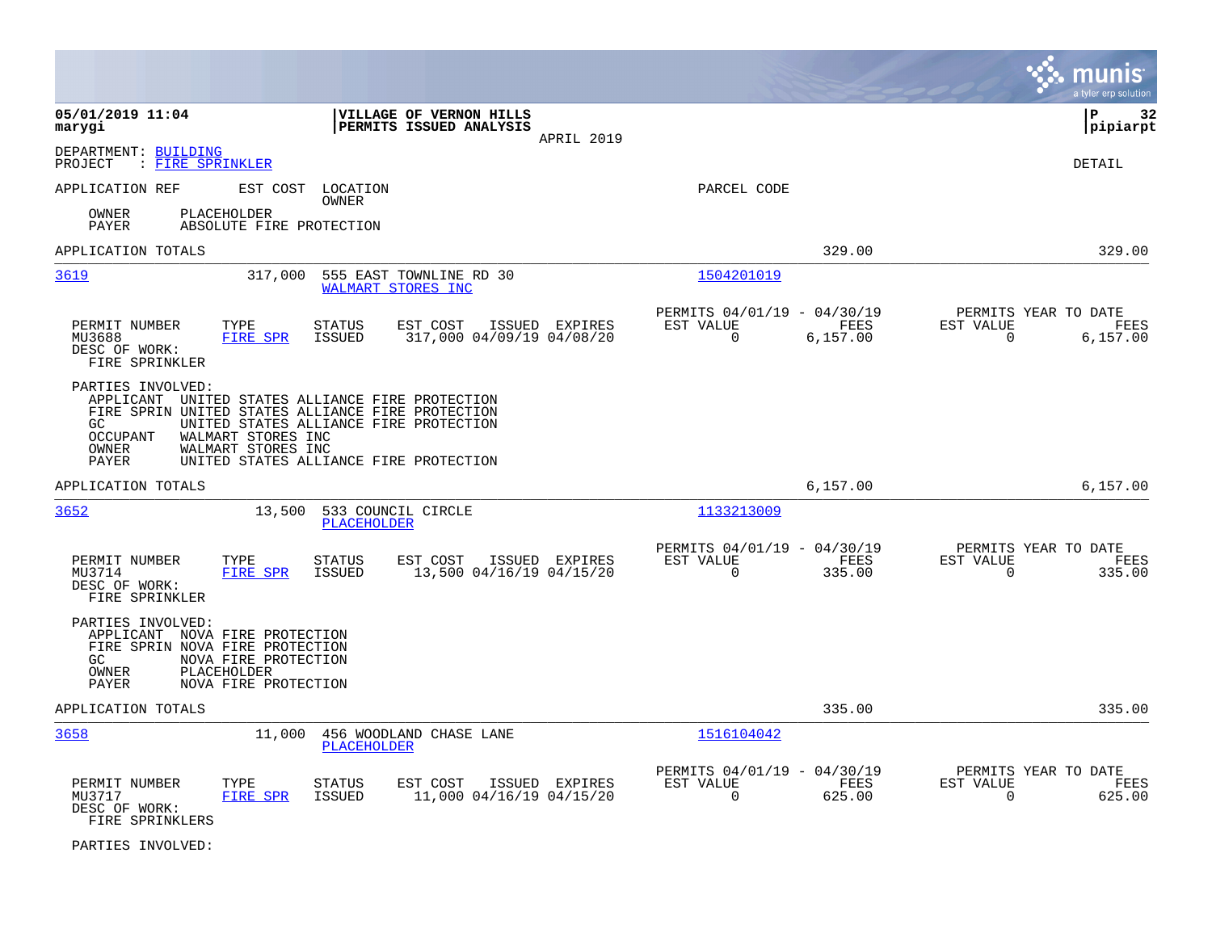05/01/2019 11:04
marygi

**VILLAGE OF VERNON HILLS**
**PERMITS ISSUED ANALYSIS**
APRIL 2019

P 32
pipiarpt

DEPARTMENT: BUILDING
PROJECT : FIRE SPRINKLER

DETAIL

APPLICATION REF    EST COST    LOCATION
OWNER
PARCEL CODE

OWNER    PLACEHOLDER
PAYER    ABSOLUTE FIRE PROTECTION

APPLICATION TOTALS    329.00    329.00

---

**3619**    317,000    555 EAST TOWNLINE RD 30
WALMART STORES INC
1504201019

| PERMIT NUMBER | TYPE | STATUS | EST COST | ISSUED | EXPIRES | PERMITS 04/01/19 - 04/30/19 EST VALUE | FEES | PERMITS YEAR TO DATE EST VALUE | FEES |
|---|---|---|---|---|---|---|---|---|---|
| MU3688 | FIRE SPR | ISSUED | 317,000 | 04/09/19 | 04/08/20 | 0 | 6,157.00 | 0 | 6,157.00 |

DESC OF WORK:
FIRE SPRINKLER

PARTIES INVOLVED:
APPLICANT    UNITED STATES ALLIANCE FIRE PROTECTION
FIRE SPRIN UNITED STATES ALLIANCE FIRE PROTECTION
GC    UNITED STATES ALLIANCE FIRE PROTECTION
OCCUPANT    WALMART STORES INC
OWNER    WALMART STORES INC
PAYER    UNITED STATES ALLIANCE FIRE PROTECTION

APPLICATION TOTALS    6,157.00    6,157.00

---

**3652**    13,500    533 COUNCIL CIRCLE
PLACEHOLDER
1133213009

| PERMIT NUMBER | TYPE | STATUS | EST COST | ISSUED | EXPIRES | PERMITS 04/01/19 - 04/30/19 EST VALUE | FEES | PERMITS YEAR TO DATE EST VALUE | FEES |
|---|---|---|---|---|---|---|---|---|---|
| MU3714 | FIRE SPR | ISSUED | 13,500 | 04/16/19 | 04/15/20 | 0 | 335.00 | 0 | 335.00 |

DESC OF WORK:
FIRE SPRINKLER

PARTIES INVOLVED:
APPLICANT    NOVA FIRE PROTECTION
FIRE SPRIN NOVA FIRE PROTECTION
GC    NOVA FIRE PROTECTION
OWNER    PLACEHOLDER
PAYER    NOVA FIRE PROTECTION

APPLICATION TOTALS    335.00    335.00

---

**3658**    11,000    456 WOODLAND CHASE LANE
PLACEHOLDER
1516104042

| PERMIT NUMBER | TYPE | STATUS | EST COST | ISSUED | EXPIRES | PERMITS 04/01/19 - 04/30/19 EST VALUE | FEES | PERMITS YEAR TO DATE EST VALUE | FEES |
|---|---|---|---|---|---|---|---|---|---|
| MU3717 | FIRE SPR | ISSUED | 11,000 | 04/16/19 | 04/15/20 | 0 | 625.00 | 0 | 625.00 |

DESC OF WORK:
FIRE SPRINKLERS

PARTIES INVOLVED: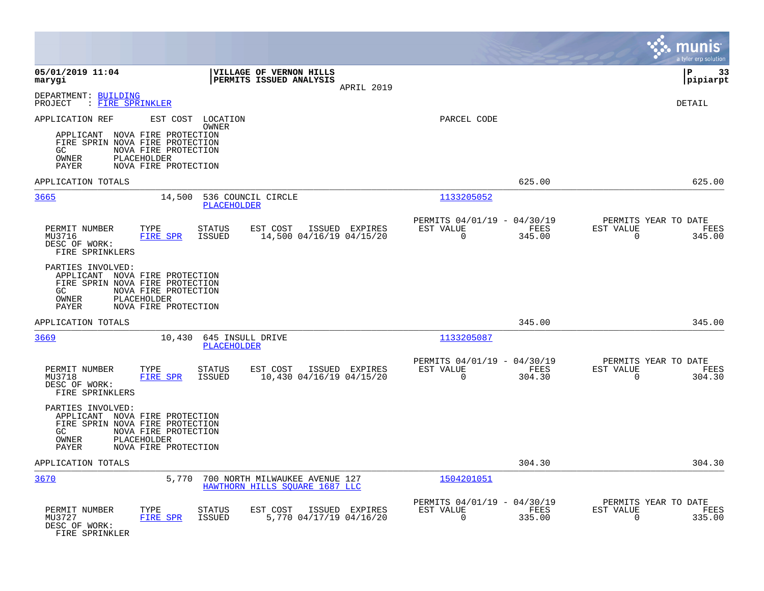**05/01/2019 11:04** — **VILLAGE OF VERNON HILLS** — **PERMITS ISSUED ANALYSIS** — APRIL 2019
**marygi** — **pipiarpt**

DEPARTMENT: BUILDING
PROJECT : FIRE SPRINKLER

DETAIL

APPLICATION REF | EST COST | LOCATION / OWNER | PARCEL CODE

APPLICANT NOVA FIRE PROTECTION
FIRE SPRIN NOVA FIRE PROTECTION
GC NOVA FIRE PROTECTION
OWNER PLACEHOLDER
PAYER NOVA FIRE PROTECTION

APPLICATION TOTALS — 625.00 — 625.00

---

**3665** — 14,500 — 536 COUNCIL CIRCLE — PLACEHOLDER — 1133205052

| PERMIT NUMBER | TYPE | STATUS | EST COST | ISSUED | EXPIRES | PERMITS 04/01/19 - 04/30/19 EST VALUE | FEES | PERMITS YEAR TO DATE EST VALUE | FEES |
|---|---|---|---|---|---|---|---|---|---|
| MU3716 | FIRE SPR | ISSUED | 14,500 | 04/16/19 | 04/15/20 | 0 | 345.00 | 0 | 345.00 |

DESC OF WORK:
FIRE SPRINKLERS

PARTIES INVOLVED:
APPLICANT NOVA FIRE PROTECTION
FIRE SPRIN NOVA FIRE PROTECTION
GC NOVA FIRE PROTECTION
OWNER PLACEHOLDER
PAYER NOVA FIRE PROTECTION

APPLICATION TOTALS — 345.00 — 345.00

---

**3669** — 10,430 — 645 INSULL DRIVE — PLACEHOLDER — 1133205087

| PERMIT NUMBER | TYPE | STATUS | EST COST | ISSUED | EXPIRES | PERMITS 04/01/19 - 04/30/19 EST VALUE | FEES | PERMITS YEAR TO DATE EST VALUE | FEES |
|---|---|---|---|---|---|---|---|---|---|
| MU3718 | FIRE SPR | ISSUED | 10,430 | 04/16/19 | 04/15/20 | 0 | 304.30 | 0 | 304.30 |

DESC OF WORK:
FIRE SPRINKLERS

PARTIES INVOLVED:
APPLICANT NOVA FIRE PROTECTION
FIRE SPRIN NOVA FIRE PROTECTION
GC NOVA FIRE PROTECTION
OWNER PLACEHOLDER
PAYER NOVA FIRE PROTECTION

APPLICATION TOTALS — 304.30 — 304.30

---

**3670** — 5,770 — 700 NORTH MILWAUKEE AVENUE 127 — HAWTHORN HILLS SQUARE 1687 LLC — 1504201051

| PERMIT NUMBER | TYPE | STATUS | EST COST | ISSUED | EXPIRES | PERMITS 04/01/19 - 04/30/19 EST VALUE | FEES | PERMITS YEAR TO DATE EST VALUE | FEES |
|---|---|---|---|---|---|---|---|---|---|
| MU3727 | FIRE SPR | ISSUED | 5,770 | 04/17/19 | 04/16/20 | 0 | 335.00 | 0 | 335.00 |

DESC OF WORK:
FIRE SPRINKLER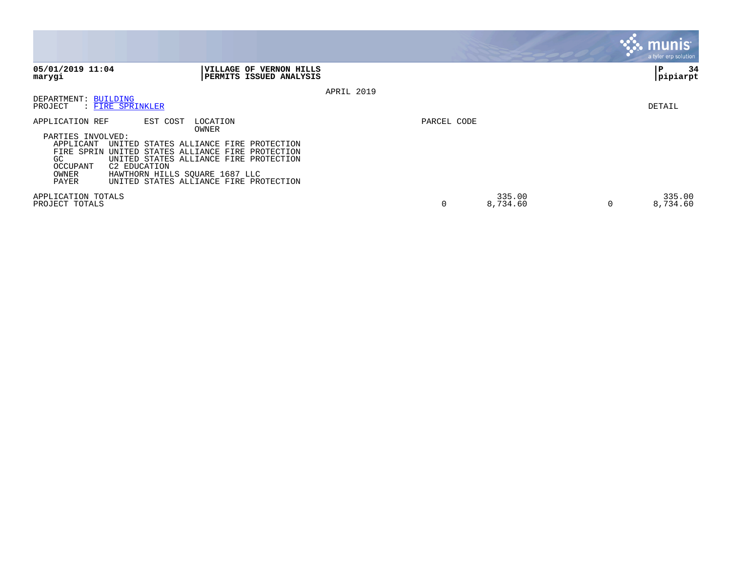VILLAGE OF VERNON HILLS
PERMITS ISSUED ANALYSIS

APRIL 2019

DEPARTMENT: BUILDING
PROJECT : FIRE SPRINKLER

DETAIL

APPLICATION REF EST COST LOCATION OWNER PARCEL CODE

PARTIES INVOLVED:

| | |
|---|---|
| APPLICANT | UNITED STATES ALLIANCE FIRE PROTECTION |
| FIRE SPRIN | UNITED STATES ALLIANCE FIRE PROTECTION |
| GC | UNITED STATES ALLIANCE FIRE PROTECTION |
| OCCUPANT | C2 EDUCATION |
| OWNER | HAWTHORN HILLS SQUARE 1687 LLC |
| PAYER | UNITED STATES ALLIANCE FIRE PROTECTION |

| | | | | |
|---|---|---|---|---|
| APPLICATION TOTALS | | 335.00 | | 335.00 |
| PROJECT TOTALS | 0 | 8,734.60 | 0 | 8,734.60 |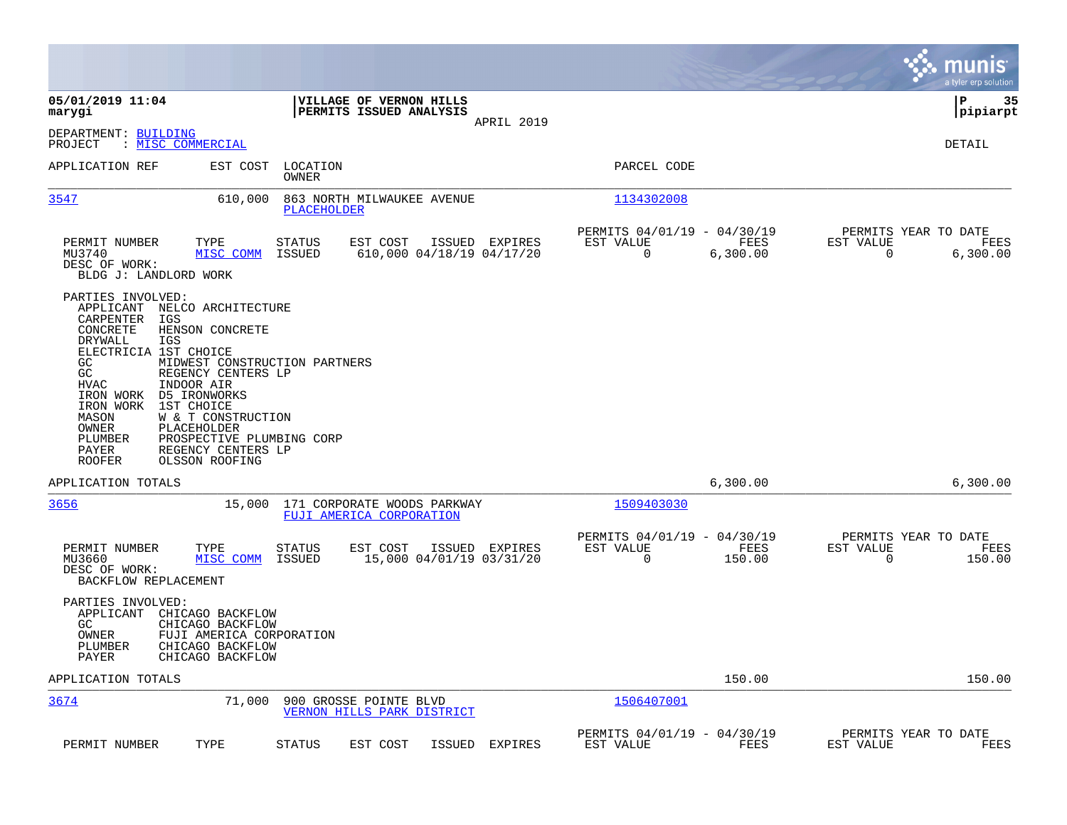**05/01/2019 11:04**
**marygi**

**VILLAGE OF VERNON HILLS**
**PERMITS ISSUED ANALYSIS**
APRIL 2019

**P 35**
**pipiarpt**

DEPARTMENT: BUILDING
PROJECT : MISC COMMERCIAL

DETAIL

| APPLICATION REF | EST COST | LOCATION / OWNER | PARCEL CODE |
|---|---|---|---|
| 3547 | 610,000 | 863 NORTH MILWAUKEE AVENUE / PLACEHOLDER | 1134302008 |

| PERMIT NUMBER | TYPE | STATUS | EST COST | ISSUED | EXPIRES | PERMITS 04/01/19 - 04/30/19 EST VALUE | FEES | PERMITS YEAR TO DATE EST VALUE | FEES |
|---|---|---|---|---|---|---|---|---|---|
| MU3740 | MISC COMM | ISSUED | 610,000 | 04/18/19 | 04/17/20 | 0 | 6,300.00 | 0 | 6,300.00 |

DESC OF WORK:
BLDG J: LANDLORD WORK

PARTIES INVOLVED:
- APPLICANT NELCO ARCHITECTURE
- CARPENTER IGS
- CONCRETE HENSON CONCRETE
- DRYWALL IGS
- ELECTRICIA 1ST CHOICE
- GC MIDWEST CONSTRUCTION PARTNERS
- GC REGENCY CENTERS LP
- HVAC INDOOR AIR
- IRON WORK D5 IRONWORKS
- IRON WORK 1ST CHOICE
- MASON W & T CONSTRUCTION
- OWNER PLACEHOLDER
- PLUMBER PROSPECTIVE PLUMBING CORP
- PAYER REGENCY CENTERS LP
- ROOFER OLSSON ROOFING

APPLICATION TOTALS 6,300.00 6,300.00

| APPLICATION REF | EST COST | LOCATION / OWNER | PARCEL CODE |
|---|---|---|---|
| 3656 | 15,000 | 171 CORPORATE WOODS PARKWAY / FUJI AMERICA CORPORATION | 1509403030 |

| PERMIT NUMBER | TYPE | STATUS | EST COST | ISSUED | EXPIRES | PERMITS 04/01/19 - 04/30/19 EST VALUE | FEES | PERMITS YEAR TO DATE EST VALUE | FEES |
|---|---|---|---|---|---|---|---|---|---|
| MU3660 | MISC COMM | ISSUED | 15,000 | 04/01/19 | 03/31/20 | 0 | 150.00 | 0 | 150.00 |

DESC OF WORK:
BACKFLOW REPLACEMENT

PARTIES INVOLVED:
- APPLICANT CHICAGO BACKFLOW
- GC CHICAGO BACKFLOW
- OWNER FUJI AMERICA CORPORATION
- PLUMBER CHICAGO BACKFLOW
- PAYER CHICAGO BACKFLOW

APPLICATION TOTALS 150.00 150.00

| APPLICATION REF | EST COST | LOCATION / OWNER | PARCEL CODE |
|---|---|---|---|
| 3674 | 71,000 | 900 GROSSE POINTE BLVD / VERNON HILLS PARK DISTRICT | 1506407001 |

| PERMIT NUMBER | TYPE | STATUS | EST COST | ISSUED | EXPIRES | PERMITS 04/01/19 - 04/30/19 EST VALUE | FEES | PERMITS YEAR TO DATE EST VALUE | FEES |
|---|---|---|---|---|---|---|---|---|---|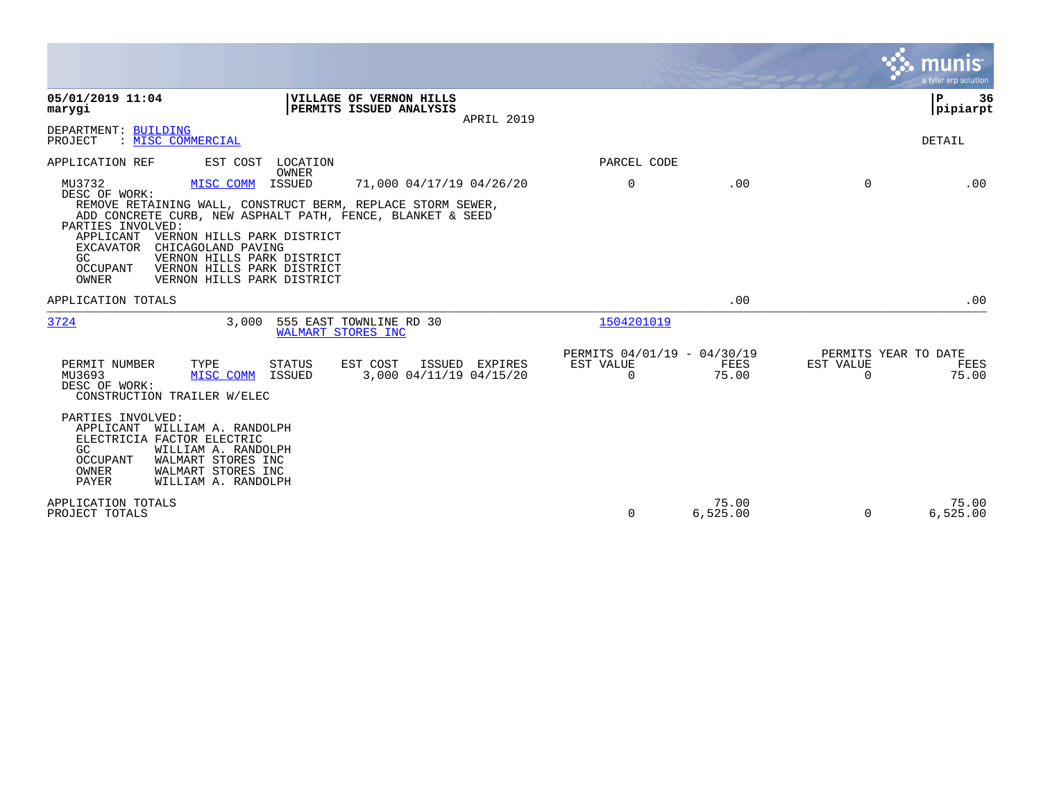**05/01/2019 11:04**
**marygi**

**VILLAGE OF VERNON HILLS**
**PERMITS ISSUED ANALYSIS**
APRIL 2019

**P 36**
**pipiarpt**

DEPARTMENT: BUILDING
PROJECT : MISC COMMERCIAL

DETAIL

| APPLICATION REF | EST COST | LOCATION / OWNER | | PARCEL CODE | | | |
|---|---|---|---|---|---|---|---|
| MU3732 | MISC COMM | ISSUED | 71,000 04/17/19 04/26/20 | 0 | .00 | 0 | .00 |

DESC OF WORK:
REMOVE RETAINING WALL, CONSTRUCT BERM, REPLACE STORM SEWER,
ADD CONCRETE CURB, NEW ASPHALT PATH, FENCE, BLANKET & SEED

PARTIES INVOLVED:
- APPLICANT VERNON HILLS PARK DISTRICT
- EXCAVATOR CHICAGOLAND PAVING
- GC VERNON HILLS PARK DISTRICT
- OCCUPANT VERNON HILLS PARK DISTRICT
- OWNER VERNON HILLS PARK DISTRICT

APPLICATION TOTALS .00 .00

---

3724 3,000 555 EAST TOWNLINE RD 30 — WALMART STORES INC — 1504201019

| PERMIT NUMBER | TYPE | STATUS | EST COST | ISSUED | EXPIRES | PERMITS 04/01/19 - 04/30/19 EST VALUE | FEES | PERMITS YEAR TO DATE EST VALUE | FEES |
|---|---|---|---|---|---|---|---|---|---|
| MU3693 | MISC COMM | ISSUED | 3,000 | 04/11/19 | 04/15/20 | 0 | 75.00 | 0 | 75.00 |

DESC OF WORK:
CONSTRUCTION TRAILER W/ELEC

PARTIES INVOLVED:
- APPLICANT WILLIAM A. RANDOLPH
- ELECTRICIA FACTOR ELECTRIC
- GC WILLIAM A. RANDOLPH
- OCCUPANT WALMART STORES INC
- OWNER WALMART STORES INC
- PAYER WILLIAM A. RANDOLPH

| | EST VALUE | FEES | EST VALUE | FEES |
|---|---|---|---|---|
| APPLICATION TOTALS | | 75.00 | | 75.00 |
| PROJECT TOTALS | 0 | 6,525.00 | 0 | 6,525.00 |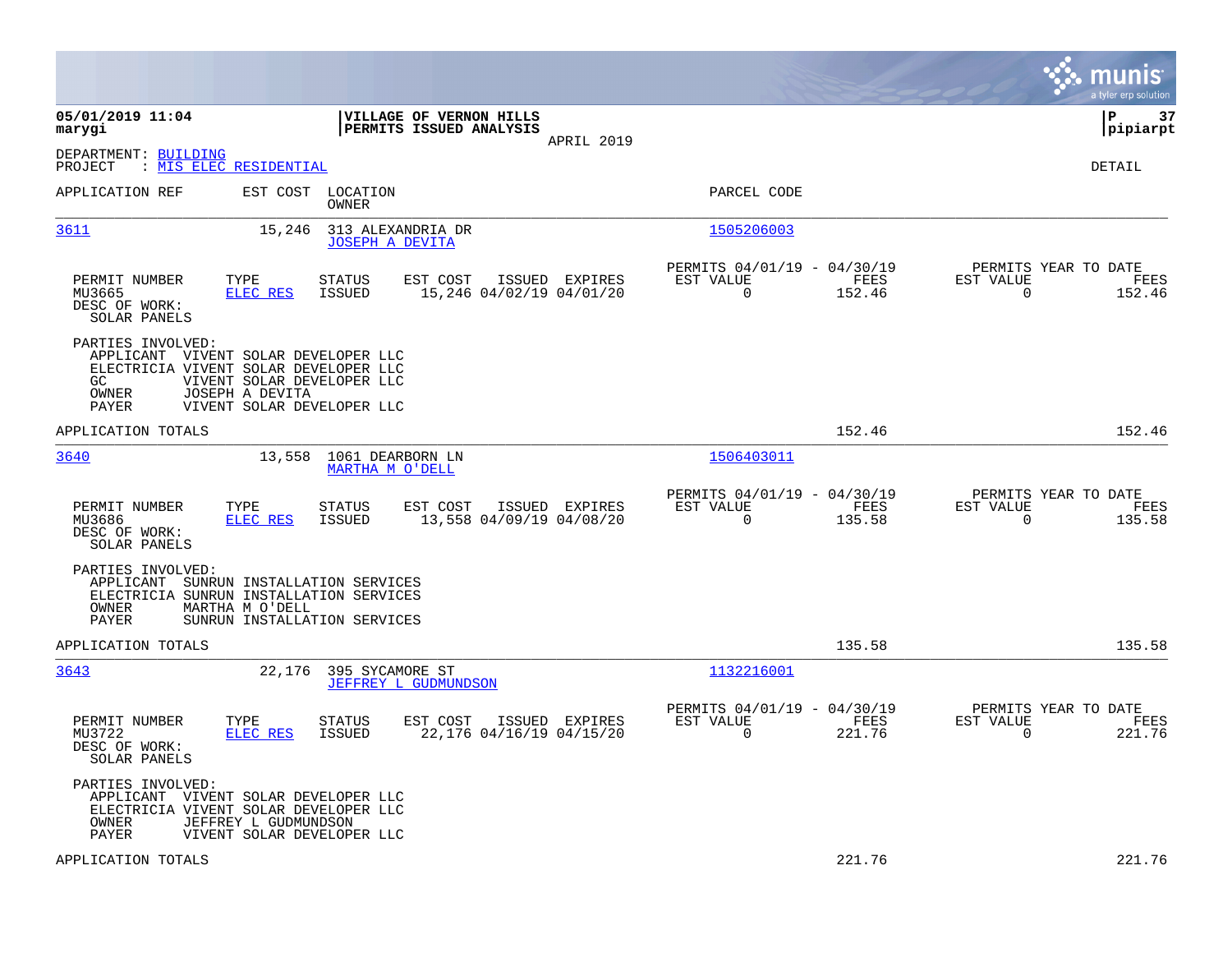**05/01/2019 11:04**
**marygi**

**VILLAGE OF VERNON HILLS**
**PERMITS ISSUED ANALYSIS**
APRIL 2019

**P 37**
**pipiarpt**

DEPARTMENT: BUILDING
PROJECT : MIS ELEC RESIDENTIAL

DETAIL

| APPLICATION REF | EST COST | LOCATION / OWNER | PARCEL CODE |
|---|---|---|---|
| 3611 | 15,246 | 313 ALEXANDRIA DR / JOSEPH A DEVITA | 1505206003 |

| PERMIT NUMBER | TYPE | STATUS | EST COST | ISSUED | EXPIRES | PERMITS 04/01/19 - 04/30/19 EST VALUE | FEES | PERMITS YEAR TO DATE EST VALUE | FEES |
|---|---|---|---|---|---|---|---|---|---|
| MU3665 | ELEC RES | ISSUED | 15,246 | 04/02/19 | 04/01/20 | 0 | 152.46 | 0 | 152.46 |

DESC OF WORK:
SOLAR PANELS

PARTIES INVOLVED:
APPLICANT VIVENT SOLAR DEVELOPER LLC
ELECTRICIA VIVENT SOLAR DEVELOPER LLC
GC VIVENT SOLAR DEVELOPER LLC
OWNER JOSEPH A DEVITA
PAYER VIVENT SOLAR DEVELOPER LLC

APPLICATION TOTALS 152.46 152.46

| APPLICATION REF | EST COST | LOCATION / OWNER | PARCEL CODE |
|---|---|---|---|
| 3640 | 13,558 | 1061 DEARBORN LN / MARTHA M O'DELL | 1506403011 |

| PERMIT NUMBER | TYPE | STATUS | EST COST | ISSUED | EXPIRES | PERMITS 04/01/19 - 04/30/19 EST VALUE | FEES | PERMITS YEAR TO DATE EST VALUE | FEES |
|---|---|---|---|---|---|---|---|---|---|
| MU3686 | ELEC RES | ISSUED | 13,558 | 04/09/19 | 04/08/20 | 0 | 135.58 | 0 | 135.58 |

DESC OF WORK:
SOLAR PANELS

PARTIES INVOLVED:
APPLICANT SUNRUN INSTALLATION SERVICES
ELECTRICIA SUNRUN INSTALLATION SERVICES
OWNER MARTHA M O'DELL
PAYER SUNRUN INSTALLATION SERVICES

APPLICATION TOTALS 135.58 135.58

| APPLICATION REF | EST COST | LOCATION / OWNER | PARCEL CODE |
|---|---|---|---|
| 3643 | 22,176 | 395 SYCAMORE ST / JEFFREY L GUDMUNDSON | 1132216001 |

| PERMIT NUMBER | TYPE | STATUS | EST COST | ISSUED | EXPIRES | PERMITS 04/01/19 - 04/30/19 EST VALUE | FEES | PERMITS YEAR TO DATE EST VALUE | FEES |
|---|---|---|---|---|---|---|---|---|---|
| MU3722 | ELEC RES | ISSUED | 22,176 | 04/16/19 | 04/15/20 | 0 | 221.76 | 0 | 221.76 |

DESC OF WORK:
SOLAR PANELS

PARTIES INVOLVED:
APPLICANT VIVENT SOLAR DEVELOPER LLC
ELECTRICIA VIVENT SOLAR DEVELOPER LLC
OWNER JEFFREY L GUDMUNDSON
PAYER VIVENT SOLAR DEVELOPER LLC

APPLICATION TOTALS 221.76 221.76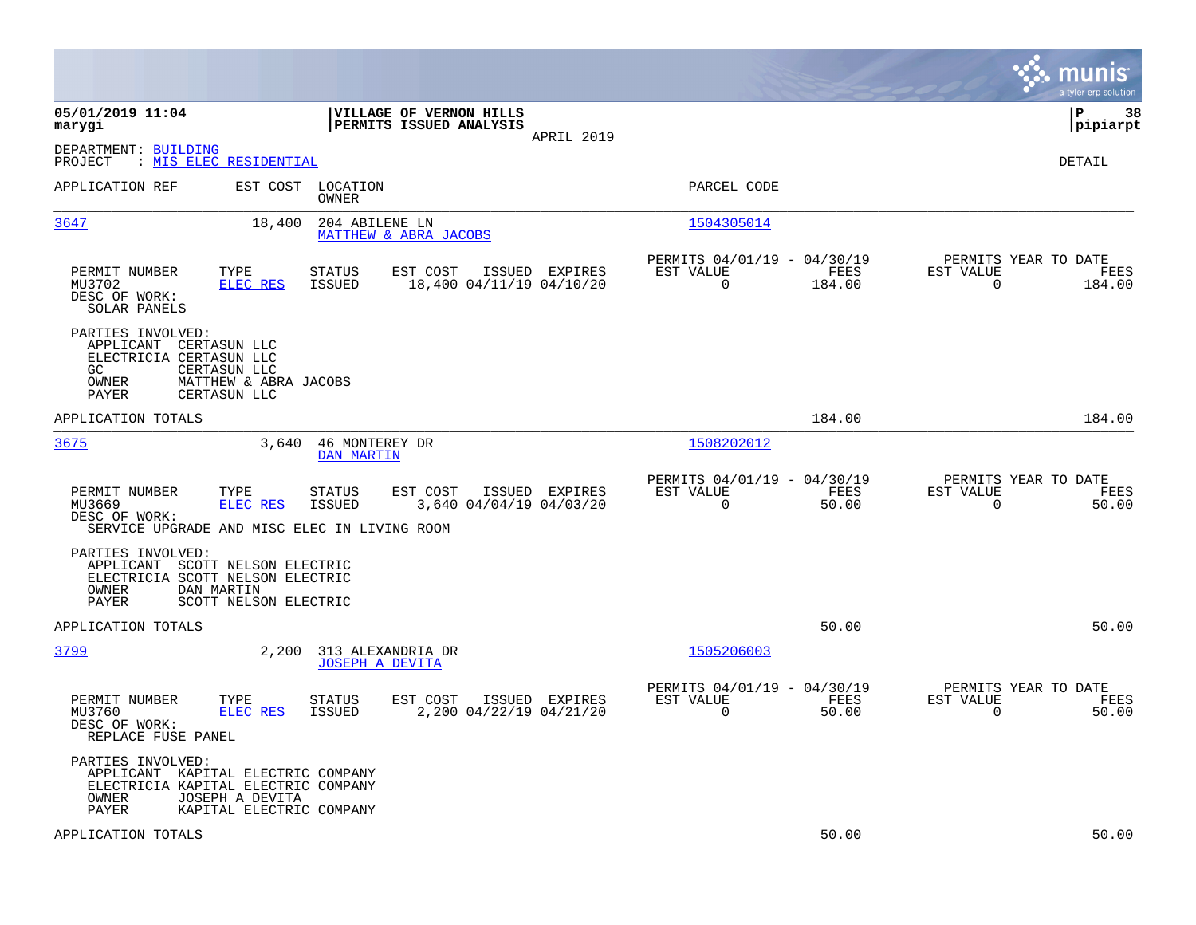**05/01/2019 11:04**
**marygi**

**VILLAGE OF VERNON HILLS**
**PERMITS ISSUED ANALYSIS**
APRIL 2019

**P 38**
**pipiarpt**

DEPARTMENT: BUILDING
PROJECT : MIS ELEC RESIDENTIAL

DETAIL

| APPLICATION REF | EST COST | LOCATION / OWNER | PARCEL CODE |
|---|---|---|---|
| 3647 | 18,400 | 204 ABILENE LN / MATTHEW & ABRA JACOBS | 1504305014 |

| PERMIT NUMBER | TYPE | STATUS | EST COST | ISSUED | EXPIRES | PERMITS 04/01/19 - 04/30/19 EST VALUE | FEES | PERMITS YEAR TO DATE EST VALUE | FEES |
|---|---|---|---|---|---|---|---|---|---|
| MU3702 | ELEC RES | ISSUED | 18,400 | 04/11/19 | 04/10/20 | 0 | 184.00 | 0 | 184.00 |

DESC OF WORK:
SOLAR PANELS

PARTIES INVOLVED:
- APPLICANT CERTASUN LLC
- ELECTRICIA CERTASUN LLC
- GC CERTASUN LLC
- OWNER MATTHEW & ABRA JACOBS
- PAYER CERTASUN LLC

APPLICATION TOTALS: 184.00 | 184.00

| APPLICATION REF | EST COST | LOCATION / OWNER | PARCEL CODE |
|---|---|---|---|
| 3675 | 3,640 | 46 MONTEREY DR / DAN MARTIN | 1508202012 |

| PERMIT NUMBER | TYPE | STATUS | EST COST | ISSUED | EXPIRES | PERMITS 04/01/19 - 04/30/19 EST VALUE | FEES | PERMITS YEAR TO DATE EST VALUE | FEES |
|---|---|---|---|---|---|---|---|---|---|
| MU3669 | ELEC RES | ISSUED | 3,640 | 04/04/19 | 04/03/20 | 0 | 50.00 | 0 | 50.00 |

DESC OF WORK:
SERVICE UPGRADE AND MISC ELEC IN LIVING ROOM

PARTIES INVOLVED:
- APPLICANT SCOTT NELSON ELECTRIC
- ELECTRICIA SCOTT NELSON ELECTRIC
- OWNER DAN MARTIN
- PAYER SCOTT NELSON ELECTRIC

APPLICATION TOTALS: 50.00 | 50.00

| APPLICATION REF | EST COST | LOCATION / OWNER | PARCEL CODE |
|---|---|---|---|
| 3799 | 2,200 | 313 ALEXANDRIA DR / JOSEPH A DEVITA | 1505206003 |

| PERMIT NUMBER | TYPE | STATUS | EST COST | ISSUED | EXPIRES | PERMITS 04/01/19 - 04/30/19 EST VALUE | FEES | PERMITS YEAR TO DATE EST VALUE | FEES |
|---|---|---|---|---|---|---|---|---|---|
| MU3760 | ELEC RES | ISSUED | 2,200 | 04/22/19 | 04/21/20 | 0 | 50.00 | 0 | 50.00 |

DESC OF WORK:
REPLACE FUSE PANEL

PARTIES INVOLVED:
- APPLICANT KAPITAL ELECTRIC COMPANY
- ELECTRICIA KAPITAL ELECTRIC COMPANY
- OWNER JOSEPH A DEVITA
- PAYER KAPITAL ELECTRIC COMPANY

APPLICATION TOTALS: 50.00 | 50.00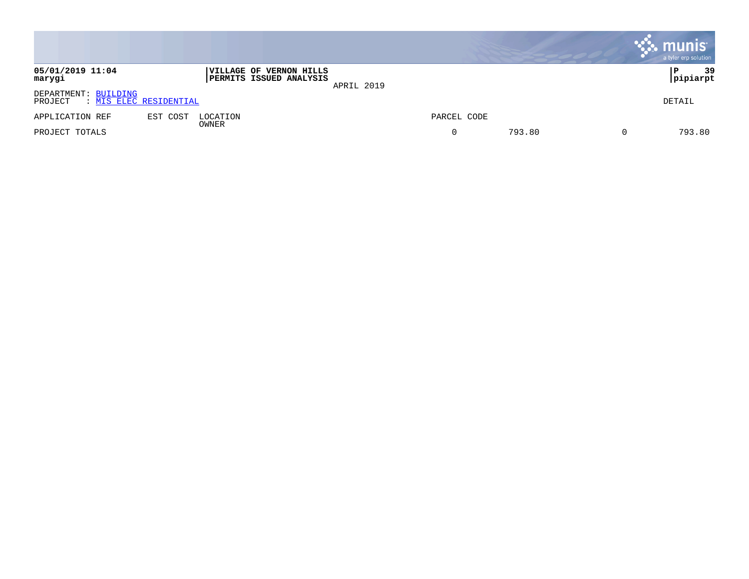**05/01/2019 11:04**
**marygi**

**VILLAGE OF VERNON HILLS**
**PERMITS ISSUED ANALYSIS**
APRIL 2019

**P 39**
**pipiarpt**

DEPARTMENT: BUILDING
PROJECT : MIS ELEC RESIDENTIAL

DETAIL

| APPLICATION REF | EST COST | LOCATION<br>OWNER | PARCEL CODE | | | |
|---|---|---|---|---|---|---|
| PROJECT TOTALS | | | 0 | 793.80 | 0 | 793.80 |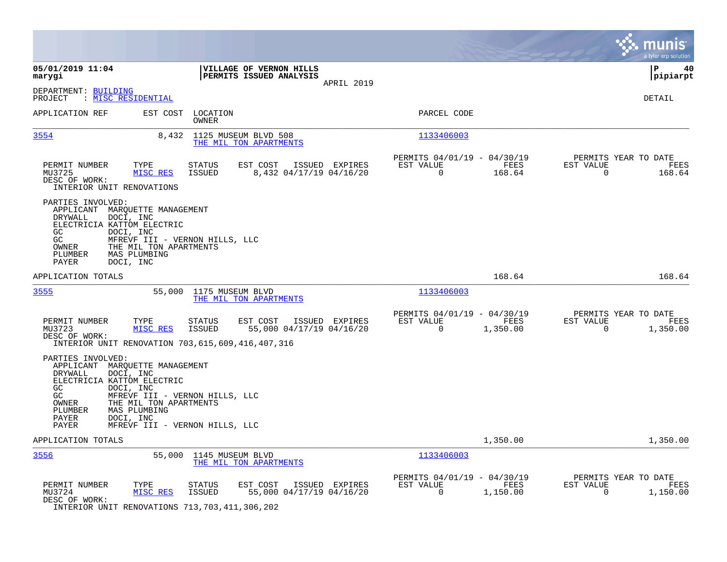**05/01/2019 11:04**
**marygi**

**VILLAGE OF VERNON HILLS**
**PERMITS ISSUED ANALYSIS**
APRIL 2019

**P 40**
**pipiarpt**

DEPARTMENT: BUILDING
PROJECT : MISC RESIDENTIAL

DETAIL

| APPLICATION REF | EST COST | LOCATION / OWNER | PARCEL CODE |
|---|---|---|---|
| 3554 | 8,432 | 1125 MUSEUM BLVD 508 / THE MIL TON APARTMENTS | 1133406003 |

| PERMIT NUMBER | TYPE | STATUS | EST COST | ISSUED | EXPIRES | PERMITS 04/01/19 - 04/30/19 EST VALUE | FEES | PERMITS YEAR TO DATE EST VALUE | FEES |
|---|---|---|---|---|---|---|---|---|---|
| MU3725 | MISC RES | ISSUED | 8,432 | 04/17/19 | 04/16/20 | 0 | 168.64 | 0 | 168.64 |

DESC OF WORK:
INTERIOR UNIT RENOVATIONS

PARTIES INVOLVED:
- APPLICANT MARQUETTE MANAGEMENT
- DRYWALL DOCI, INC
- ELECTRICIA KATTOM ELECTRIC
- GC DOCI, INC
- GC MFREVF III - VERNON HILLS, LLC
- OWNER THE MIL TON APARTMENTS
- PLUMBER MAS PLUMBING
- PAYER DOCI, INC

APPLICATION TOTALS: 168.64 | 168.64

| APPLICATION REF | EST COST | LOCATION / OWNER | PARCEL CODE |
|---|---|---|---|
| 3555 | 55,000 | 1175 MUSEUM BLVD / THE MIL TON APARTMENTS | 1133406003 |

| PERMIT NUMBER | TYPE | STATUS | EST COST | ISSUED | EXPIRES | PERMITS 04/01/19 - 04/30/19 EST VALUE | FEES | PERMITS YEAR TO DATE EST VALUE | FEES |
|---|---|---|---|---|---|---|---|---|---|
| MU3723 | MISC RES | ISSUED | 55,000 | 04/17/19 | 04/16/20 | 0 | 1,350.00 | 0 | 1,350.00 |

DESC OF WORK:
INTERIOR UNIT RENOVATION 703,615,609,416,407,316

PARTIES INVOLVED:
- APPLICANT MARQUETTE MANAGEMENT
- DRYWALL DOCI, INC
- ELECTRICIA KATTOM ELECTRIC
- GC DOCI, INC
- GC MFREVF III - VERNON HILLS, LLC
- OWNER THE MIL TON APARTMENTS
- PLUMBER MAS PLUMBING
- PAYER DOCI, INC
- PAYER MFREVF III - VERNON HILLS, LLC

APPLICATION TOTALS: 1,350.00 | 1,350.00

| APPLICATION REF | EST COST | LOCATION / OWNER | PARCEL CODE |
|---|---|---|---|
| 3556 | 55,000 | 1145 MUSEUM BLVD / THE MIL TON APARTMENTS | 1133406003 |

| PERMIT NUMBER | TYPE | STATUS | EST COST | ISSUED | EXPIRES | PERMITS 04/01/19 - 04/30/19 EST VALUE | FEES | PERMITS YEAR TO DATE EST VALUE | FEES |
|---|---|---|---|---|---|---|---|---|---|
| MU3724 | MISC RES | ISSUED | 55,000 | 04/17/19 | 04/16/20 | 0 | 1,150.00 | 0 | 1,150.00 |

DESC OF WORK:
INTERIOR UNIT RENOVATIONS 713,703,411,306,202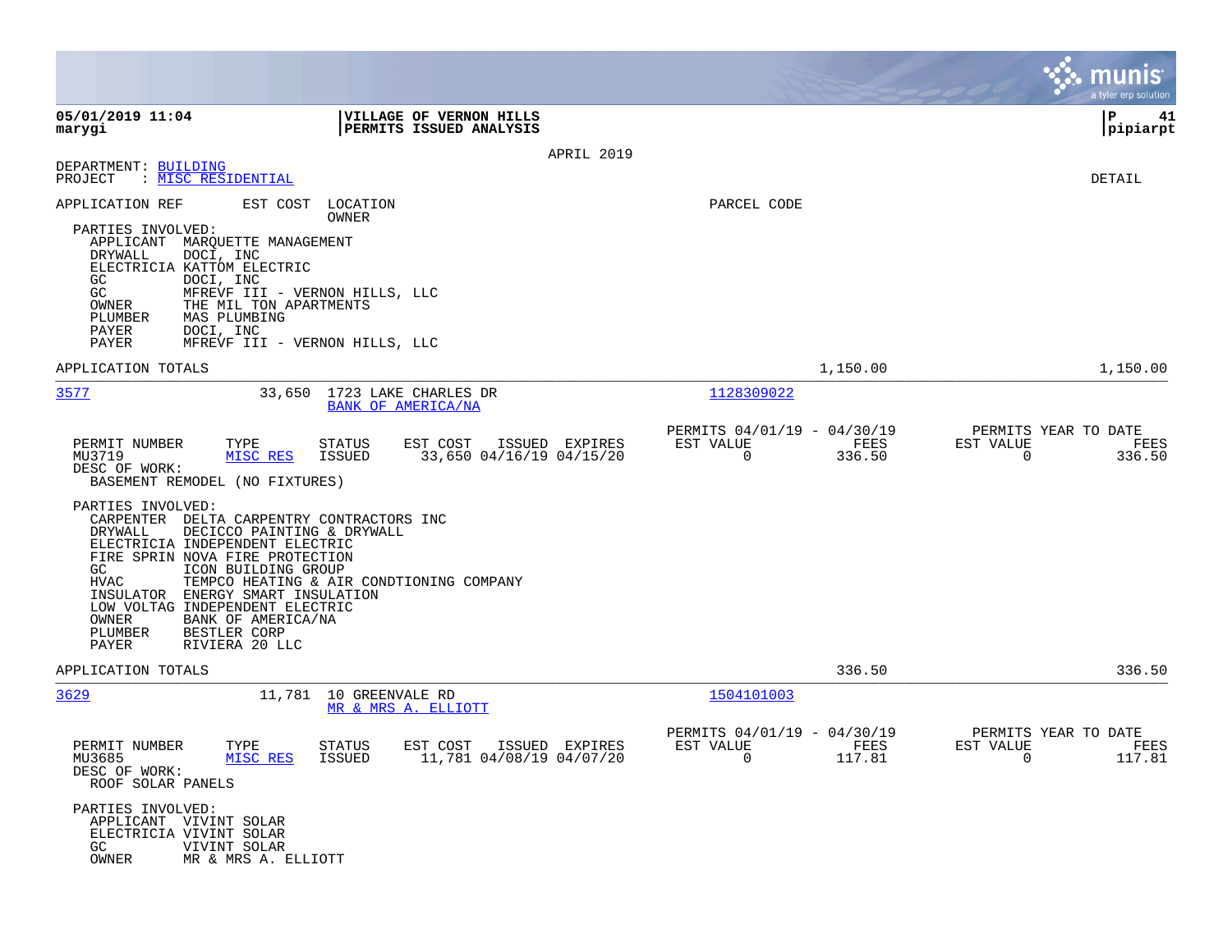**05/01/2019 11:04**
**marygi**

**VILLAGE OF VERNON HILLS**
**PERMITS ISSUED ANALYSIS**

APRIL 2019

**P 41**
**pipiarpt**

DEPARTMENT: BUILDING
PROJECT : MISC RESIDENTIAL

DETAIL

APPLICATION REF EST COST LOCATION OWNER PARCEL CODE

PARTIES INVOLVED:
- APPLICANT MARQUETTE MANAGEMENT
- DRYWALL DOCI, INC
- ELECTRICIA KATTOM ELECTRIC
- GC DOCI, INC
- GC MFREVF III - VERNON HILLS, LLC
- OWNER THE MIL TON APARTMENTS
- PLUMBER MAS PLUMBING
- PAYER DOCI, INC
- PAYER MFREVF III - VERNON HILLS, LLC

APPLICATION TOTALS 1,150.00 1,150.00

---

**3577** 33,650 1723 LAKE CHARLES DR — BANK OF AMERICA/NA — Parcel 1128309022

| PERMIT NUMBER | TYPE | STATUS | EST COST | ISSUED | EXPIRES | PERMITS 04/01/19 - 04/30/19 EST VALUE | FEES | PERMITS YEAR TO DATE EST VALUE | FEES |
|---|---|---|---|---|---|---|---|---|---|
| MU3719 | MISC RES | ISSUED | 33,650 | 04/16/19 | 04/15/20 | 0 | 336.50 | 0 | 336.50 |

DESC OF WORK:
BASEMENT REMODEL (NO FIXTURES)

PARTIES INVOLVED:
- CARPENTER DELTA CARPENTRY CONTRACTORS INC
- DRYWALL DECICCO PAINTING & DRYWALL
- ELECTRICIA INDEPENDENT ELECTRIC
- FIRE SPRIN NOVA FIRE PROTECTION
- GC ICON BUILDING GROUP
- HVAC TEMPCO HEATING & AIR CONDTIONING COMPANY
- INSULATOR ENERGY SMART INSULATION
- LOW VOLTAG INDEPENDENT ELECTRIC
- OWNER BANK OF AMERICA/NA
- PLUMBER BESTLER CORP
- PAYER RIVIERA 20 LLC

APPLICATION TOTALS 336.50 336.50

---

**3629** 11,781 10 GREENVALE RD — MR & MRS A. ELLIOTT — Parcel 1504101003

| PERMIT NUMBER | TYPE | STATUS | EST COST | ISSUED | EXPIRES | PERMITS 04/01/19 - 04/30/19 EST VALUE | FEES | PERMITS YEAR TO DATE EST VALUE | FEES |
|---|---|---|---|---|---|---|---|---|---|
| MU3685 | MISC RES | ISSUED | 11,781 | 04/08/19 | 04/07/20 | 0 | 117.81 | 0 | 117.81 |

DESC OF WORK:
ROOF SOLAR PANELS

PARTIES INVOLVED:
- APPLICANT VIVINT SOLAR
- ELECTRICIA VIVINT SOLAR
- GC VIVINT SOLAR
- OWNER MR & MRS A. ELLIOTT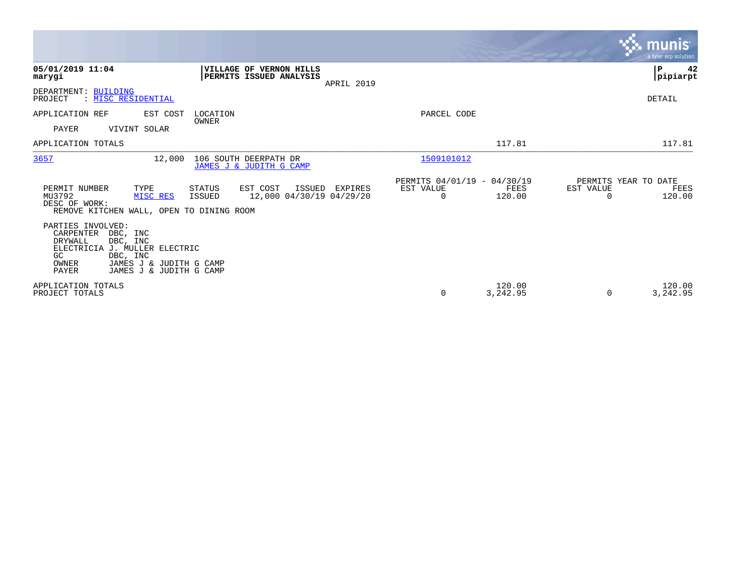**05/01/2019 11:04**
**marygi**

**VILLAGE OF VERNON HILLS**
**PERMITS ISSUED ANALYSIS**
APRIL 2019

**P 42**
**pipiarpt**

DEPARTMENT: BUILDING
PROJECT : MISC RESIDENTIAL

DETAIL

| APPLICATION REF | EST COST | LOCATION / OWNER | PARCEL CODE | | |
|---|---|---|---|---|---|
| PAYER | VIVINT SOLAR | | | | |
| APPLICATION TOTALS | | | | 117.81 | 117.81 |
| 3657 | 12,000 | 106 SOUTH DEERPATH DR / JAMES J & JUDITH G CAMP | 1509101012 | | |

| PERMIT NUMBER | TYPE | STATUS | EST COST | ISSUED | EXPIRES | PERMITS 04/01/19 - 04/30/19 EST VALUE | FEES | PERMITS YEAR TO DATE EST VALUE | FEES |
|---|---|---|---|---|---|---|---|---|---|
| MU3792 | MISC RES | ISSUED | 12,000 | 04/30/19 | 04/29/20 | 0 | 120.00 | 0 | 120.00 |

DESC OF WORK:
REMOVE KITCHEN WALL, OPEN TO DINING ROOM

PARTIES INVOLVED:

| | |
|---|---|
| CARPENTER | DBC, INC |
| DRYWALL | DBC, INC |
| ELECTRICIA | J. MULLER ELECTRIC |
| GC | DBC, INC |
| OWNER | JAMES J & JUDITH G CAMP |
| PAYER | JAMES J & JUDITH G CAMP |

| | EST VALUE | FEES | EST VALUE | FEES |
|---|---|---|---|---|
| APPLICATION TOTALS | | 120.00 | | 120.00 |
| PROJECT TOTALS | 0 | 3,242.95 | 0 | 3,242.95 |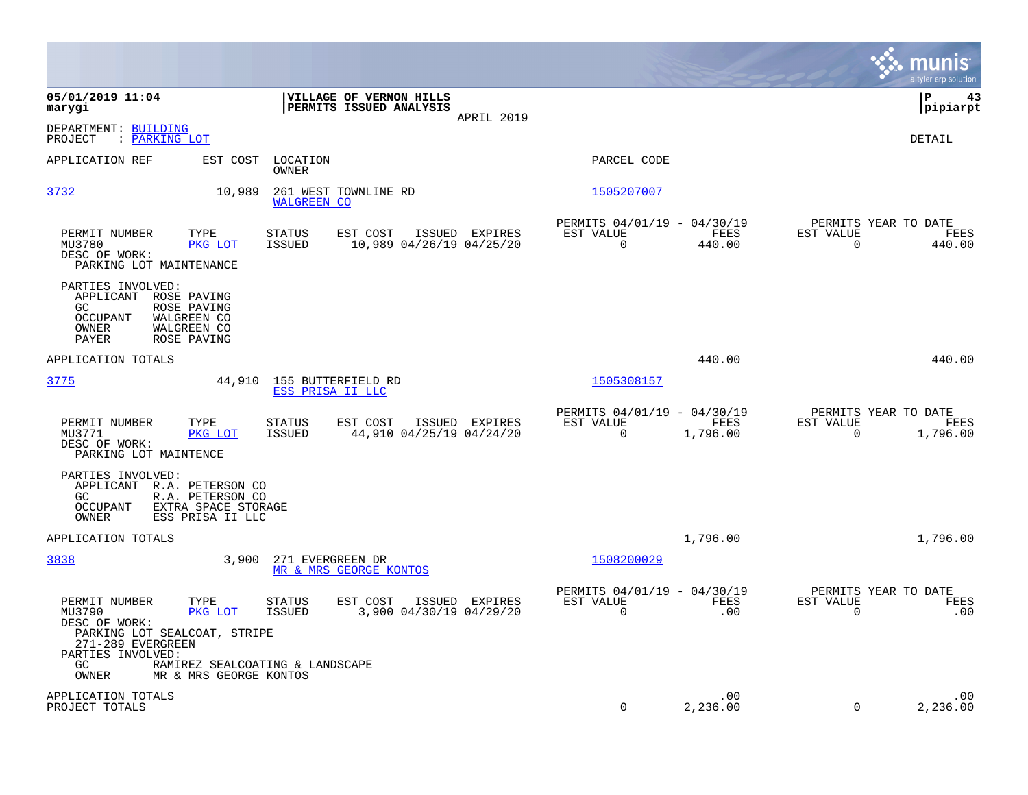**05/01/2019 11:04** | **VILLAGE OF VERNON HILLS** | **P 43**
**marygi** | **PERMITS ISSUED ANALYSIS** | **pipiarpt**

APRIL 2019

DEPARTMENT: BUILDING
PROJECT : PARKING LOT

DETAIL

| APPLICATION REF | EST COST | LOCATION / OWNER | PARCEL CODE |
|---|---|---|---|
| 3732 | 10,989 | 261 WEST TOWNLINE RD / WALGREEN CO | 1505207007 |

| PERMIT NUMBER | TYPE | STATUS | EST COST | ISSUED | EXPIRES | PERMITS 04/01/19 - 04/30/19 EST VALUE | FEES | PERMITS YEAR TO DATE EST VALUE | FEES |
|---|---|---|---|---|---|---|---|---|---|
| MU3780 | PKG LOT | ISSUED | 10,989 | 04/26/19 | 04/25/20 | 0 | 440.00 | 0 | 440.00 |

DESC OF WORK:
PARKING LOT MAINTENANCE

PARTIES INVOLVED:
- APPLICANT ROSE PAVING
- GC ROSE PAVING
- OCCUPANT WALGREEN CO
- OWNER WALGREEN CO
- PAYER ROSE PAVING

APPLICATION TOTALS 440.00 440.00

| APPLICATION REF | EST COST | LOCATION / OWNER | PARCEL CODE |
|---|---|---|---|
| 3775 | 44,910 | 155 BUTTERFIELD RD / ESS PRISA II LLC | 1505308157 |

| PERMIT NUMBER | TYPE | STATUS | EST COST | ISSUED | EXPIRES | PERMITS 04/01/19 - 04/30/19 EST VALUE | FEES | PERMITS YEAR TO DATE EST VALUE | FEES |
|---|---|---|---|---|---|---|---|---|---|
| MU3771 | PKG LOT | ISSUED | 44,910 | 04/25/19 | 04/24/20 | 0 | 1,796.00 | 0 | 1,796.00 |

DESC OF WORK:
PARKING LOT MAINTENCE

PARTIES INVOLVED:
- APPLICANT R.A. PETERSON CO
- GC R.A. PETERSON CO
- OCCUPANT EXTRA SPACE STORAGE
- OWNER ESS PRISA II LLC

APPLICATION TOTALS 1,796.00 1,796.00

| APPLICATION REF | EST COST | LOCATION / OWNER | PARCEL CODE |
|---|---|---|---|
| 3838 | 3,900 | 271 EVERGREEN DR / MR & MRS GEORGE KONTOS | 1508200029 |

| PERMIT NUMBER | TYPE | STATUS | EST COST | ISSUED | EXPIRES | PERMITS 04/01/19 - 04/30/19 EST VALUE | FEES | PERMITS YEAR TO DATE EST VALUE | FEES |
|---|---|---|---|---|---|---|---|---|---|
| MU3790 | PKG LOT | ISSUED | 3,900 | 04/30/19 | 04/29/20 | 0 | .00 | 0 | .00 |

DESC OF WORK:
PARKING LOT SEALCOAT, STRIPE
271-289 EVERGREEN

PARTIES INVOLVED:
- GC RAMIREZ SEALCOATING & LANDSCAPE
- OWNER MR & MRS GEORGE KONTOS

| | EST VALUE | FEES | YTD EST VALUE | YTD FEES |
|---|---|---|---|---|
| APPLICATION TOTALS | | .00 | | .00 |
| PROJECT TOTALS | 0 | 2,236.00 | 0 | 2,236.00 |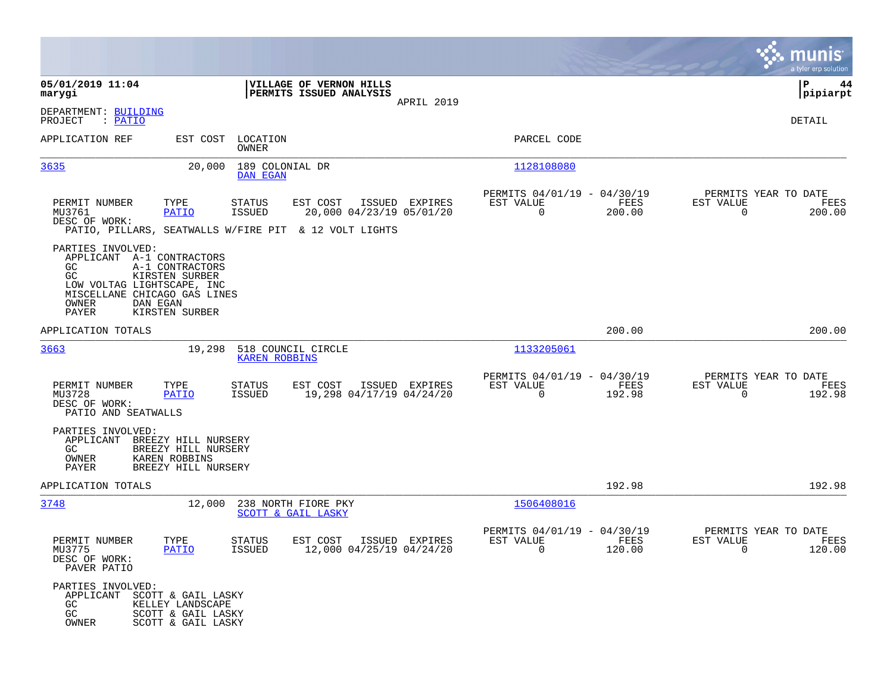**05/01/2019 11:04** | **VILLAGE OF VERNON HILLS** | **P 44**
**marygi** | **PERMITS ISSUED ANALYSIS** | **pipiarpt**

APRIL 2019

DEPARTMENT: BUILDING
PROJECT : PATIO

DETAIL

| APPLICATION REF | EST COST | LOCATION / OWNER | PARCEL CODE |
|---|---|---|---|
| 3635 | 20,000 | 189 COLONIAL DR / DAN EGAN | 1128108080 |

| PERMIT NUMBER | TYPE | STATUS | EST COST | ISSUED | EXPIRES | PERMITS 04/01/19 - 04/30/19 EST VALUE | FEES | PERMITS YEAR TO DATE EST VALUE | FEES |
|---|---|---|---|---|---|---|---|---|---|
| MU3761 | PATIO | ISSUED | 20,000 | 04/23/19 | 05/01/20 | 0 | 200.00 | 0 | 200.00 |

DESC OF WORK:
PATIO, PILLARS, SEATWALLS W/FIRE PIT & 12 VOLT LIGHTS

PARTIES INVOLVED:
- APPLICANT A-1 CONTRACTORS
- GC A-1 CONTRACTORS
- GC KIRSTEN SURBER
- LOW VOLTAG LIGHTSCAPE, INC
- MISCELLANE CHICAGO GAS LINES
- OWNER DAN EGAN
- PAYER KIRSTEN SURBER

APPLICATION TOTALS: 200.00 | 200.00

| APPLICATION REF | EST COST | LOCATION / OWNER | PARCEL CODE |
|---|---|---|---|
| 3663 | 19,298 | 518 COUNCIL CIRCLE / KAREN ROBBINS | 1133205061 |

| PERMIT NUMBER | TYPE | STATUS | EST COST | ISSUED | EXPIRES | PERMITS 04/01/19 - 04/30/19 EST VALUE | FEES | PERMITS YEAR TO DATE EST VALUE | FEES |
|---|---|---|---|---|---|---|---|---|---|
| MU3728 | PATIO | ISSUED | 19,298 | 04/17/19 | 04/24/20 | 0 | 192.98 | 0 | 192.98 |

DESC OF WORK:
PATIO AND SEATWALLS

PARTIES INVOLVED:
- APPLICANT BREEZY HILL NURSERY
- GC BREEZY HILL NURSERY
- OWNER KAREN ROBBINS
- PAYER BREEZY HILL NURSERY

APPLICATION TOTALS: 192.98 | 192.98

| APPLICATION REF | EST COST | LOCATION / OWNER | PARCEL CODE |
|---|---|---|---|
| 3748 | 12,000 | 238 NORTH FIORE PKY / SCOTT & GAIL LASKY | 1506408016 |

| PERMIT NUMBER | TYPE | STATUS | EST COST | ISSUED | EXPIRES | PERMITS 04/01/19 - 04/30/19 EST VALUE | FEES | PERMITS YEAR TO DATE EST VALUE | FEES |
|---|---|---|---|---|---|---|---|---|---|
| MU3775 | PATIO | ISSUED | 12,000 | 04/25/19 | 04/24/20 | 0 | 120.00 | 0 | 120.00 |

DESC OF WORK:
PAVER PATIO

PARTIES INVOLVED:
- APPLICANT SCOTT & GAIL LASKY
- GC KELLEY LANDSCAPE
- GC SCOTT & GAIL LASKY
- OWNER SCOTT & GAIL LASKY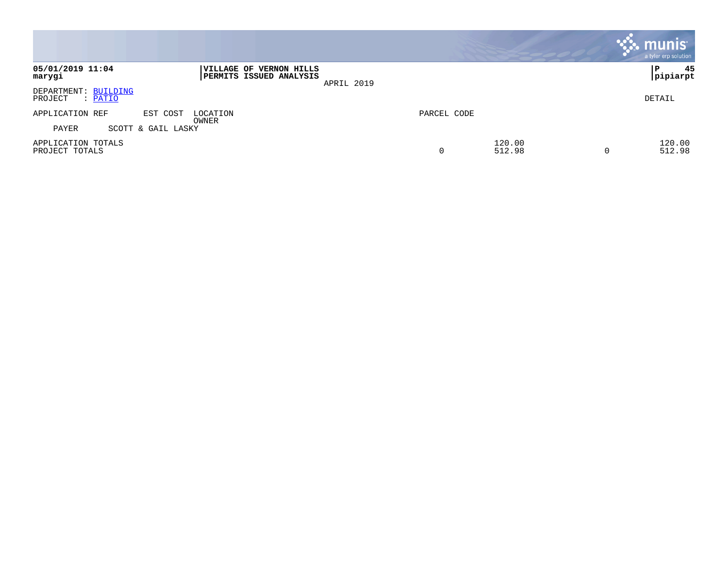05/01/2019 11:04
marygi

**VILLAGE OF VERNON HILLS**
**PERMITS ISSUED ANALYSIS**
APRIL 2019

P 45
pipiarpt

DEPARTMENT: BUILDING
PROJECT : PATIO

DETAIL

| APPLICATION REF | EST COST | LOCATION / OWNER | PARCEL CODE | | | |
|---|---|---|---|---|---|---|
| PAYER | SCOTT & GAIL LASKY | | | | | |
| APPLICATION TOTALS | | | | 120.00 | | 120.00 |
| PROJECT TOTALS | | | 0 | 512.98 | 0 | 512.98 |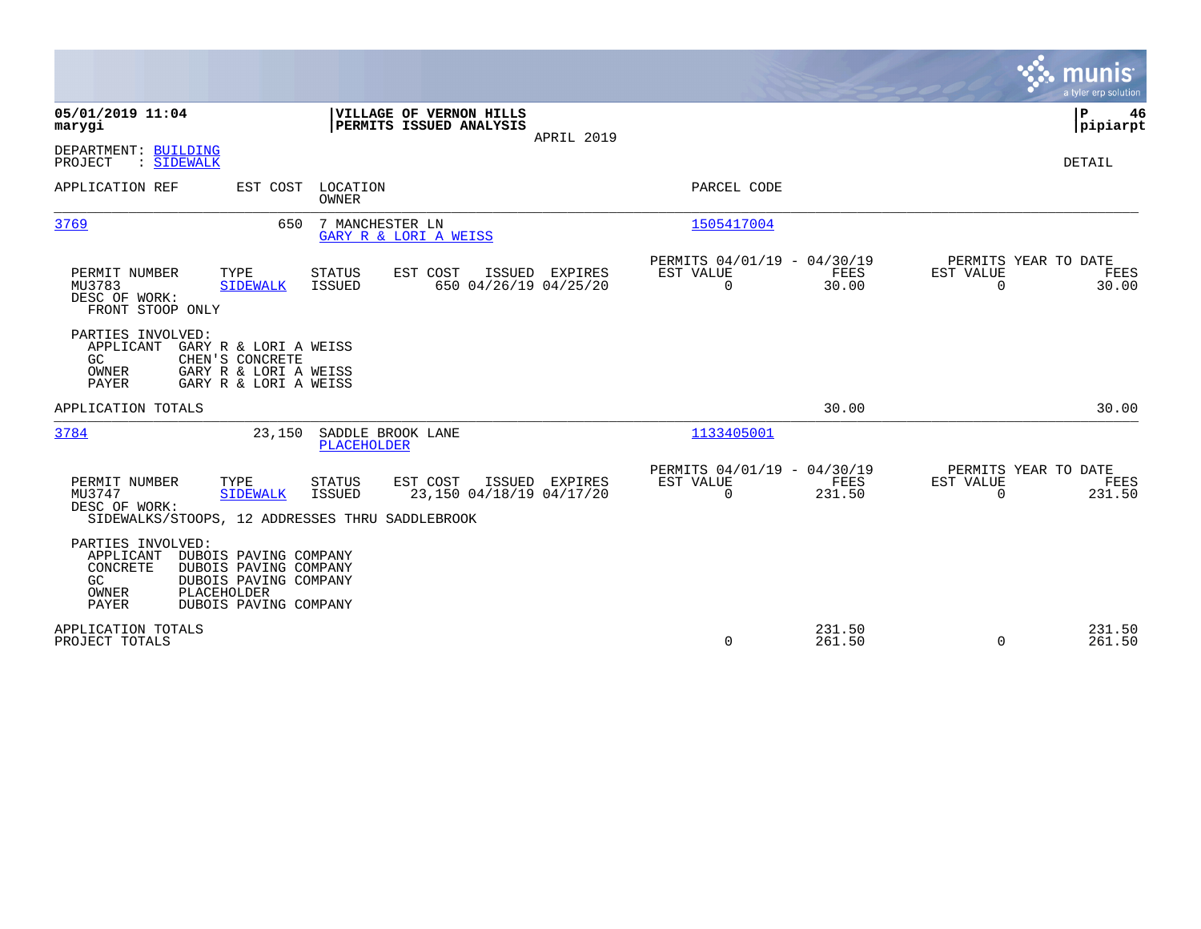**05/01/2019 11:04** **VILLAGE OF VERNON HILLS**
**marygi** **PERMITS ISSUED ANALYSIS**
APRIL 2019

**P 46**
**pipiarpt**

DEPARTMENT: BUILDING
PROJECT : SIDEWALK

DETAIL

| APPLICATION REF | EST COST | LOCATION / OWNER | PARCEL CODE |
|---|---|---|---|
| 3769 | 650 | 7 MANCHESTER LN / GARY R & LORI A WEISS | 1505417004 |

| PERMIT NUMBER | TYPE | STATUS | EST COST | ISSUED | EXPIRES | PERMITS 04/01/19 - 04/30/19 EST VALUE | FEES | PERMITS YEAR TO DATE EST VALUE | FEES |
|---|---|---|---|---|---|---|---|---|---|
| MU3783 | SIDEWALK | ISSUED | 650 | 04/26/19 | 04/25/20 | 0 | 30.00 | 0 | 30.00 |

DESC OF WORK:
FRONT STOOP ONLY

PARTIES INVOLVED:
APPLICANT GARY R & LORI A WEISS
GC CHEN'S CONCRETE
OWNER GARY R & LORI A WEISS
PAYER GARY R & LORI A WEISS

APPLICATION TOTALS 30.00 30.00

| APPLICATION REF | EST COST | LOCATION / OWNER | PARCEL CODE |
|---|---|---|---|
| 3784 | 23,150 | SADDLE BROOK LANE / PLACEHOLDER | 1133405001 |

| PERMIT NUMBER | TYPE | STATUS | EST COST | ISSUED | EXPIRES | PERMITS 04/01/19 - 04/30/19 EST VALUE | FEES | PERMITS YEAR TO DATE EST VALUE | FEES |
|---|---|---|---|---|---|---|---|---|---|
| MU3747 | SIDEWALK | ISSUED | 23,150 | 04/18/19 | 04/17/20 | 0 | 231.50 | 0 | 231.50 |

DESC OF WORK:
SIDEWALKS/STOOPS, 12 ADDRESSES THRU SADDLEBROOK

PARTIES INVOLVED:
APPLICANT DUBOIS PAVING COMPANY
CONCRETE DUBOIS PAVING COMPANY
GC DUBOIS PAVING COMPANY
OWNER PLACEHOLDER
PAYER DUBOIS PAVING COMPANY

| | EST VALUE | FEES | YTD EST VALUE | YTD FEES |
|---|---|---|---|---|
| APPLICATION TOTALS | | 231.50 | | 231.50 |
| PROJECT TOTALS | 0 | 261.50 | 0 | 261.50 |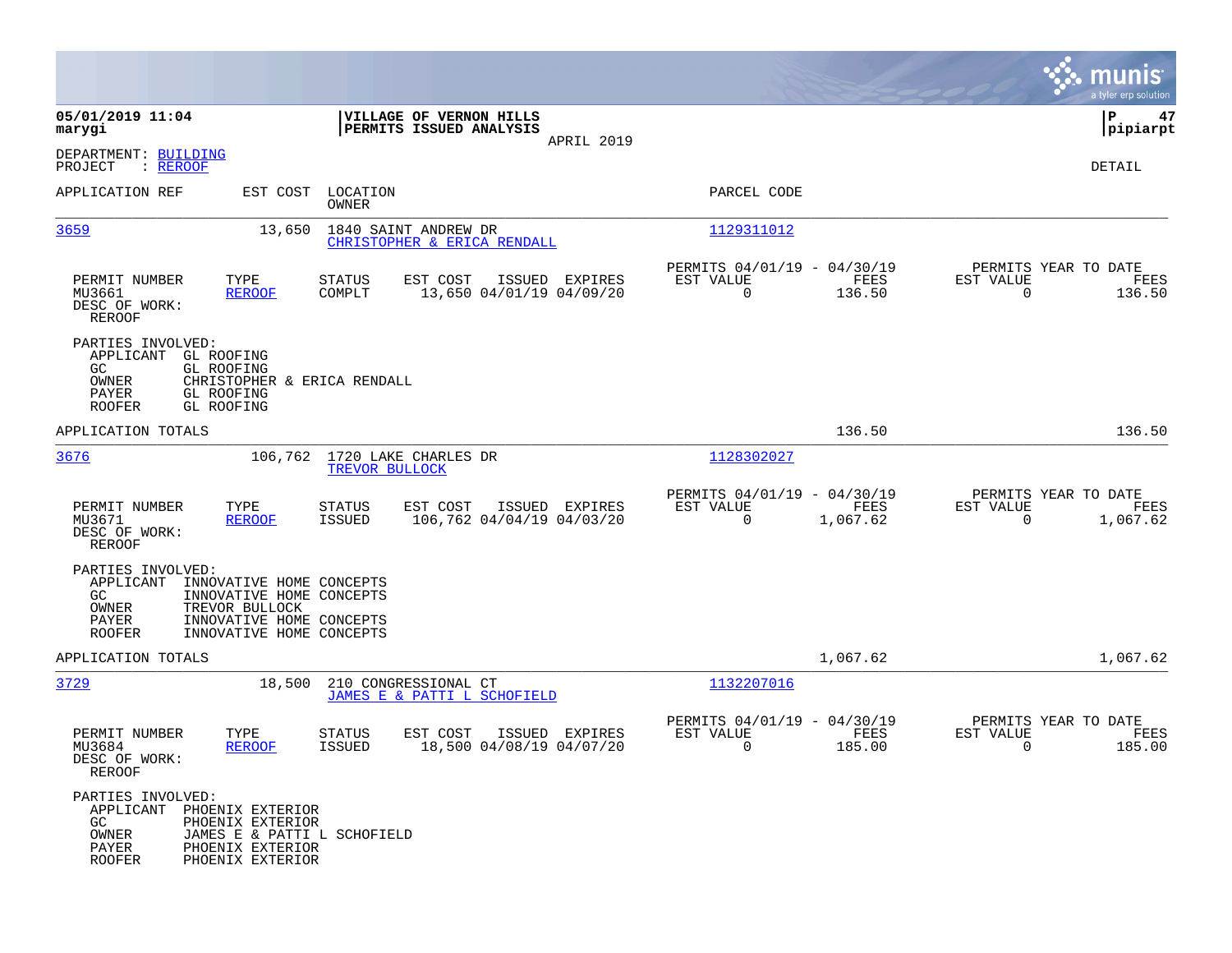**05/01/2019 11:04**
**marygi**

**VILLAGE OF VERNON HILLS**
**PERMITS ISSUED ANALYSIS**
APRIL 2019

**P 47**
**pipiarpt**

DEPARTMENT: BUILDING
PROJECT : REROOF

DETAIL

| APPLICATION REF | EST COST | LOCATION / OWNER | PARCEL CODE |
|---|---|---|---|
| 3659 | 13,650 | 1840 SAINT ANDREW DR / CHRISTOPHER & ERICA RENDALL | 1129311012 |

| PERMIT NUMBER | TYPE | STATUS | EST COST | ISSUED | EXPIRES | PERMITS 04/01/19 - 04/30/19 EST VALUE | FEES | PERMITS YEAR TO DATE EST VALUE | FEES |
|---|---|---|---|---|---|---|---|---|---|
| MU3661 | REROOF | COMPLT | 13,650 | 04/01/19 | 04/09/20 | 0 | 136.50 | 0 | 136.50 |

DESC OF WORK:
REROOF

PARTIES INVOLVED:
APPLICANT GL ROOFING
GC GL ROOFING
OWNER CHRISTOPHER & ERICA RENDALL
PAYER GL ROOFING
ROOFER GL ROOFING

APPLICATION TOTALS 136.50 136.50

| APPLICATION REF | EST COST | LOCATION / OWNER | PARCEL CODE |
|---|---|---|---|
| 3676 | 106,762 | 1720 LAKE CHARLES DR / TREVOR BULLOCK | 1128302027 |

| PERMIT NUMBER | TYPE | STATUS | EST COST | ISSUED | EXPIRES | PERMITS 04/01/19 - 04/30/19 EST VALUE | FEES | PERMITS YEAR TO DATE EST VALUE | FEES |
|---|---|---|---|---|---|---|---|---|---|
| MU3671 | REROOF | ISSUED | 106,762 | 04/04/19 | 04/03/20 | 0 | 1,067.62 | 0 | 1,067.62 |

DESC OF WORK:
REROOF

PARTIES INVOLVED:
APPLICANT INNOVATIVE HOME CONCEPTS
GC INNOVATIVE HOME CONCEPTS
OWNER TREVOR BULLOCK
PAYER INNOVATIVE HOME CONCEPTS
ROOFER INNOVATIVE HOME CONCEPTS

APPLICATION TOTALS 1,067.62 1,067.62

| APPLICATION REF | EST COST | LOCATION / OWNER | PARCEL CODE |
|---|---|---|---|
| 3729 | 18,500 | 210 CONGRESSIONAL CT / JAMES E & PATTI L SCHOFIELD | 1132207016 |

| PERMIT NUMBER | TYPE | STATUS | EST COST | ISSUED | EXPIRES | PERMITS 04/01/19 - 04/30/19 EST VALUE | FEES | PERMITS YEAR TO DATE EST VALUE | FEES |
|---|---|---|---|---|---|---|---|---|---|
| MU3684 | REROOF | ISSUED | 18,500 | 04/08/19 | 04/07/20 | 0 | 185.00 | 0 | 185.00 |

DESC OF WORK:
REROOF

PARTIES INVOLVED:
APPLICANT PHOENIX EXTERIOR
GC PHOENIX EXTERIOR
OWNER JAMES E & PATTI L SCHOFIELD
PAYER PHOENIX EXTERIOR
ROOFER PHOENIX EXTERIOR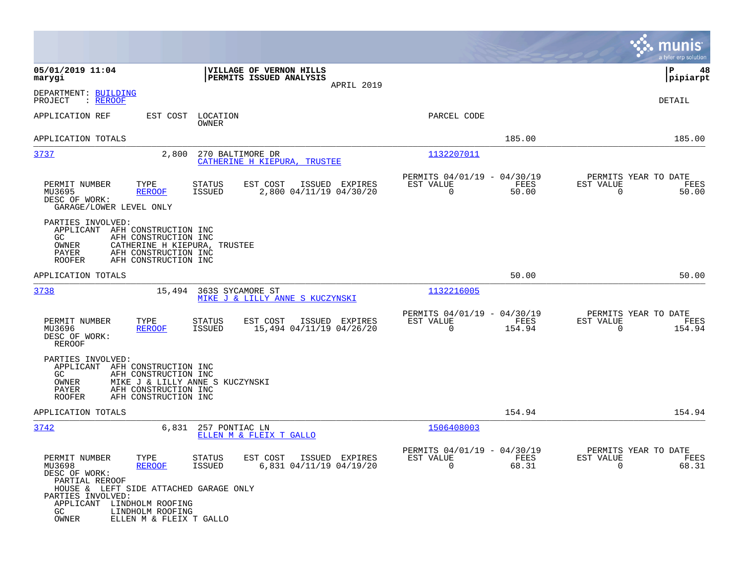**05/01/2019 11:04** | **VILLAGE OF VERNON HILLS** | **P 48**
**marygi** | **PERMITS ISSUED ANALYSIS** | **pipiarpt**

APRIL 2019

DEPARTMENT: BUILDING
PROJECT : REROOF

DETAIL

| APPLICATION REF | EST COST | LOCATION / OWNER | PARCEL CODE | | |
|---|---|---|---|---|---|
| APPLICATION TOTALS | | | | 185.00 | 185.00 |

**3737** — 2,800 — 270 BALTIMORE DR — CATHERINE H KIEPURA, TRUSTEE — 1132207011

| PERMIT NUMBER | TYPE | STATUS | EST COST | ISSUED | EXPIRES | PERMITS 04/01/19 - 04/30/19 EST VALUE | FEES | PERMITS YEAR TO DATE EST VALUE | FEES |
|---|---|---|---|---|---|---|---|---|---|
| MU3695 | REROOF | ISSUED | 2,800 | 04/11/19 | 04/30/20 | 0 | 50.00 | 0 | 50.00 |

DESC OF WORK:
GARAGE/LOWER LEVEL ONLY

PARTIES INVOLVED:
- APPLICANT AFH CONSTRUCTION INC
- GC AFH CONSTRUCTION INC
- OWNER CATHERINE H KIEPURA, TRUSTEE
- PAYER AFH CONSTRUCTION INC
- ROOFER AFH CONSTRUCTION INC

APPLICATION TOTALS 50.00 50.00

**3738** — 15,494 — 363S SYCAMORE ST — MIKE J & LILLY ANNE S KUCZYNSKI — 1132216005

| PERMIT NUMBER | TYPE | STATUS | EST COST | ISSUED | EXPIRES | PERMITS 04/01/19 - 04/30/19 EST VALUE | FEES | PERMITS YEAR TO DATE EST VALUE | FEES |
|---|---|---|---|---|---|---|---|---|---|
| MU3696 | REROOF | ISSUED | 15,494 | 04/11/19 | 04/26/20 | 0 | 154.94 | 0 | 154.94 |

DESC OF WORK:
REROOF

PARTIES INVOLVED:
- APPLICANT AFH CONSTRUCTION INC
- GC AFH CONSTRUCTION INC
- OWNER MIKE J & LILLY ANNE S KUCZYNSKI
- PAYER AFH CONSTRUCTION INC
- ROOFER AFH CONSTRUCTION INC

APPLICATION TOTALS 154.94 154.94

**3742** — 6,831 — 257 PONTIAC LN — ELLEN M & FLEIX T GALLO — 1506408003

| PERMIT NUMBER | TYPE | STATUS | EST COST | ISSUED | EXPIRES | PERMITS 04/01/19 - 04/30/19 EST VALUE | FEES | PERMITS YEAR TO DATE EST VALUE | FEES |
|---|---|---|---|---|---|---|---|---|---|
| MU3698 | REROOF | ISSUED | 6,831 | 04/11/19 | 04/19/20 | 0 | 68.31 | 0 | 68.31 |

DESC OF WORK:
PARTIAL REROOF
HOUSE & LEFT SIDE ATTACHED GARAGE ONLY

PARTIES INVOLVED:
- APPLICANT LINDHOLM ROOFING
- GC LINDHOLM ROOFING
- OWNER ELLEN M & FLEIX T GALLO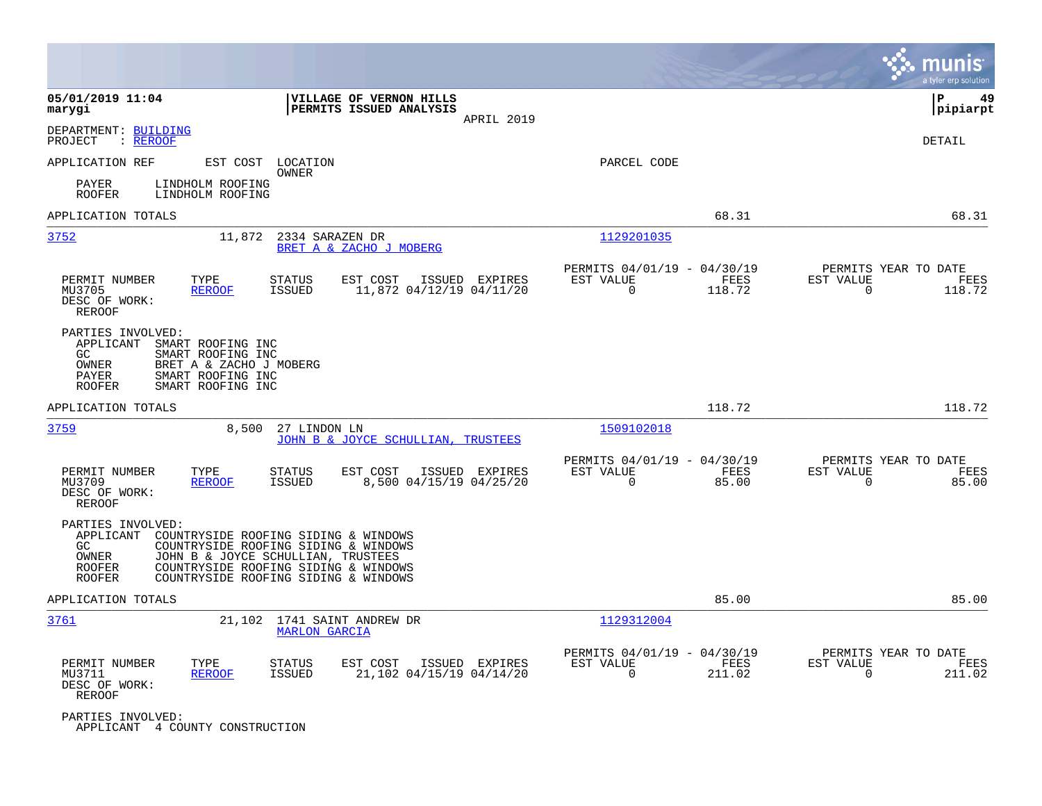05/01/2019 11:04 marygi | VILLAGE OF VERNON HILLS PERMITS ISSUED ANALYSIS | APRIL 2019 | P 49 pipiarpt

DEPARTMENT: BUILDING
PROJECT : REROOF

DETAIL

APPLICATION REF    EST COST    LOCATION / OWNER    PARCEL CODE

PAYER    LINDHOLM ROOFING
ROOFER    LINDHOLM ROOFING

APPLICATION TOTALS    68.31    68.31

---

**3752**    11,872    2334 SARAZEN DR
BRET A & ZACHO J MOBERG    1129201035

| PERMIT NUMBER | TYPE | STATUS | EST COST | ISSUED | EXPIRES | PERMITS 04/01/19 - 04/30/19 EST VALUE | FEES | PERMITS YEAR TO DATE EST VALUE | FEES |
|---|---|---|---|---|---|---|---|---|---|
| MU3705 | REROOF | ISSUED | 11,872 | 04/12/19 | 04/11/20 | 0 | 118.72 | 0 | 118.72 |

DESC OF WORK:
REROOF

PARTIES INVOLVED:
APPLICANT    SMART ROOFING INC
GC    SMART ROOFING INC
OWNER    BRET A & ZACHO J MOBERG
PAYER    SMART ROOFING INC
ROOFER    SMART ROOFING INC

APPLICATION TOTALS    118.72    118.72

---

**3759**    8,500    27 LINDON LN
JOHN B & JOYCE SCHULLIAN, TRUSTEES    1509102018

| PERMIT NUMBER | TYPE | STATUS | EST COST | ISSUED | EXPIRES | PERMITS 04/01/19 - 04/30/19 EST VALUE | FEES | PERMITS YEAR TO DATE EST VALUE | FEES |
|---|---|---|---|---|---|---|---|---|---|
| MU3709 | REROOF | ISSUED | 8,500 | 04/15/19 | 04/25/20 | 0 | 85.00 | 0 | 85.00 |

DESC OF WORK:
REROOF

PARTIES INVOLVED:
APPLICANT    COUNTRYSIDE ROOFING SIDING & WINDOWS
GC    COUNTRYSIDE ROOFING SIDING & WINDOWS
OWNER    JOHN B & JOYCE SCHULLIAN, TRUSTEES
ROOFER    COUNTRYSIDE ROOFING SIDING & WINDOWS
ROOFER    COUNTRYSIDE ROOFING SIDING & WINDOWS

APPLICATION TOTALS    85.00    85.00

---

**3761**    21,102    1741 SAINT ANDREW DR
MARLON GARCIA    1129312004

| PERMIT NUMBER | TYPE | STATUS | EST COST | ISSUED | EXPIRES | PERMITS 04/01/19 - 04/30/19 EST VALUE | FEES | PERMITS YEAR TO DATE EST VALUE | FEES |
|---|---|---|---|---|---|---|---|---|---|
| MU3711 | REROOF | ISSUED | 21,102 | 04/15/19 | 04/14/20 | 0 | 211.02 | 0 | 211.02 |

DESC OF WORK:
REROOF

PARTIES INVOLVED:
APPLICANT    4 COUNTY CONSTRUCTION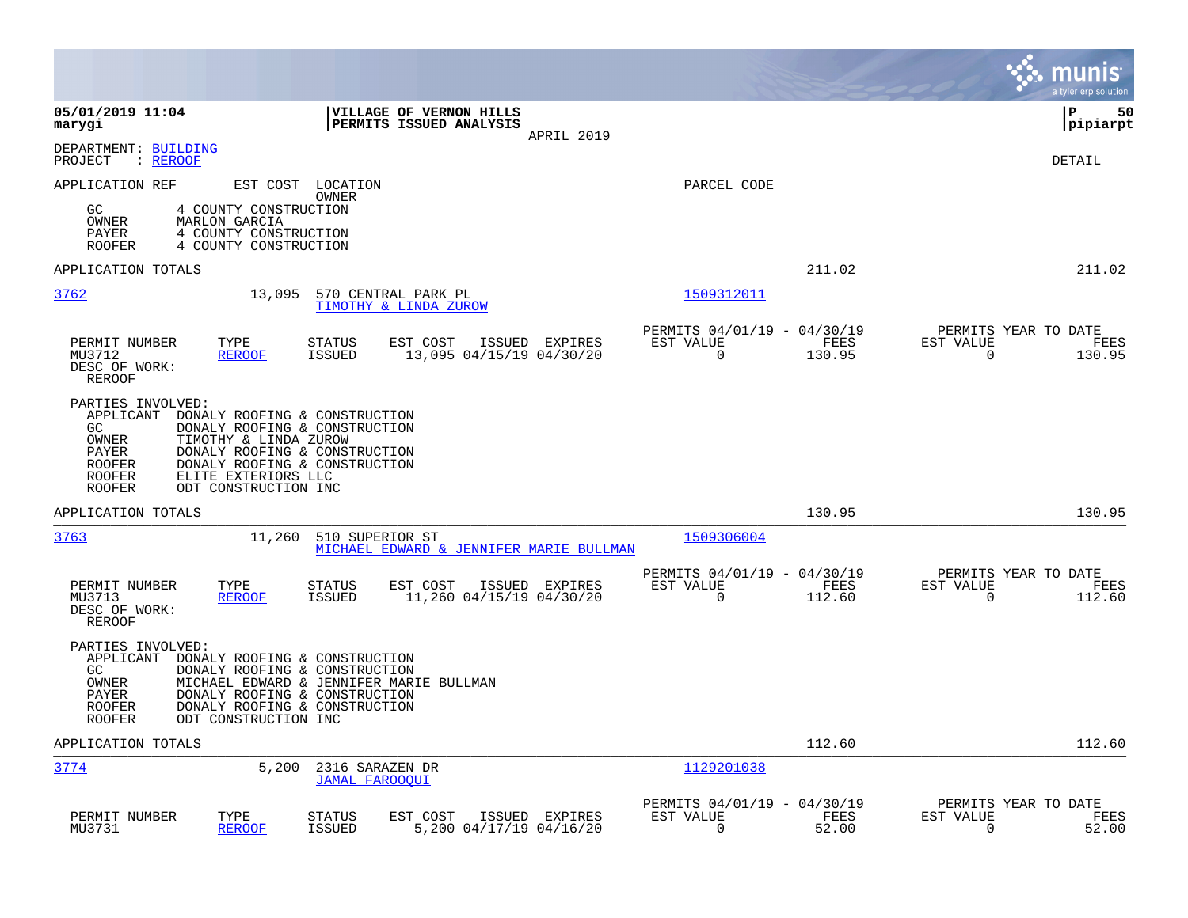**VILLAGE OF VERNON HILLS**
**PERMITS ISSUED ANALYSIS**
APRIL 2019

**05/01/2019 11:04**
**marygi**

**pipiarpt**

DEPARTMENT: BUILDING
PROJECT : REROOF

DETAIL

APPLICATION REF    EST COST    LOCATION    PARCEL CODE
OWNER

GC    4 COUNTY CONSTRUCTION
OWNER    MARLON GARCIA
PAYER    4 COUNTY CONSTRUCTION
ROOFER    4 COUNTY CONSTRUCTION

APPLICATION TOTALS    211.02    211.02

---

**3762**    13,095    570 CENTRAL PARK PL    1509312011
TIMOTHY & LINDA ZUROW

| PERMIT NUMBER | TYPE | STATUS | EST COST | ISSUED | EXPIRES | PERMITS 04/01/19 - 04/30/19 EST VALUE | FEES | PERMITS YEAR TO DATE EST VALUE | FEES |
|---|---|---|---|---|---|---|---|---|---|
| MU3712 | REROOF | ISSUED | 13,095 | 04/15/19 | 04/30/20 | 0 | 130.95 | 0 | 130.95 |

DESC OF WORK:
REROOF

PARTIES INVOLVED:
APPLICANT    DONALY ROOFING & CONSTRUCTION
GC    DONALY ROOFING & CONSTRUCTION
OWNER    TIMOTHY & LINDA ZUROW
PAYER    DONALY ROOFING & CONSTRUCTION
ROOFER    DONALY ROOFING & CONSTRUCTION
ROOFER    ELITE EXTERIORS LLC
ROOFER    ODT CONSTRUCTION INC

APPLICATION TOTALS    130.95    130.95

---

**3763**    11,260    510 SUPERIOR ST    1509306004
MICHAEL EDWARD & JENNIFER MARIE BULLMAN

| PERMIT NUMBER | TYPE | STATUS | EST COST | ISSUED | EXPIRES | PERMITS 04/01/19 - 04/30/19 EST VALUE | FEES | PERMITS YEAR TO DATE EST VALUE | FEES |
|---|---|---|---|---|---|---|---|---|---|
| MU3713 | REROOF | ISSUED | 11,260 | 04/15/19 | 04/30/20 | 0 | 112.60 | 0 | 112.60 |

DESC OF WORK:
REROOF

PARTIES INVOLVED:
APPLICANT    DONALY ROOFING & CONSTRUCTION
GC    DONALY ROOFING & CONSTRUCTION
OWNER    MICHAEL EDWARD & JENNIFER MARIE BULLMAN
PAYER    DONALY ROOFING & CONSTRUCTION
ROOFER    DONALY ROOFING & CONSTRUCTION
ROOFER    ODT CONSTRUCTION INC

APPLICATION TOTALS    112.60    112.60

---

**3774**    5,200    2316 SARAZEN DR    1129201038
JAMAL FAROOQUI

| PERMIT NUMBER | TYPE | STATUS | EST COST | ISSUED | EXPIRES | PERMITS 04/01/19 - 04/30/19 EST VALUE | FEES | PERMITS YEAR TO DATE EST VALUE | FEES |
|---|---|---|---|---|---|---|---|---|---|
| MU3731 | REROOF | ISSUED | 5,200 | 04/17/19 | 04/16/20 | 0 | 52.00 | 0 | 52.00 |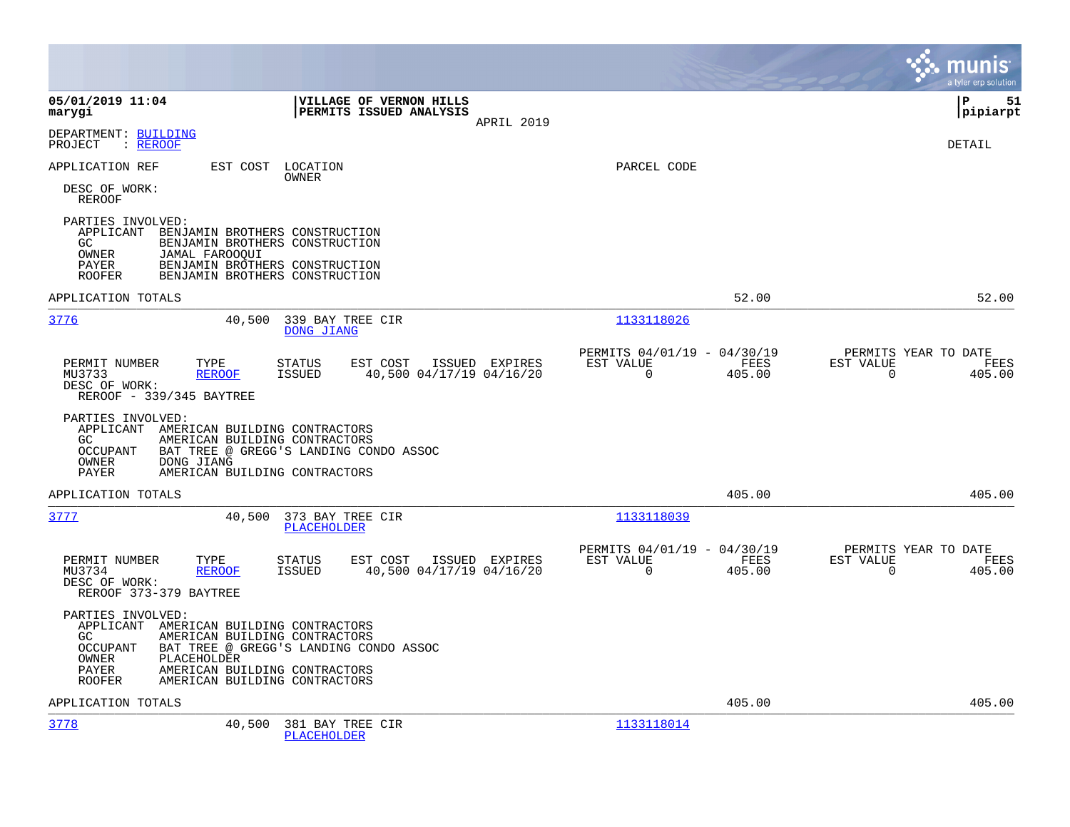**05/01/2019 11:04** | **VILLAGE OF VERNON HILLS** | **P 51**
**marygi** | **PERMITS ISSUED ANALYSIS** | **pipiarpt**

APRIL 2019

DEPARTMENT: BUILDING
PROJECT : REROOF

DETAIL

APPLICATION REF | EST COST | LOCATION / OWNER | PARCEL CODE

DESC OF WORK:
REROOF

PARTIES INVOLVED:
APPLICANT BENJAMIN BROTHERS CONSTRUCTION
GC BENJAMIN BROTHERS CONSTRUCTION
OWNER JAMAL FAROOQUI
PAYER BENJAMIN BROTHERS CONSTRUCTION
ROOFER BENJAMIN BROTHERS CONSTRUCTION

APPLICATION TOTALS 52.00 52.00

---

3776 40,500 339 BAY TREE CIR — DONG JIANG — 1133118026

| PERMIT NUMBER | TYPE | STATUS | EST COST | ISSUED | EXPIRES | PERMITS 04/01/19 - 04/30/19 EST VALUE | FEES | PERMITS YEAR TO DATE EST VALUE | FEES |
|---|---|---|---|---|---|---|---|---|---|
| MU3733 | REROOF | ISSUED | 40,500 | 04/17/19 | 04/16/20 | 0 | 405.00 | 0 | 405.00 |

DESC OF WORK:
REROOF - 339/345 BAYTREE

PARTIES INVOLVED:
APPLICANT AMERICAN BUILDING CONTRACTORS
GC AMERICAN BUILDING CONTRACTORS
OCCUPANT BAT TREE @ GREGG'S LANDING CONDO ASSOC
OWNER DONG JIANG
PAYER AMERICAN BUILDING CONTRACTORS

APPLICATION TOTALS 405.00 405.00

---

3777 40,500 373 BAY TREE CIR — PLACEHOLDER — 1133118039

| PERMIT NUMBER | TYPE | STATUS | EST COST | ISSUED | EXPIRES | PERMITS 04/01/19 - 04/30/19 EST VALUE | FEES | PERMITS YEAR TO DATE EST VALUE | FEES |
|---|---|---|---|---|---|---|---|---|---|
| MU3734 | REROOF | ISSUED | 40,500 | 04/17/19 | 04/16/20 | 0 | 405.00 | 0 | 405.00 |

DESC OF WORK:
REROOF 373-379 BAYTREE

PARTIES INVOLVED:
APPLICANT AMERICAN BUILDING CONTRACTORS
GC AMERICAN BUILDING CONTRACTORS
OCCUPANT BAT TREE @ GREGG'S LANDING CONDO ASSOC
OWNER PLACEHOLDER
PAYER AMERICAN BUILDING CONTRACTORS
ROOFER AMERICAN BUILDING CONTRACTORS

APPLICATION TOTALS 405.00 405.00

---

3778 40,500 381 BAY TREE CIR — PLACEHOLDER — 1133118014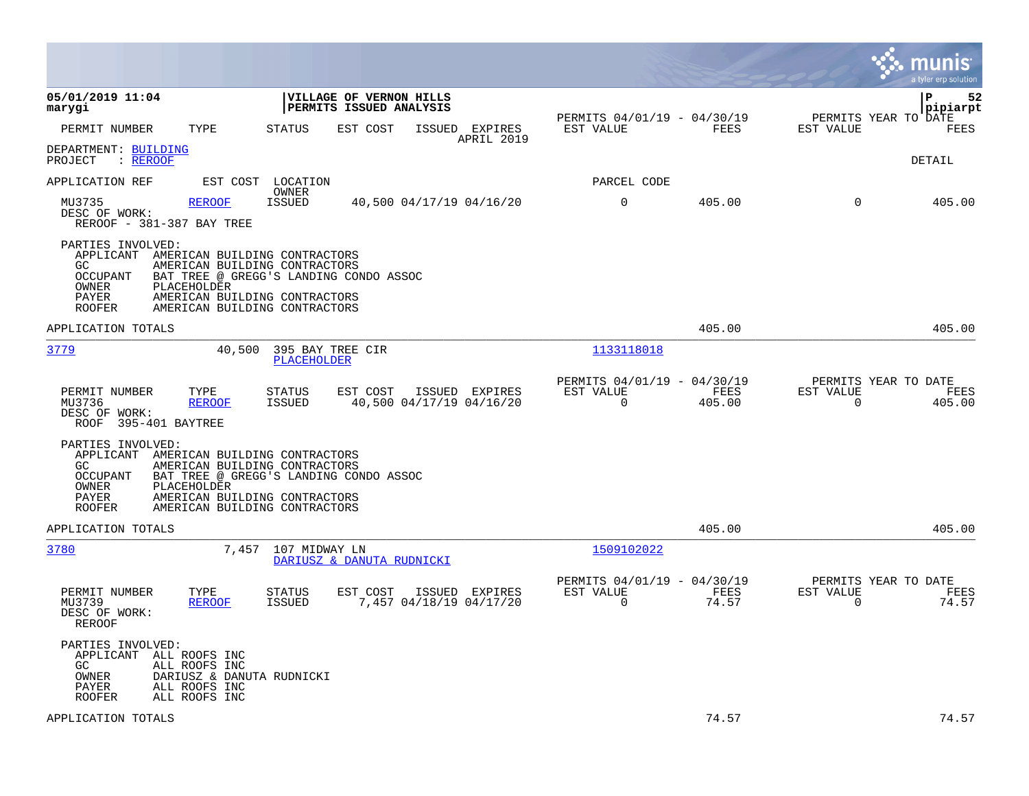05/01/2019 11:04
marygi

**VILLAGE OF VERNON HILLS**
**PERMITS ISSUED ANALYSIS**

pipiarpt

| PERMIT NUMBER | TYPE | STATUS | EST COST | ISSUED | EXPIRES | PERMITS 04/01/19 - 04/30/19 EST VALUE | FEES | PERMITS YEAR TO DATE EST VALUE | FEES |
|---|---|---|---|---|---|---|---|---|---|

APRIL 2019

DEPARTMENT: BUILDING
PROJECT : REROOF

DETAIL

APPLICATION REF    EST COST    LOCATION / OWNER    PARCEL CODE

| PERMIT NUMBER | TYPE | STATUS | EST COST | ISSUED | EXPIRES | EST VALUE | FEES | EST VALUE | FEES |
|---|---|---|---|---|---|---|---|---|---|
| MU3735 | REROOF | ISSUED | 40,500 | 04/17/19 | 04/16/20 | 0 | 405.00 | 0 | 405.00 |

DESC OF WORK:
REROOF - 381-387 BAY TREE

PARTIES INVOLVED:
- APPLICANT AMERICAN BUILDING CONTRACTORS
- GC AMERICAN BUILDING CONTRACTORS
- OCCUPANT BAT TREE @ GREGG'S LANDING CONDO ASSOC
- OWNER PLACEHOLDER
- PAYER AMERICAN BUILDING CONTRACTORS
- ROOFER AMERICAN BUILDING CONTRACTORS

APPLICATION TOTALS 405.00 405.00

---

3779    40,500    395 BAY TREE CIR    1133118018
PLACEHOLDER

| PERMIT NUMBER | TYPE | STATUS | EST COST | ISSUED | EXPIRES | PERMITS 04/01/19 - 04/30/19 EST VALUE | FEES | PERMITS YEAR TO DATE EST VALUE | FEES |
|---|---|---|---|---|---|---|---|---|---|
| MU3736 | REROOF | ISSUED | 40,500 | 04/17/19 | 04/16/20 | 0 | 405.00 | 0 | 405.00 |

DESC OF WORK:
ROOF 395-401 BAYTREE

PARTIES INVOLVED:
- APPLICANT AMERICAN BUILDING CONTRACTORS
- GC AMERICAN BUILDING CONTRACTORS
- OCCUPANT BAT TREE @ GREGG'S LANDING CONDO ASSOC
- OWNER PLACEHOLDER
- PAYER AMERICAN BUILDING CONTRACTORS
- ROOFER AMERICAN BUILDING CONTRACTORS

APPLICATION TOTALS 405.00 405.00

---

3780    7,457    107 MIDWAY LN    1509102022
DARIUSZ & DANUTA RUDNICKI

| PERMIT NUMBER | TYPE | STATUS | EST COST | ISSUED | EXPIRES | PERMITS 04/01/19 - 04/30/19 EST VALUE | FEES | PERMITS YEAR TO DATE EST VALUE | FEES |
|---|---|---|---|---|---|---|---|---|---|
| MU3739 | REROOF | ISSUED | 7,457 | 04/18/19 | 04/17/20 | 0 | 74.57 | 0 | 74.57 |

DESC OF WORK:
REROOF

PARTIES INVOLVED:
- APPLICANT ALL ROOFS INC
- GC ALL ROOFS INC
- OWNER DARIUSZ & DANUTA RUDNICKI
- PAYER ALL ROOFS INC
- ROOFER ALL ROOFS INC

APPLICATION TOTALS 74.57 74.57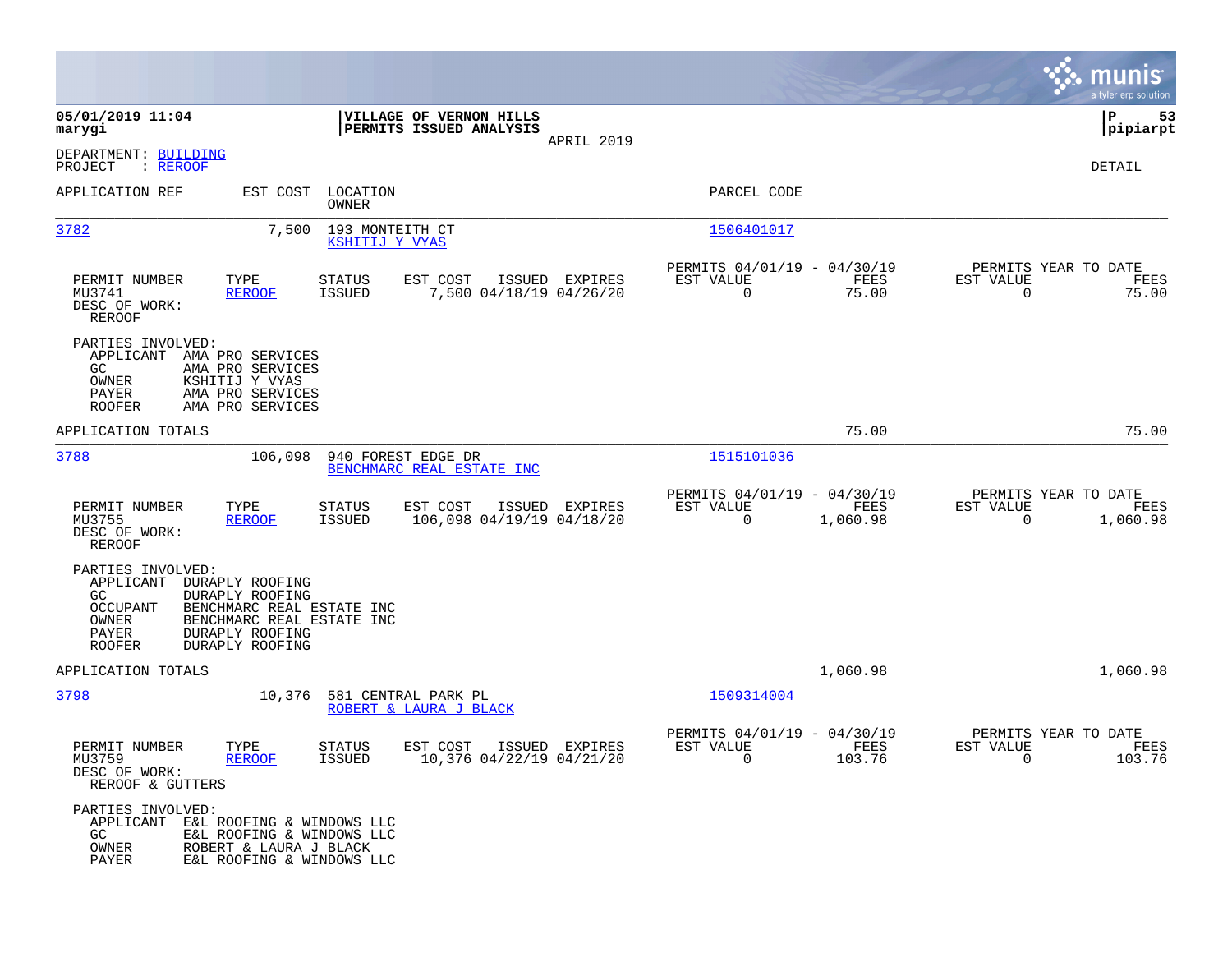**05/01/2019 11:04**
**marygi**

**VILLAGE OF VERNON HILLS**
**PERMITS ISSUED ANALYSIS**
APRIL 2019

**P 53**
**pipiarpt**

DEPARTMENT: BUILDING
PROJECT : REROOF

DETAIL

| APPLICATION REF | EST COST | LOCATION / OWNER | PARCEL CODE |
|---|---|---|---|
| 3782 | 7,500 | 193 MONTEITH CT / KSHITIJ Y VYAS | 1506401017 |

| PERMIT NUMBER | TYPE | STATUS | EST COST | ISSUED | EXPIRES | PERMITS 04/01/19 - 04/30/19 EST VALUE | FEES | PERMITS YEAR TO DATE EST VALUE | FEES |
|---|---|---|---|---|---|---|---|---|---|
| MU3741 | REROOF | ISSUED | 7,500 | 04/18/19 | 04/26/20 | 0 | 75.00 | 0 | 75.00 |

DESC OF WORK:
REROOF

PARTIES INVOLVED:
- APPLICANT AMA PRO SERVICES
- GC AMA PRO SERVICES
- OWNER KSHITIJ Y VYAS
- PAYER AMA PRO SERVICES
- ROOFER AMA PRO SERVICES

APPLICATION TOTALS 75.00 75.00

| APPLICATION REF | EST COST | LOCATION / OWNER | PARCEL CODE |
|---|---|---|---|
| 3788 | 106,098 | 940 FOREST EDGE DR / BENCHMARC REAL ESTATE INC | 1515101036 |

| PERMIT NUMBER | TYPE | STATUS | EST COST | ISSUED | EXPIRES | PERMITS 04/01/19 - 04/30/19 EST VALUE | FEES | PERMITS YEAR TO DATE EST VALUE | FEES |
|---|---|---|---|---|---|---|---|---|---|
| MU3755 | REROOF | ISSUED | 106,098 | 04/19/19 | 04/18/20 | 0 | 1,060.98 | 0 | 1,060.98 |

DESC OF WORK:
REROOF

PARTIES INVOLVED:
- APPLICANT DURAPLY ROOFING
- GC DURAPLY ROOFING
- OCCUPANT BENCHMARC REAL ESTATE INC
- OWNER BENCHMARC REAL ESTATE INC
- PAYER DURAPLY ROOFING
- ROOFER DURAPLY ROOFING

APPLICATION TOTALS 1,060.98 1,060.98

| APPLICATION REF | EST COST | LOCATION / OWNER | PARCEL CODE |
|---|---|---|---|
| 3798 | 10,376 | 581 CENTRAL PARK PL / ROBERT & LAURA J BLACK | 1509314004 |

| PERMIT NUMBER | TYPE | STATUS | EST COST | ISSUED | EXPIRES | PERMITS 04/01/19 - 04/30/19 EST VALUE | FEES | PERMITS YEAR TO DATE EST VALUE | FEES |
|---|---|---|---|---|---|---|---|---|---|
| MU3759 | REROOF | ISSUED | 10,376 | 04/22/19 | 04/21/20 | 0 | 103.76 | 0 | 103.76 |

DESC OF WORK:
REROOF & GUTTERS

PARTIES INVOLVED:
- APPLICANT E&L ROOFING & WINDOWS LLC
- GC E&L ROOFING & WINDOWS LLC
- OWNER ROBERT & LAURA J BLACK
- PAYER E&L ROOFING & WINDOWS LLC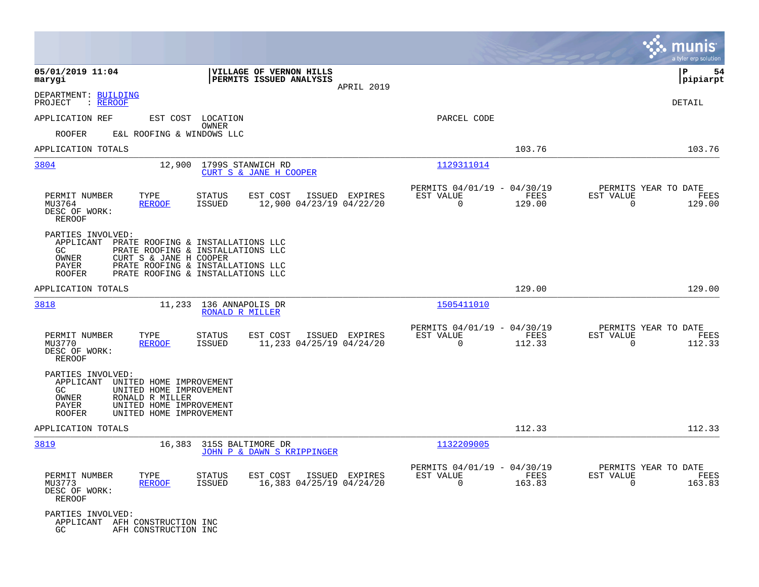**05/01/2019 11:04** **VILLAGE OF VERNON HILLS**
**marygi** **PERMITS ISSUED ANALYSIS**
APRIL 2019

DEPARTMENT: BUILDING
PROJECT : REROOF

DETAIL

APPLICATION REF EST COST LOCATION PARCEL CODE
OWNER

ROOFER E&L ROOFING & WINDOWS LLC

APPLICATION TOTALS 103.76 103.76

---

**3804** 12,900 1799S STANWICH RD 1129311014
CURT S & JANE H COOPER

| PERMIT NUMBER | TYPE | STATUS | EST COST | ISSUED | EXPIRES | PERMITS 04/01/19 - 04/30/19 EST VALUE | FEES | PERMITS YEAR TO DATE EST VALUE | FEES |
|---|---|---|---|---|---|---|---|---|---|
| MU3764 | REROOF | ISSUED | 12,900 | 04/23/19 | 04/22/20 | 0 | 129.00 | 0 | 129.00 |

DESC OF WORK:
REROOF

PARTIES INVOLVED:
APPLICANT PRATE ROOFING & INSTALLATIONS LLC
GC PRATE ROOFING & INSTALLATIONS LLC
OWNER CURT S & JANE H COOPER
PAYER PRATE ROOFING & INSTALLATIONS LLC
ROOFER PRATE ROOFING & INSTALLATIONS LLC

APPLICATION TOTALS 129.00 129.00

---

**3818** 11,233 136 ANNAPOLIS DR 1505411010
RONALD R MILLER

| PERMIT NUMBER | TYPE | STATUS | EST COST | ISSUED | EXPIRES | PERMITS 04/01/19 - 04/30/19 EST VALUE | FEES | PERMITS YEAR TO DATE EST VALUE | FEES |
|---|---|---|---|---|---|---|---|---|---|
| MU3770 | REROOF | ISSUED | 11,233 | 04/25/19 | 04/24/20 | 0 | 112.33 | 0 | 112.33 |

DESC OF WORK:
REROOF

PARTIES INVOLVED:
APPLICANT UNITED HOME IMPROVEMENT
GC UNITED HOME IMPROVEMENT
OWNER RONALD R MILLER
PAYER UNITED HOME IMPROVEMENT
ROOFER UNITED HOME IMPROVEMENT

APPLICATION TOTALS 112.33 112.33

---

**3819** 16,383 315S BALTIMORE DR 1132209005
JOHN P & DAWN S KRIPPINGER

| PERMIT NUMBER | TYPE | STATUS | EST COST | ISSUED | EXPIRES | PERMITS 04/01/19 - 04/30/19 EST VALUE | FEES | PERMITS YEAR TO DATE EST VALUE | FEES |
|---|---|---|---|---|---|---|---|---|---|
| MU3773 | REROOF | ISSUED | 16,383 | 04/25/19 | 04/24/20 | 0 | 163.83 | 0 | 163.83 |

DESC OF WORK:
REROOF

PARTIES INVOLVED:
APPLICANT AFH CONSTRUCTION INC
GC AFH CONSTRUCTION INC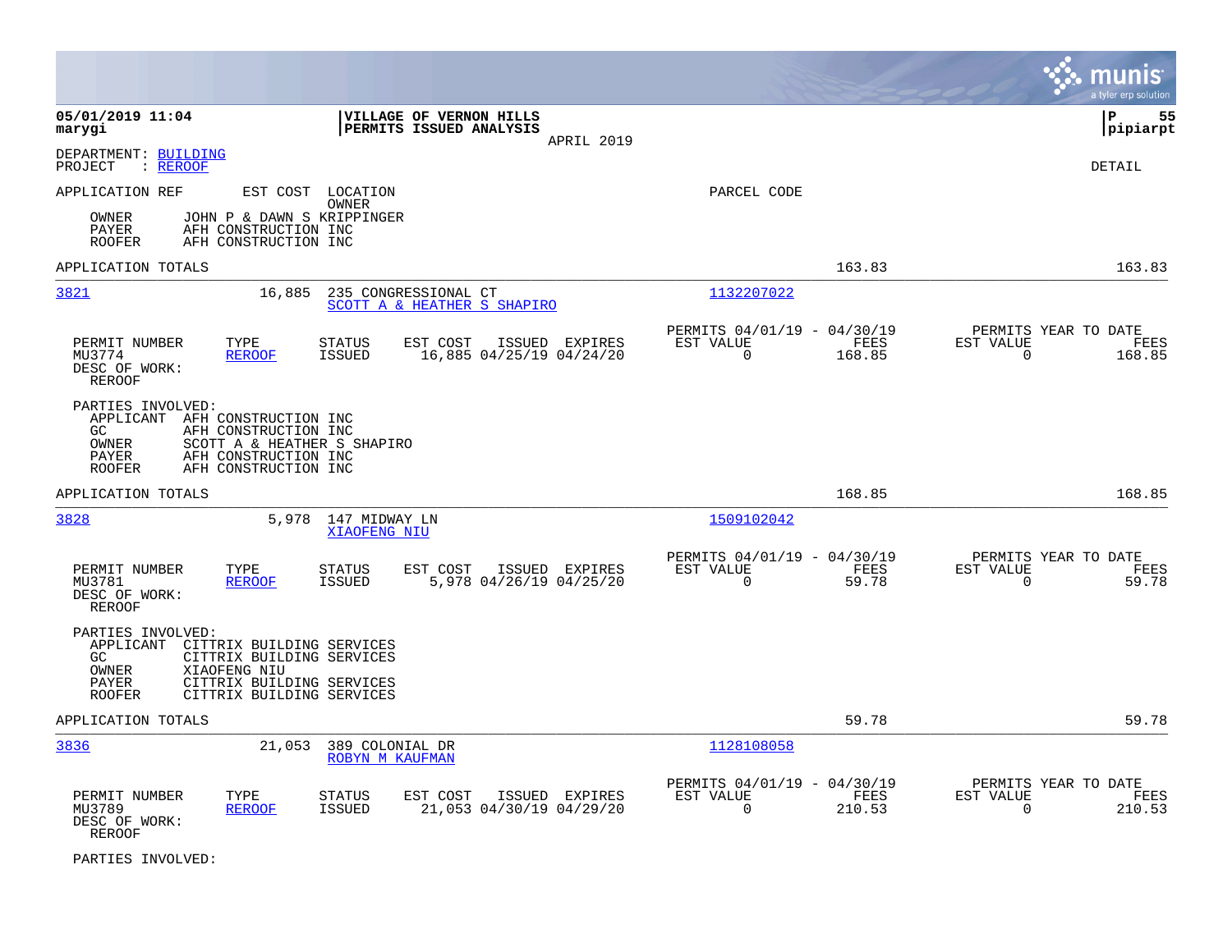**05/01/2019 11:04**
**marygi**

**VILLAGE OF VERNON HILLS**
**PERMITS ISSUED ANALYSIS**
APRIL 2019

**P 55**
**pipiarpt**

DEPARTMENT: BUILDING
PROJECT : REROOF

DETAIL

APPLICATION REF    EST COST    LOCATION / OWNER    PARCEL CODE

OWNER    JOHN P & DAWN S KRIPPINGER
PAYER    AFH CONSTRUCTION INC
ROOFER    AFH CONSTRUCTION INC

APPLICATION TOTALS    163.83    163.83

---

**3821**    16,885    235 CONGRESSIONAL CT
SCOTT A & HEATHER S SHAPIRO    1132207022

| PERMIT NUMBER | TYPE | STATUS | EST COST | ISSUED | EXPIRES | PERMITS 04/01/19 - 04/30/19 EST VALUE | FEES | PERMITS YEAR TO DATE EST VALUE | FEES |
|---|---|---|---|---|---|---|---|---|---|
| MU3774 | REROOF | ISSUED | 16,885 | 04/25/19 | 04/24/20 | 0 | 168.85 | 0 | 168.85 |

DESC OF WORK:
REROOF

PARTIES INVOLVED:
APPLICANT    AFH CONSTRUCTION INC
GC    AFH CONSTRUCTION INC
OWNER    SCOTT A & HEATHER S SHAPIRO
PAYER    AFH CONSTRUCTION INC
ROOFER    AFH CONSTRUCTION INC

APPLICATION TOTALS    168.85    168.85

---

**3828**    5,978    147 MIDWAY LN
XIAOFENG NIU    1509102042

| PERMIT NUMBER | TYPE | STATUS | EST COST | ISSUED | EXPIRES | PERMITS 04/01/19 - 04/30/19 EST VALUE | FEES | PERMITS YEAR TO DATE EST VALUE | FEES |
|---|---|---|---|---|---|---|---|---|---|
| MU3781 | REROOF | ISSUED | 5,978 | 04/26/19 | 04/25/20 | 0 | 59.78 | 0 | 59.78 |

DESC OF WORK:
REROOF

PARTIES INVOLVED:
APPLICANT    CITTRIX BUILDING SERVICES
GC    CITTRIX BUILDING SERVICES
OWNER    XIAOFENG NIU
PAYER    CITTRIX BUILDING SERVICES
ROOFER    CITTRIX BUILDING SERVICES

APPLICATION TOTALS    59.78    59.78

---

**3836**    21,053    389 COLONIAL DR
ROBYN M KAUFMAN    1128108058

| PERMIT NUMBER | TYPE | STATUS | EST COST | ISSUED | EXPIRES | PERMITS 04/01/19 - 04/30/19 EST VALUE | FEES | PERMITS YEAR TO DATE EST VALUE | FEES |
|---|---|---|---|---|---|---|---|---|---|
| MU3789 | REROOF | ISSUED | 21,053 | 04/30/19 | 04/29/20 | 0 | 210.53 | 0 | 210.53 |

DESC OF WORK:
REROOF

PARTIES INVOLVED: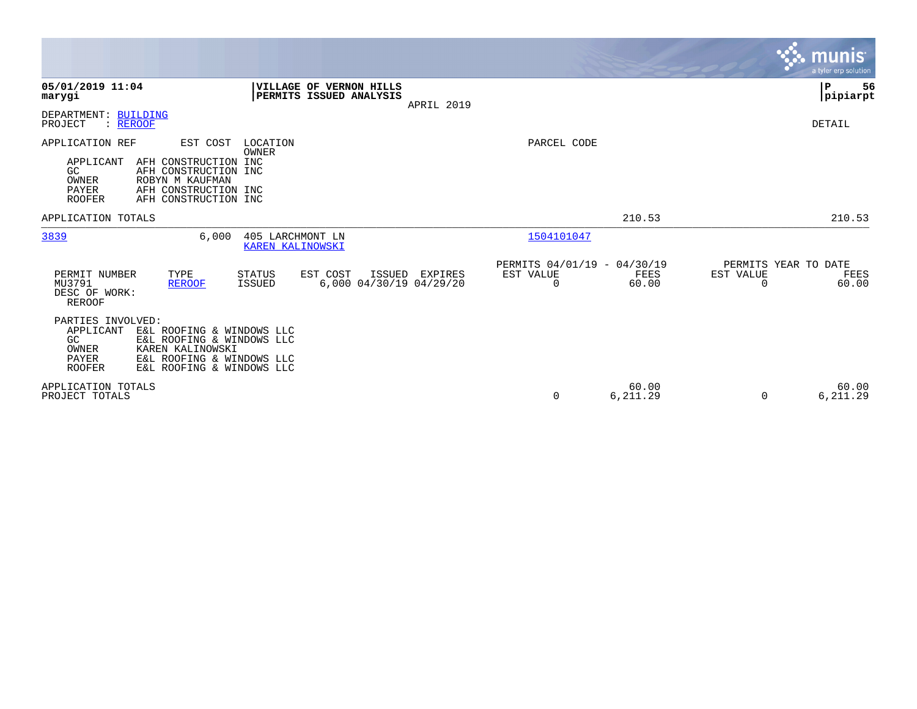05/01/2019 11:04
marygi

**VILLAGE OF VERNON HILLS**
**PERMITS ISSUED ANALYSIS**
APRIL 2019

P 56
pipiarpt

DEPARTMENT: BUILDING
PROJECT : REROOF

DETAIL

| APPLICATION REF | EST COST | LOCATION / OWNER | PARCEL CODE |
|---|---|---|---|

APPLICANT AFH CONSTRUCTION INC
GC AFH CONSTRUCTION INC
OWNER ROBYN M KAUFMAN
PAYER AFH CONSTRUCTION INC
ROOFER AFH CONSTRUCTION INC

APPLICATION TOTALS 210.53 210.53

| APPLICATION REF | EST COST | LOCATION / OWNER | PARCEL CODE |
|---|---|---|---|
| 3839 | 6,000 | 405 LARCHMONT LN / KAREN KALINOWSKI | 1504101047 |

| PERMIT NUMBER | TYPE | STATUS | EST COST | ISSUED | EXPIRES | PERMITS 04/01/19 - 04/30/19 EST VALUE | FEES | PERMITS YEAR TO DATE EST VALUE | FEES |
|---|---|---|---|---|---|---|---|---|---|
| MU3791 | REROOF | ISSUED | 6,000 | 04/30/19 | 04/29/20 | 0 | 60.00 | 0 | 60.00 |

DESC OF WORK:
REROOF

PARTIES INVOLVED:
APPLICANT E&L ROOFING & WINDOWS LLC
GC E&L ROOFING & WINDOWS LLC
OWNER KAREN KALINOWSKI
PAYER E&L ROOFING & WINDOWS LLC
ROOFER E&L ROOFING & WINDOWS LLC

| | EST VALUE | FEES | EST VALUE | FEES |
|---|---|---|---|---|
| APPLICATION TOTALS | | 60.00 | | 60.00 |
| PROJECT TOTALS | 0 | 6,211.29 | 0 | 6,211.29 |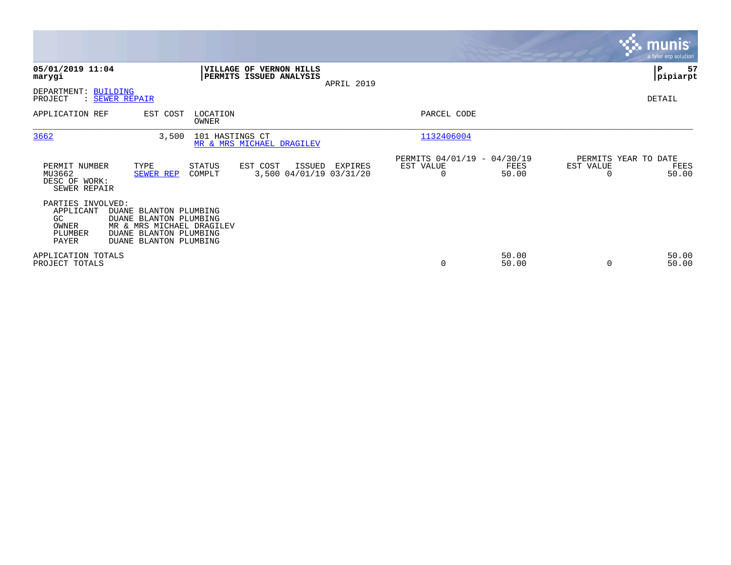**05/01/2019 11:04**
**marygi**

**VILLAGE OF VERNON HILLS**
**PERMITS ISSUED ANALYSIS**
APRIL 2019

**P 57**
**pipiarpt**

DEPARTMENT: BUILDING
PROJECT : SEWER REPAIR

DETAIL

| APPLICATION REF | EST COST | LOCATION / OWNER | PARCEL CODE |
|---|---|---|---|
| 3662 | 3,500 | 101 HASTINGS CT / MR & MRS MICHAEL DRAGILEV | 1132406004 |

| PERMIT NUMBER | TYPE | STATUS | EST COST | ISSUED | EXPIRES | PERMITS 04/01/19 - 04/30/19 EST VALUE | PERMITS 04/01/19 - 04/30/19 FEES | PERMITS YEAR TO DATE EST VALUE | PERMITS YEAR TO DATE FEES |
|---|---|---|---|---|---|---|---|---|---|
| MU3662 | SEWER REP | COMPLT | 3,500 | 04/01/19 | 03/31/20 | 0 | 50.00 | 0 | 50.00 |

DESC OF WORK:
SEWER REPAIR

PARTIES INVOLVED:

| | |
|---|---|
| APPLICANT | DUANE BLANTON PLUMBING |
| GC | DUANE BLANTON PLUMBING |
| OWNER | MR & MRS MICHAEL DRAGILEV |
| PLUMBER | DUANE BLANTON PLUMBING |
| PAYER | DUANE BLANTON PLUMBING |

| | EST VALUE | FEES | YTD EST VALUE | YTD FEES |
|---|---|---|---|---|
| APPLICATION TOTALS | | 50.00 | | 50.00 |
| PROJECT TOTALS | 0 | 50.00 | 0 | 50.00 |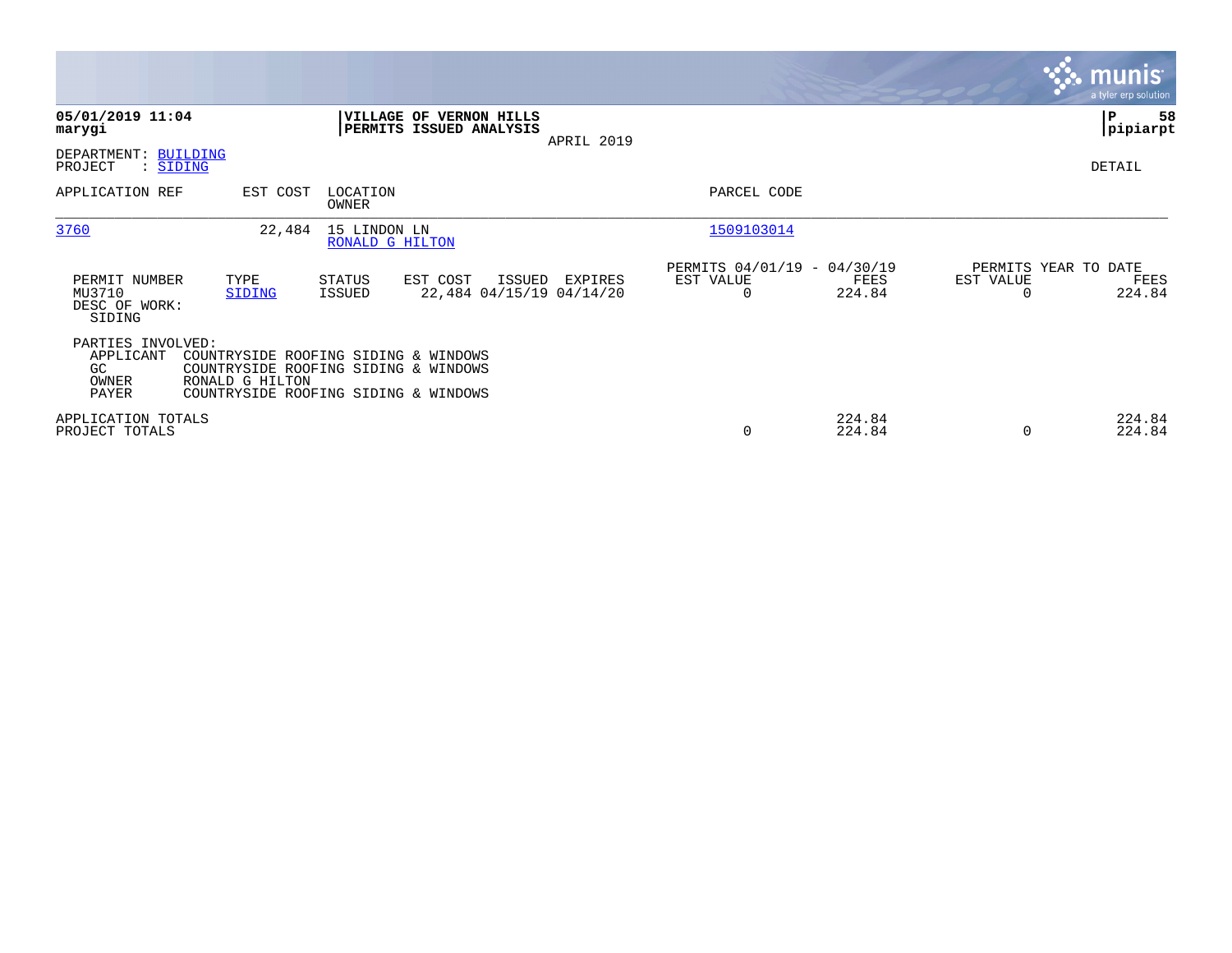**05/01/2019 11:04**
**marygi**

**VILLAGE OF VERNON HILLS**
**PERMITS ISSUED ANALYSIS**
APRIL 2019

**P 58**
**pipiarpt**

DEPARTMENT: BUILDING
PROJECT : SIDING

DETAIL

| APPLICATION REF | EST COST | LOCATION / OWNER | PARCEL CODE |
|---|---|---|---|
| 3760 | 22,484 | 15 LINDON LN / RONALD G HILTON | 1509103014 |

| PERMIT NUMBER | TYPE | STATUS | EST COST | ISSUED | EXPIRES | PERMITS 04/01/19 - 04/30/19 EST VALUE | FEES | PERMITS YEAR TO DATE EST VALUE | FEES |
|---|---|---|---|---|---|---|---|---|---|
| MU3710 | SIDING | ISSUED | 22,484 | 04/15/19 | 04/14/20 | 0 | 224.84 | 0 | 224.84 |

DESC OF WORK:
SIDING

PARTIES INVOLVED:

| | |
|---|---|
| APPLICANT | COUNTRYSIDE ROOFING SIDING & WINDOWS |
| GC | COUNTRYSIDE ROOFING SIDING & WINDOWS |
| OWNER | RONALD G HILTON |
| PAYER | COUNTRYSIDE ROOFING SIDING & WINDOWS |

| | EST VALUE | FEES | EST VALUE | FEES |
|---|---|---|---|---|
| APPLICATION TOTALS | | 224.84 | | 224.84 |
| PROJECT TOTALS | 0 | 224.84 | 0 | 224.84 |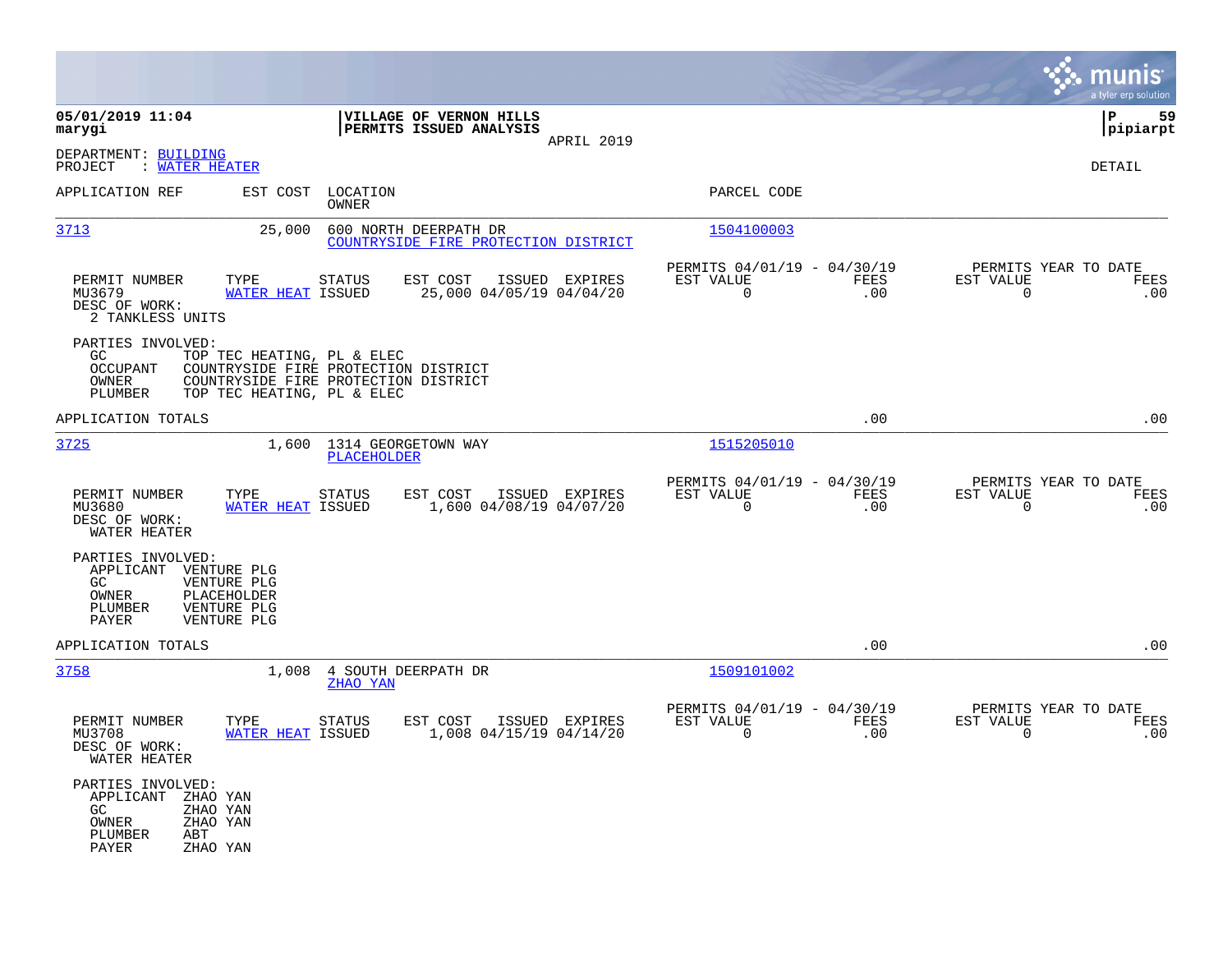**05/01/2019 11:04**
**marygi**

**VILLAGE OF VERNON HILLS**
**PERMITS ISSUED ANALYSIS**

APRIL 2019

**P 59**
**pipiarpt**

DEPARTMENT: BUILDING
PROJECT : WATER HEATER

DETAIL

| APPLICATION REF | EST COST | LOCATION / OWNER | PARCEL CODE |
|---|---|---|---|
| 3713 | 25,000 | 600 NORTH DEERPATH DR / COUNTRYSIDE FIRE PROTECTION DISTRICT | 1504100003 |

| PERMIT NUMBER | TYPE | STATUS | EST COST | ISSUED | EXPIRES | PERMITS 04/01/19 - 04/30/19 EST VALUE | FEES | PERMITS YEAR TO DATE EST VALUE | FEES |
|---|---|---|---|---|---|---|---|---|---|
| MU3679 | WATER HEAT | ISSUED | 25,000 | 04/05/19 | 04/04/20 | 0 | .00 | 0 | .00 |

DESC OF WORK:
2 TANKLESS UNITS

PARTIES INVOLVED:
- GC: TOP TEC HEATING, PL & ELEC
- OCCUPANT: COUNTRYSIDE FIRE PROTECTION DISTRICT
- OWNER: COUNTRYSIDE FIRE PROTECTION DISTRICT
- PLUMBER: TOP TEC HEATING, PL & ELEC

APPLICATION TOTALS .00 .00

| APPLICATION REF | EST COST | LOCATION / OWNER | PARCEL CODE |
|---|---|---|---|
| 3725 | 1,600 | 1314 GEORGETOWN WAY / PLACEHOLDER | 1515205010 |

| PERMIT NUMBER | TYPE | STATUS | EST COST | ISSUED | EXPIRES | PERMITS 04/01/19 - 04/30/19 EST VALUE | FEES | PERMITS YEAR TO DATE EST VALUE | FEES |
|---|---|---|---|---|---|---|---|---|---|
| MU3680 | WATER HEAT | ISSUED | 1,600 | 04/08/19 | 04/07/20 | 0 | .00 | 0 | .00 |

DESC OF WORK:
WATER HEATER

PARTIES INVOLVED:
- APPLICANT: VENTURE PLG
- GC: VENTURE PLG
- OWNER: PLACEHOLDER
- PLUMBER: VENTURE PLG
- PAYER: VENTURE PLG

APPLICATION TOTALS .00 .00

| APPLICATION REF | EST COST | LOCATION / OWNER | PARCEL CODE |
|---|---|---|---|
| 3758 | 1,008 | 4 SOUTH DEERPATH DR / ZHAO YAN | 1509101002 |

| PERMIT NUMBER | TYPE | STATUS | EST COST | ISSUED | EXPIRES | PERMITS 04/01/19 - 04/30/19 EST VALUE | FEES | PERMITS YEAR TO DATE EST VALUE | FEES |
|---|---|---|---|---|---|---|---|---|---|
| MU3708 | WATER HEAT | ISSUED | 1,008 | 04/15/19 | 04/14/20 | 0 | .00 | 0 | .00 |

DESC OF WORK:
WATER HEATER

PARTIES INVOLVED:
- APPLICANT: ZHAO YAN
- GC: ZHAO YAN
- OWNER: ZHAO YAN
- PLUMBER: ABT
- PAYER: ZHAO YAN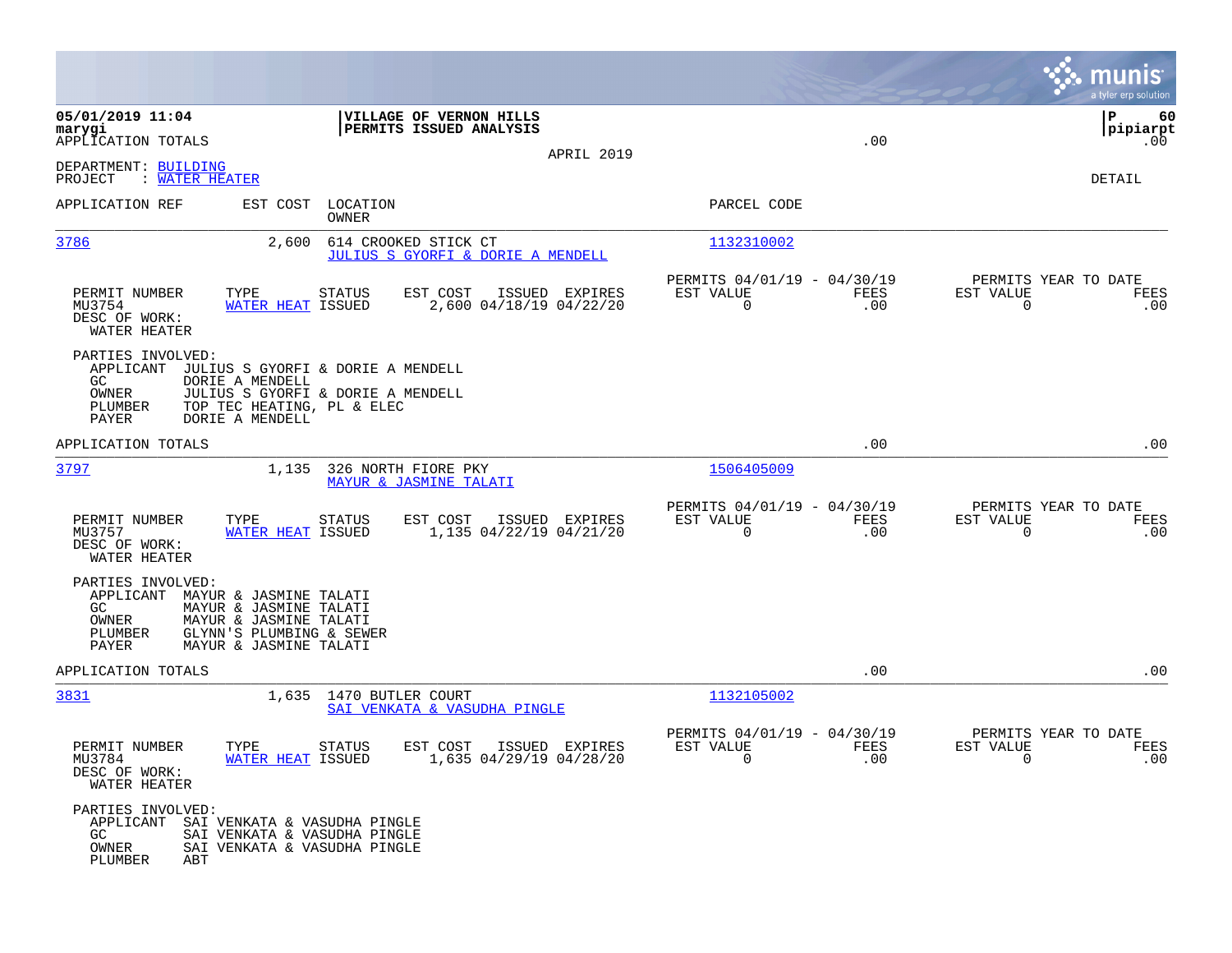05/01/2019 11:04
marygi
APPLICATION TOTALS

**VILLAGE OF VERNON HILLS**
**PERMITS ISSUED ANALYSIS**

APRIL 2019

.00

P 60
pipiarpt
.00

DEPARTMENT: BUILDING
PROJECT : WATER HEATER

DETAIL

| APPLICATION REF | EST COST | LOCATION / OWNER | PARCEL CODE |
|---|---|---|---|
| 3786 | 2,600 | 614 CROOKED STICK CT / JULIUS S GYORFI & DORIE A MENDELL | 1132310002 |

| PERMIT NUMBER | TYPE | STATUS | EST COST | ISSUED | EXPIRES | PERMITS 04/01/19 - 04/30/19 EST VALUE | FEES | PERMITS YEAR TO DATE EST VALUE | FEES |
|---|---|---|---|---|---|---|---|---|---|
| MU3754 | WATER HEAT | ISSUED | 2,600 | 04/18/19 | 04/22/20 | 0 | .00 | 0 | .00 |

DESC OF WORK:
WATER HEATER

PARTIES INVOLVED:
APPLICANT JULIUS S GYORFI & DORIE A MENDELL
GC DORIE A MENDELL
OWNER JULIUS S GYORFI & DORIE A MENDELL
PLUMBER TOP TEC HEATING, PL & ELEC
PAYER DORIE A MENDELL

APPLICATION TOTALS .00 .00

| APPLICATION REF | EST COST | LOCATION / OWNER | PARCEL CODE |
|---|---|---|---|
| 3797 | 1,135 | 326 NORTH FIORE PKY / MAYUR & JASMINE TALATI | 1506405009 |

| PERMIT NUMBER | TYPE | STATUS | EST COST | ISSUED | EXPIRES | PERMITS 04/01/19 - 04/30/19 EST VALUE | FEES | PERMITS YEAR TO DATE EST VALUE | FEES |
|---|---|---|---|---|---|---|---|---|---|
| MU3757 | WATER HEAT | ISSUED | 1,135 | 04/22/19 | 04/21/20 | 0 | .00 | 0 | .00 |

DESC OF WORK:
WATER HEATER

PARTIES INVOLVED:
APPLICANT MAYUR & JASMINE TALATI
GC MAYUR & JASMINE TALATI
OWNER MAYUR & JASMINE TALATI
PLUMBER GLYNN'S PLUMBING & SEWER
PAYER MAYUR & JASMINE TALATI

APPLICATION TOTALS .00 .00

| APPLICATION REF | EST COST | LOCATION / OWNER | PARCEL CODE |
|---|---|---|---|
| 3831 | 1,635 | 1470 BUTLER COURT / SAI VENKATA & VASUDHA PINGLE | 1132105002 |

| PERMIT NUMBER | TYPE | STATUS | EST COST | ISSUED | EXPIRES | PERMITS 04/01/19 - 04/30/19 EST VALUE | FEES | PERMITS YEAR TO DATE EST VALUE | FEES |
|---|---|---|---|---|---|---|---|---|---|
| MU3784 | WATER HEAT | ISSUED | 1,635 | 04/29/19 | 04/28/20 | 0 | .00 | 0 | .00 |

DESC OF WORK:
WATER HEATER

PARTIES INVOLVED:
APPLICANT SAI VENKATA & VASUDHA PINGLE
GC SAI VENKATA & VASUDHA PINGLE
OWNER SAI VENKATA & VASUDHA PINGLE
PLUMBER ABT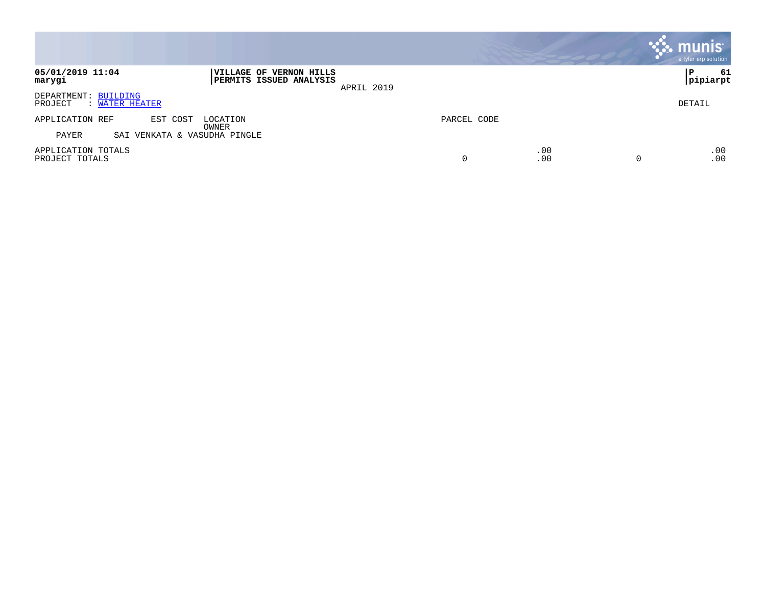**05/01/2019 11:04**
**marygi**

**VILLAGE OF VERNON HILLS**
**PERMITS ISSUED ANALYSIS**
APRIL 2019

**P 61**
**pipiarpt**

DEPARTMENT: BUILDING
PROJECT : WATER HEATER

DETAIL

| APPLICATION REF | EST COST | LOCATION / OWNER | PARCEL CODE | | | |
|---|---|---|---|---|---|---|
| PAYER | SAI VENKATA & VASUDHA PINGLE | | | | | |
| APPLICATION TOTALS | | | | .00 | | .00 |
| PROJECT TOTALS | | | 0 | .00 | 0 | .00 |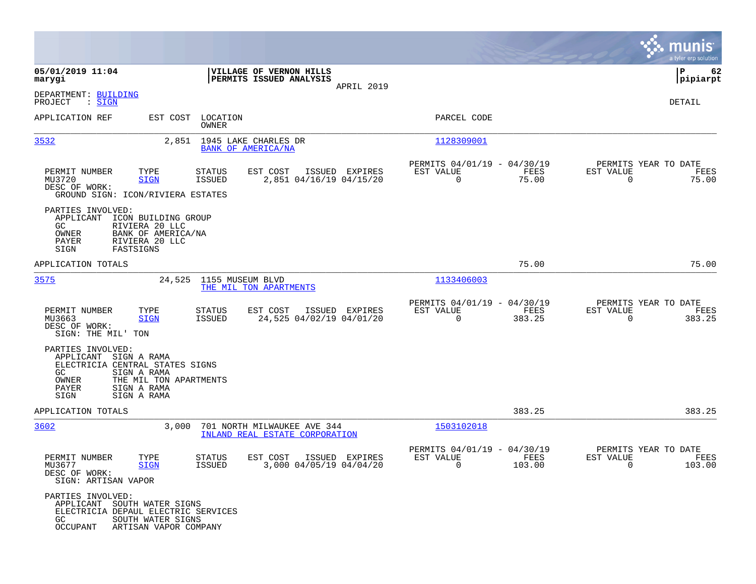**05/01/2019 11:04**
**marygi**

**VILLAGE OF VERNON HILLS**
**PERMITS ISSUED ANALYSIS**
APRIL 2019

**P 62**
**pipiarpt**

DEPARTMENT: BUILDING
PROJECT : SIGN

DETAIL

| APPLICATION REF | EST COST | LOCATION / OWNER | PARCEL CODE |
|---|---|---|---|
| 3532 | 2,851 | 1945 LAKE CHARLES DR / BANK OF AMERICA/NA | 1128309001 |

| PERMIT NUMBER | TYPE | STATUS | EST COST | ISSUED | EXPIRES | PERMITS 04/01/19 - 04/30/19 EST VALUE | FEES | PERMITS YEAR TO DATE EST VALUE | FEES |
|---|---|---|---|---|---|---|---|---|---|
| MU3720 | SIGN | ISSUED | 2,851 | 04/16/19 | 04/15/20 | 0 | 75.00 | 0 | 75.00 |

DESC OF WORK:
GROUND SIGN: ICON/RIVIERA ESTATES

PARTIES INVOLVED:
- APPLICANT ICON BUILDING GROUP
- GC RIVIERA 20 LLC
- OWNER BANK OF AMERICA/NA
- PAYER RIVIERA 20 LLC
- SIGN FASTSIGNS

APPLICATION TOTALS 75.00 75.00

| APPLICATION REF | EST COST | LOCATION / OWNER | PARCEL CODE |
|---|---|---|---|
| 3575 | 24,525 | 1155 MUSEUM BLVD / THE MIL TON APARTMENTS | 1133406003 |

| PERMIT NUMBER | TYPE | STATUS | EST COST | ISSUED | EXPIRES | PERMITS 04/01/19 - 04/30/19 EST VALUE | FEES | PERMITS YEAR TO DATE EST VALUE | FEES |
|---|---|---|---|---|---|---|---|---|---|
| MU3663 | SIGN | ISSUED | 24,525 | 04/02/19 | 04/01/20 | 0 | 383.25 | 0 | 383.25 |

DESC OF WORK:
SIGN: THE MIL' TON

PARTIES INVOLVED:
- APPLICANT SIGN A RAMA
- ELECTRICIA CENTRAL STATES SIGNS
- GC SIGN A RAMA
- OWNER THE MIL TON APARTMENTS
- PAYER SIGN A RAMA
- SIGN SIGN A RAMA

APPLICATION TOTALS 383.25 383.25

| APPLICATION REF | EST COST | LOCATION / OWNER | PARCEL CODE |
|---|---|---|---|
| 3602 | 3,000 | 701 NORTH MILWAUKEE AVE 344 / INLAND REAL ESTATE CORPORATION | 1503102018 |

| PERMIT NUMBER | TYPE | STATUS | EST COST | ISSUED | EXPIRES | PERMITS 04/01/19 - 04/30/19 EST VALUE | FEES | PERMITS YEAR TO DATE EST VALUE | FEES |
|---|---|---|---|---|---|---|---|---|---|
| MU3677 | SIGN | ISSUED | 3,000 | 04/05/19 | 04/04/20 | 0 | 103.00 | 0 | 103.00 |

DESC OF WORK:
SIGN: ARTISAN VAPOR

PARTIES INVOLVED:
- APPLICANT SOUTH WATER SIGNS
- ELECTRICIA DEPAUL ELECTRIC SERVICES
- GC SOUTH WATER SIGNS
- OCCUPANT ARTISAN VAPOR COMPANY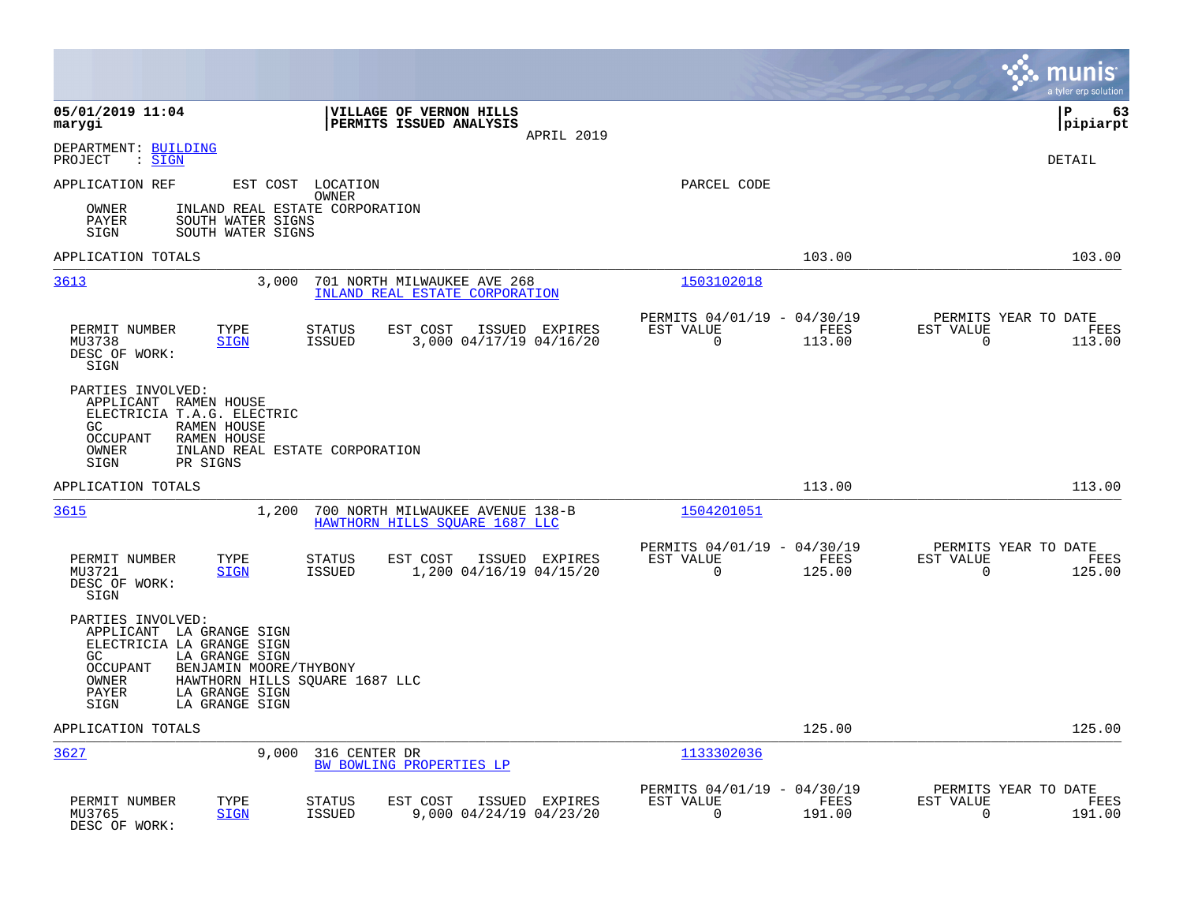**05/01/2019 11:04** | **VILLAGE OF VERNON HILLS** | **P 63**
**marygi** | **PERMITS ISSUED ANALYSIS** | **pipiarpt**

APRIL 2019

DEPARTMENT: BUILDING
PROJECT : SIGN

DETAIL

APPLICATION REF EST COST LOCATION PARCEL CODE
OWNER

OWNER INLAND REAL ESTATE CORPORATION
PAYER SOUTH WATER SIGNS
SIGN SOUTH WATER SIGNS

APPLICATION TOTALS 103.00 103.00

---

**3613** 3,000 701 NORTH MILWAUKEE AVE 268 — 1503102018
INLAND REAL ESTATE CORPORATION

| PERMIT NUMBER | TYPE | STATUS | EST COST | ISSUED | EXPIRES | PERMITS 04/01/19 - 04/30/19 EST VALUE | FEES | PERMITS YEAR TO DATE EST VALUE | FEES |
|---|---|---|---|---|---|---|---|---|---|
| MU3738 | SIGN | ISSUED | 3,000 | 04/17/19 | 04/16/20 | 0 | 113.00 | 0 | 113.00 |

DESC OF WORK:
SIGN

PARTIES INVOLVED:
APPLICANT RAMEN HOUSE
ELECTRICIA T.A.G. ELECTRIC
GC RAMEN HOUSE
OCCUPANT RAMEN HOUSE
OWNER INLAND REAL ESTATE CORPORATION
SIGN PR SIGNS

APPLICATION TOTALS 113.00 113.00

---

**3615** 1,200 700 NORTH MILWAUKEE AVENUE 138-B — 1504201051
HAWTHORN HILLS SQUARE 1687 LLC

| PERMIT NUMBER | TYPE | STATUS | EST COST | ISSUED | EXPIRES | PERMITS 04/01/19 - 04/30/19 EST VALUE | FEES | PERMITS YEAR TO DATE EST VALUE | FEES |
|---|---|---|---|---|---|---|---|---|---|
| MU3721 | SIGN | ISSUED | 1,200 | 04/16/19 | 04/15/20 | 0 | 125.00 | 0 | 125.00 |

DESC OF WORK:
SIGN

PARTIES INVOLVED:
APPLICANT LA GRANGE SIGN
ELECTRICIA LA GRANGE SIGN
GC LA GRANGE SIGN
OCCUPANT BENJAMIN MOORE/THYBONY
OWNER HAWTHORN HILLS SQUARE 1687 LLC
PAYER LA GRANGE SIGN
SIGN LA GRANGE SIGN

APPLICATION TOTALS 125.00 125.00

---

**3627** 9,000 316 CENTER DR — 1133302036
BW BOWLING PROPERTIES LP

| PERMIT NUMBER | TYPE | STATUS | EST COST | ISSUED | EXPIRES | PERMITS 04/01/19 - 04/30/19 EST VALUE | FEES | PERMITS YEAR TO DATE EST VALUE | FEES |
|---|---|---|---|---|---|---|---|---|---|
| MU3765 | SIGN | ISSUED | 9,000 | 04/24/19 | 04/23/20 | 0 | 191.00 | 0 | 191.00 |

DESC OF WORK: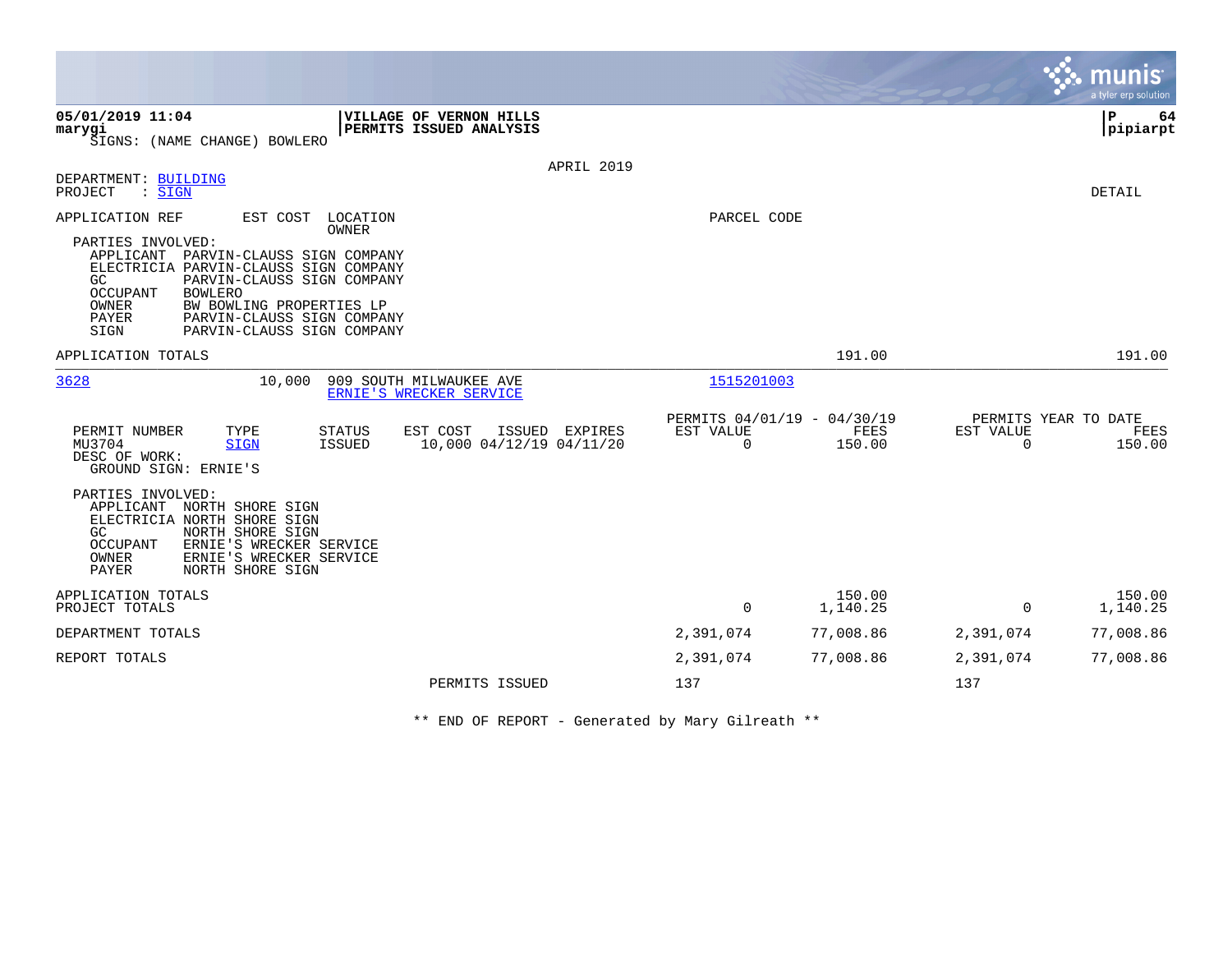05/01/2019 11:04 | **VILLAGE OF VERNON HILLS**
marygi | **PERMITS ISSUED ANALYSIS**
SIGNS: (NAME CHANGE) BOWLERO

APRIL 2019

DEPARTMENT: BUILDING
PROJECT : SIGN

DETAIL

APPLICATION REF | EST COST | LOCATION / OWNER | PARCEL CODE

PARTIES INVOLVED:
- APPLICANT PARVIN-CLAUSS SIGN COMPANY
- ELECTRICIA PARVIN-CLAUSS SIGN COMPANY
- GC PARVIN-CLAUSS SIGN COMPANY
- OCCUPANT BOWLERO
- OWNER BW BOWLING PROPERTIES LP
- PAYER PARVIN-CLAUSS SIGN COMPANY
- SIGN PARVIN-CLAUSS SIGN COMPANY

APPLICATION TOTALS 191.00 191.00

---

3628 | 10,000 | 909 SOUTH MILWAUKEE AVE / ERNIE'S WRECKER SERVICE | 1515201003

| PERMIT NUMBER | TYPE | STATUS | EST COST | ISSUED | EXPIRES | PERMITS 04/01/19 - 04/30/19 EST VALUE | FEES | PERMITS YEAR TO DATE EST VALUE | FEES |
|---|---|---|---|---|---|---|---|---|---|
| MU3704 | SIGN | ISSUED | 10,000 | 04/12/19 | 04/11/20 | 0 | 150.00 | 0 | 150.00 |

DESC OF WORK:
GROUND SIGN: ERNIE'S

PARTIES INVOLVED:
- APPLICANT NORTH SHORE SIGN
- ELECTRICIA NORTH SHORE SIGN
- GC NORTH SHORE SIGN
- OCCUPANT ERNIE'S WRECKER SERVICE
- OWNER ERNIE'S WRECKER SERVICE
- PAYER NORTH SHORE SIGN

| | EST VALUE | FEES | EST VALUE (YTD) | FEES (YTD) |
|---|---|---|---|---|
| APPLICATION TOTALS | | 150.00 | | 150.00 |
| PROJECT TOTALS | 0 | 1,140.25 | 0 | 1,140.25 |
| DEPARTMENT TOTALS | 2,391,074 | 77,008.86 | 2,391,074 | 77,008.86 |
| REPORT TOTALS | 2,391,074 | 77,008.86 | 2,391,074 | 77,008.86 |
| PERMITS ISSUED | 137 | | 137 | |

** END OF REPORT - Generated by Mary Gilreath **